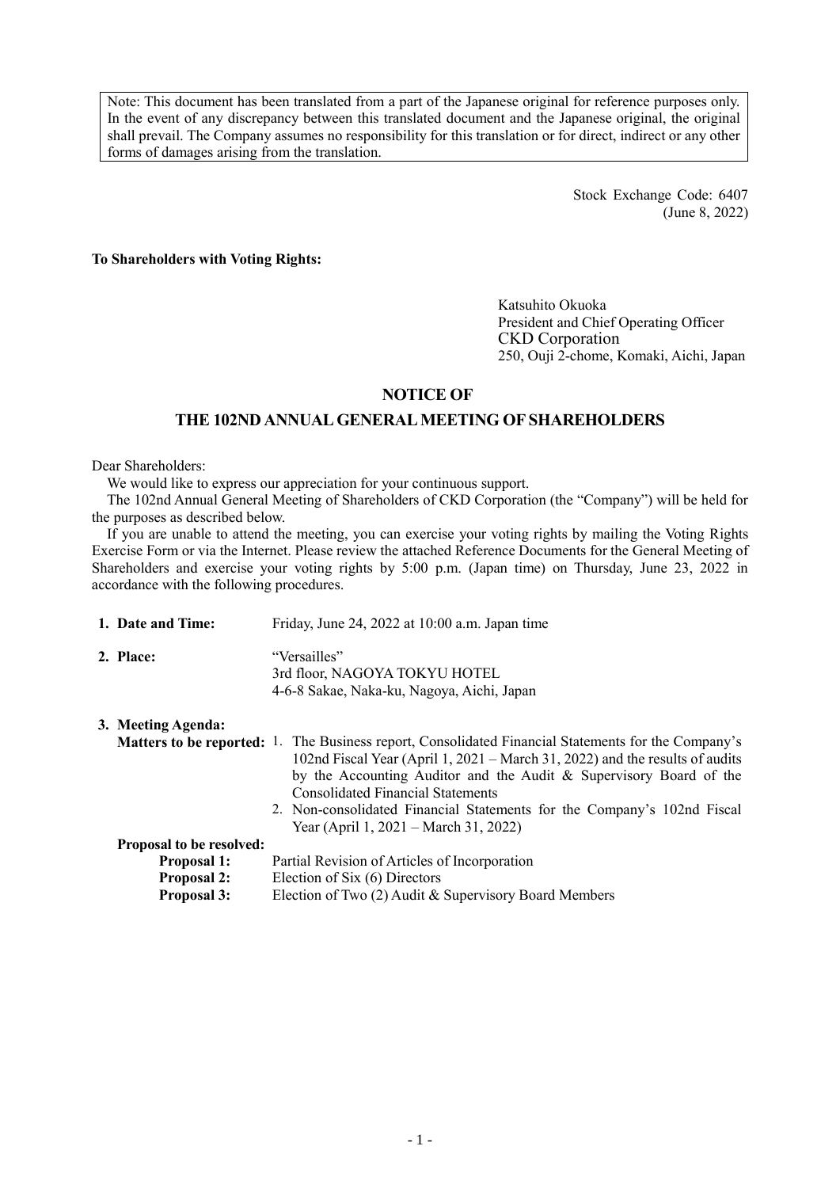> Note: This document has been translated from a part of the Japanese original for reference purposes only. In the event of any discrepancy between this translated document and the Japanese original, the original shall prevail. The Company assumes no responsibility for this translation or for direct, indirect or any other forms of damages arising from the translation.

Stock Exchange Code: 6407
(June 8, 2022)

**To Shareholders with Voting Rights:**

Katsuhito Okuoka
President and Chief Operating Officer
CKD Corporation
250, Ouji 2-chome, Komaki, Aichi, Japan

# NOTICE OF
# THE 102ND ANNUAL GENERAL MEETING OF SHAREHOLDERS

Dear Shareholders:

We would like to express our appreciation for your continuous support.

The 102nd Annual General Meeting of Shareholders of CKD Corporation (the "Company") will be held for the purposes as described below.

If you are unable to attend the meeting, you can exercise your voting rights by mailing the Voting Rights Exercise Form or via the Internet. Please review the attached Reference Documents for the General Meeting of Shareholders and exercise your voting rights by 5:00 p.m. (Japan time) on Thursday, June 23, 2022 in accordance with the following procedures.

**1. Date and Time:** Friday, June 24, 2022 at 10:00 a.m. Japan time

**2. Place:** "Versailles"
3rd floor, NAGOYA TOKYU HOTEL
4-6-8 Sakae, Naka-ku, Nagoya, Aichi, Japan

**3. Meeting Agenda:**

**Matters to be reported:**

1. The Business report, Consolidated Financial Statements for the Company's 102nd Fiscal Year (April 1, 2021 – March 31, 2022) and the results of audits by the Accounting Auditor and the Audit & Supervisory Board of the Consolidated Financial Statements
2. Non-consolidated Financial Statements for the Company's 102nd Fiscal Year (April 1, 2021 – March 31, 2022)

**Proposal to be resolved:**

**Proposal 1:** Partial Revision of Articles of Incorporation
**Proposal 2:** Election of Six (6) Directors
**Proposal 3:** Election of Two (2) Audit & Supervisory Board Members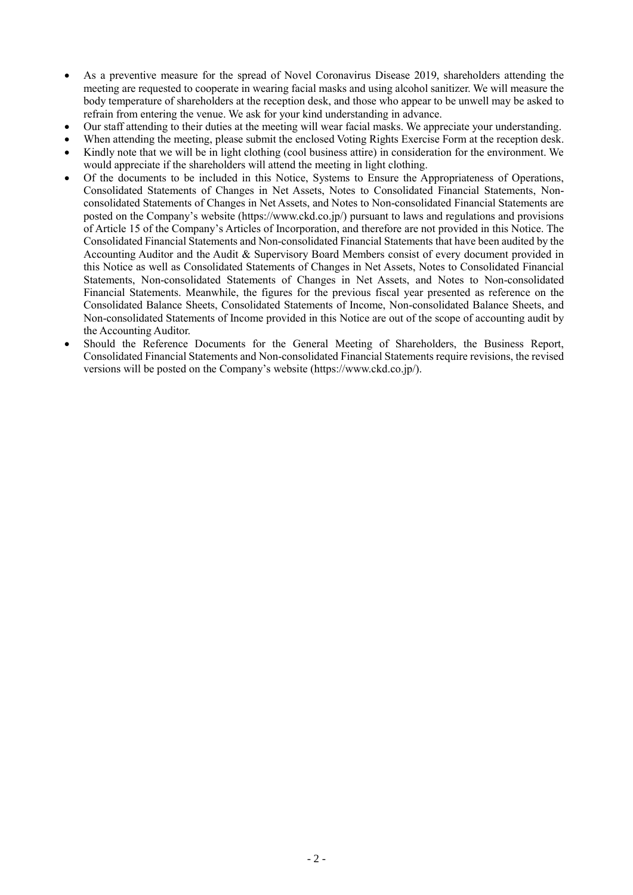- As a preventive measure for the spread of Novel Coronavirus Disease 2019, shareholders attending the meeting are requested to cooperate in wearing facial masks and using alcohol sanitizer. We will measure the body temperature of shareholders at the reception desk, and those who appear to be unwell may be asked to refrain from entering the venue. We ask for your kind understanding in advance.
- Our staff attending to their duties at the meeting will wear facial masks. We appreciate your understanding.
- When attending the meeting, please submit the enclosed Voting Rights Exercise Form at the reception desk.
- Kindly note that we will be in light clothing (cool business attire) in consideration for the environment. We would appreciate if the shareholders will attend the meeting in light clothing.
- Of the documents to be included in this Notice, Systems to Ensure the Appropriateness of Operations, Consolidated Statements of Changes in Net Assets, Notes to Consolidated Financial Statements, Non-consolidated Statements of Changes in Net Assets, and Notes to Non-consolidated Financial Statements are posted on the Company's website (https://www.ckd.co.jp/) pursuant to laws and regulations and provisions of Article 15 of the Company's Articles of Incorporation, and therefore are not provided in this Notice. The Consolidated Financial Statements and Non-consolidated Financial Statements that have been audited by the Accounting Auditor and the Audit & Supervisory Board Members consist of every document provided in this Notice as well as Consolidated Statements of Changes in Net Assets, Notes to Consolidated Financial Statements, Non-consolidated Statements of Changes in Net Assets, and Notes to Non-consolidated Financial Statements. Meanwhile, the figures for the previous fiscal year presented as reference on the Consolidated Balance Sheets, Consolidated Statements of Income, Non-consolidated Balance Sheets, and Non-consolidated Statements of Income provided in this Notice are out of the scope of accounting audit by the Accounting Auditor.
- Should the Reference Documents for the General Meeting of Shareholders, the Business Report, Consolidated Financial Statements and Non-consolidated Financial Statements require revisions, the revised versions will be posted on the Company's website (https://www.ckd.co.jp/).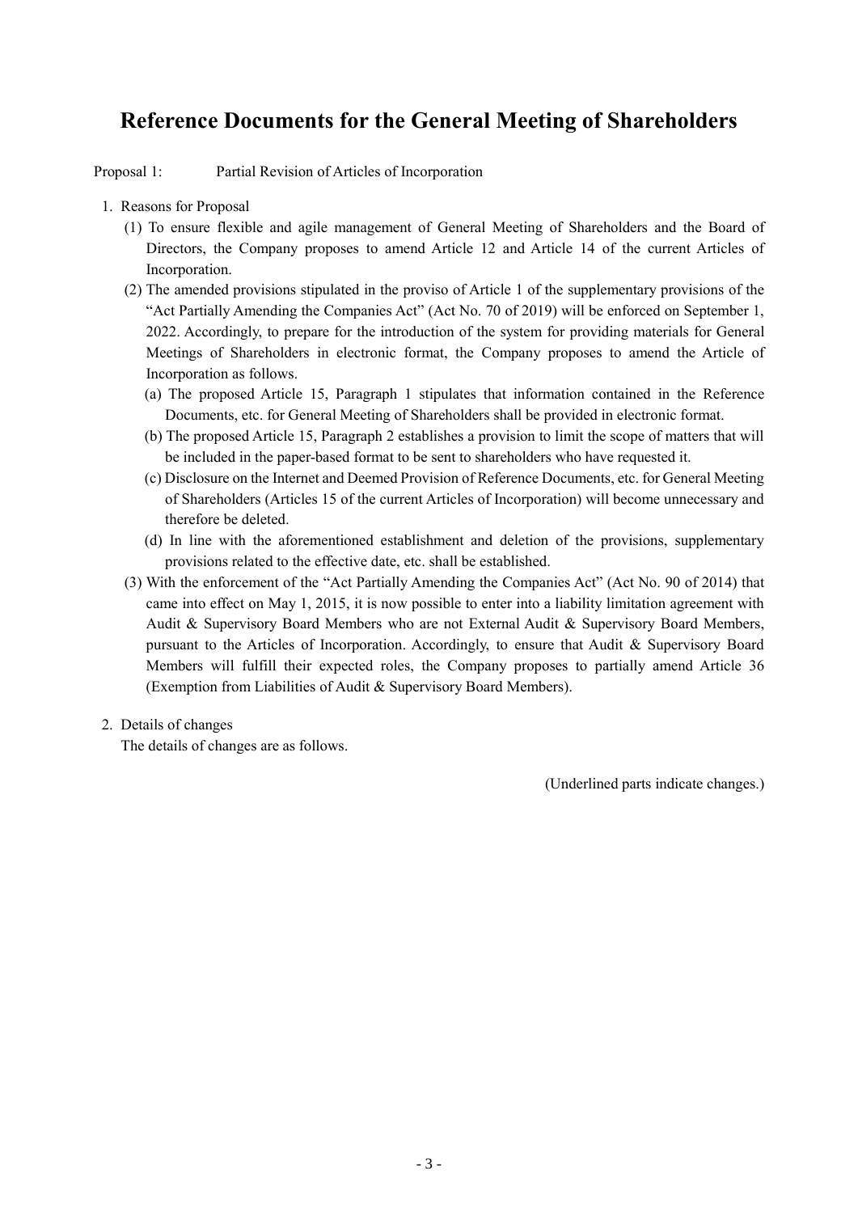# Reference Documents for the General Meeting of Shareholders

Proposal 1: Partial Revision of Articles of Incorporation

1. Reasons for Proposal
   (1) To ensure flexible and agile management of General Meeting of Shareholders and the Board of Directors, the Company proposes to amend Article 12 and Article 14 of the current Articles of Incorporation.
   (2) The amended provisions stipulated in the proviso of Article 1 of the supplementary provisions of the "Act Partially Amending the Companies Act" (Act No. 70 of 2019) will be enforced on September 1, 2022. Accordingly, to prepare for the introduction of the system for providing materials for General Meetings of Shareholders in electronic format, the Company proposes to amend the Article of Incorporation as follows.
      (a) The proposed Article 15, Paragraph 1 stipulates that information contained in the Reference Documents, etc. for General Meeting of Shareholders shall be provided in electronic format.
      (b) The proposed Article 15, Paragraph 2 establishes a provision to limit the scope of matters that will be included in the paper-based format to be sent to shareholders who have requested it.
      (c) Disclosure on the Internet and Deemed Provision of Reference Documents, etc. for General Meeting of Shareholders (Articles 15 of the current Articles of Incorporation) will become unnecessary and therefore be deleted.
      (d) In line with the aforementioned establishment and deletion of the provisions, supplementary provisions related to the effective date, etc. shall be established.
   (3) With the enforcement of the "Act Partially Amending the Companies Act" (Act No. 90 of 2014) that came into effect on May 1, 2015, it is now possible to enter into a liability limitation agreement with Audit & Supervisory Board Members who are not External Audit & Supervisory Board Members, pursuant to the Articles of Incorporation. Accordingly, to ensure that Audit & Supervisory Board Members will fulfill their expected roles, the Company proposes to partially amend Article 36 (Exemption from Liabilities of Audit & Supervisory Board Members).

2. Details of changes

   The details of changes are as follows.

(Underlined parts indicate changes.)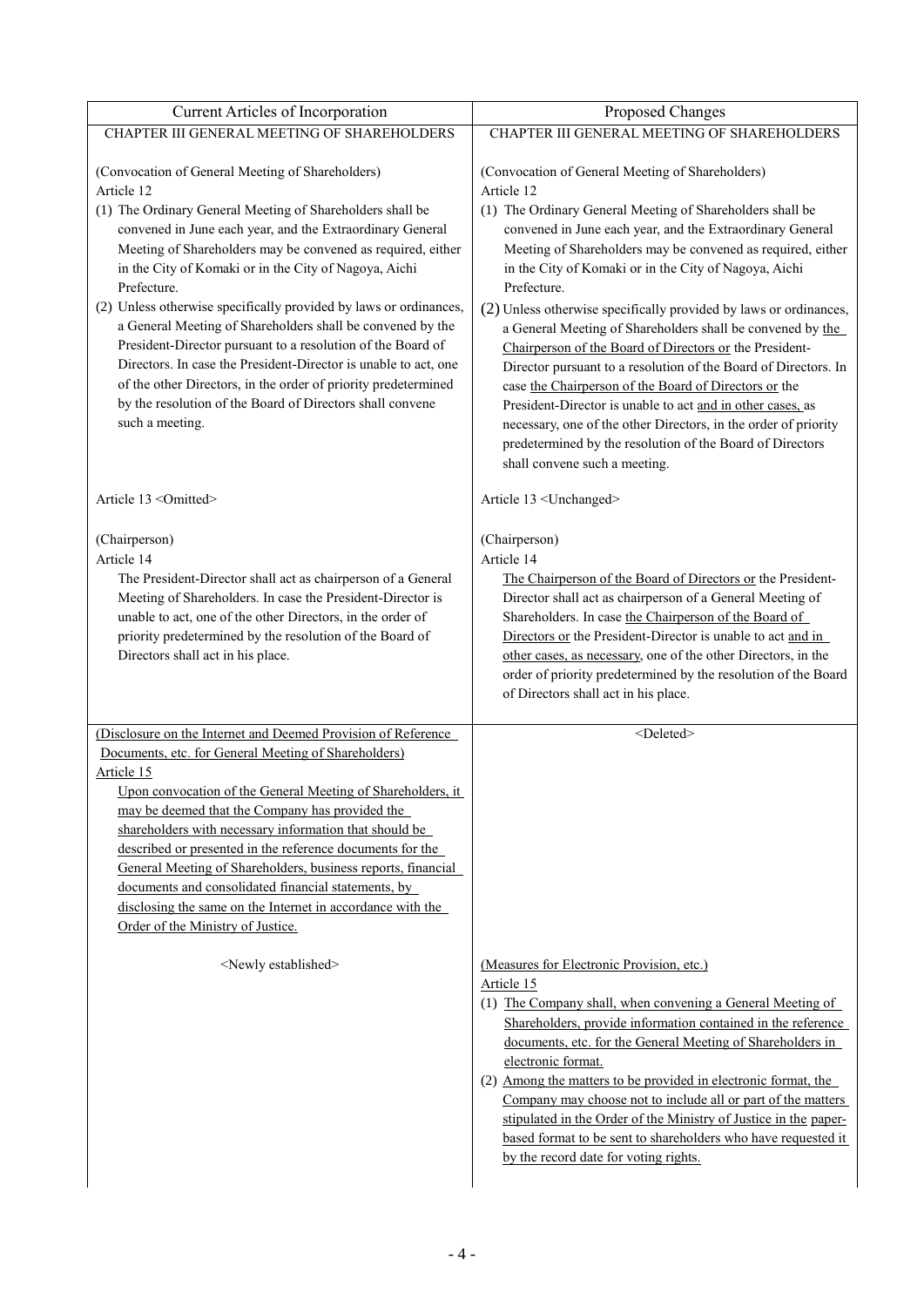| Current Articles of Incorporation | Proposed Changes |
|---|---|
| CHAPTER III GENERAL MEETING OF SHAREHOLDERS | CHAPTER III GENERAL MEETING OF SHAREHOLDERS |
| (Convocation of General Meeting of Shareholders)<br>Article 12<br>(1) The Ordinary General Meeting of Shareholders shall be convened in June each year, and the Extraordinary General Meeting of Shareholders may be convened as required, either in the City of Komaki or in the City of Nagoya, Aichi Prefecture.<br>(2) Unless otherwise specifically provided by laws or ordinances, a General Meeting of Shareholders shall be convened by the President-Director pursuant to a resolution of the Board of Directors. In case the President-Director is unable to act, one of the other Directors, in the order of priority predetermined by the resolution of the Board of Directors shall convene such a meeting. | (Convocation of General Meeting of Shareholders)<br>Article 12<br>(1) The Ordinary General Meeting of Shareholders shall be convened in June each year, and the Extraordinary General Meeting of Shareholders may be convened as required, either in the City of Komaki or in the City of Nagoya, Aichi Prefecture.<br>(2) Unless otherwise specifically provided by laws or ordinances, a General Meeting of Shareholders shall be convened by <u>the Chairperson of the Board of Directors or</u> the President-Director pursuant to a resolution of the Board of Directors. In case <u>the Chairperson of the Board of Directors or</u> the President-Director is unable to act <u>and in other cases,</u> as necessary, one of the other Directors, in the order of priority predetermined by the resolution of the Board of Directors shall convene such a meeting. |
| Article 13 <Omitted> | Article 13 <Unchanged> |
| (Chairperson)<br>Article 14<br>The President-Director shall act as chairperson of a General Meeting of Shareholders. In case the President-Director is unable to act, one of the other Directors, in the order of priority predetermined by the resolution of the Board of Directors shall act in his place. | (Chairperson)<br>Article 14<br><u>The Chairperson of the Board of Directors or</u> the President-Director shall act as chairperson of a General Meeting of Shareholders. In case <u>the Chairperson of the Board of Directors or</u> the President-Director is unable to act <u>and in other cases, as necessary</u>, one of the other Directors, in the order of priority predetermined by the resolution of the Board of Directors shall act in his place. |
| <u>(Disclosure on the Internet and Deemed Provision of Reference Documents, etc. for General Meeting of Shareholders)</u><br><u>Article 15</u><br><u>Upon convocation of the General Meeting of Shareholders, it may be deemed that the Company has provided the shareholders with necessary information that should be described or presented in the reference documents for the General Meeting of Shareholders, business reports, financial documents and consolidated financial statements, by disclosing the same on the Internet in accordance with the Order of the Ministry of Justice.</u> | <Deleted> |
| <Newly established> | <u>(Measures for Electronic Provision, etc.)</u><br><u>Article 15</u><br>(1) <u>The Company shall, when convening a General Meeting of Shareholders, provide information contained in the reference documents, etc. for the General Meeting of Shareholders in electronic format.</u><br>(2) <u>Among the matters to be provided in electronic format, the Company may choose not to include all or part of the matters stipulated in the Order of the Ministry of Justice in the paper-based format to be sent to shareholders who have requested it by the record date for voting rights.</u> |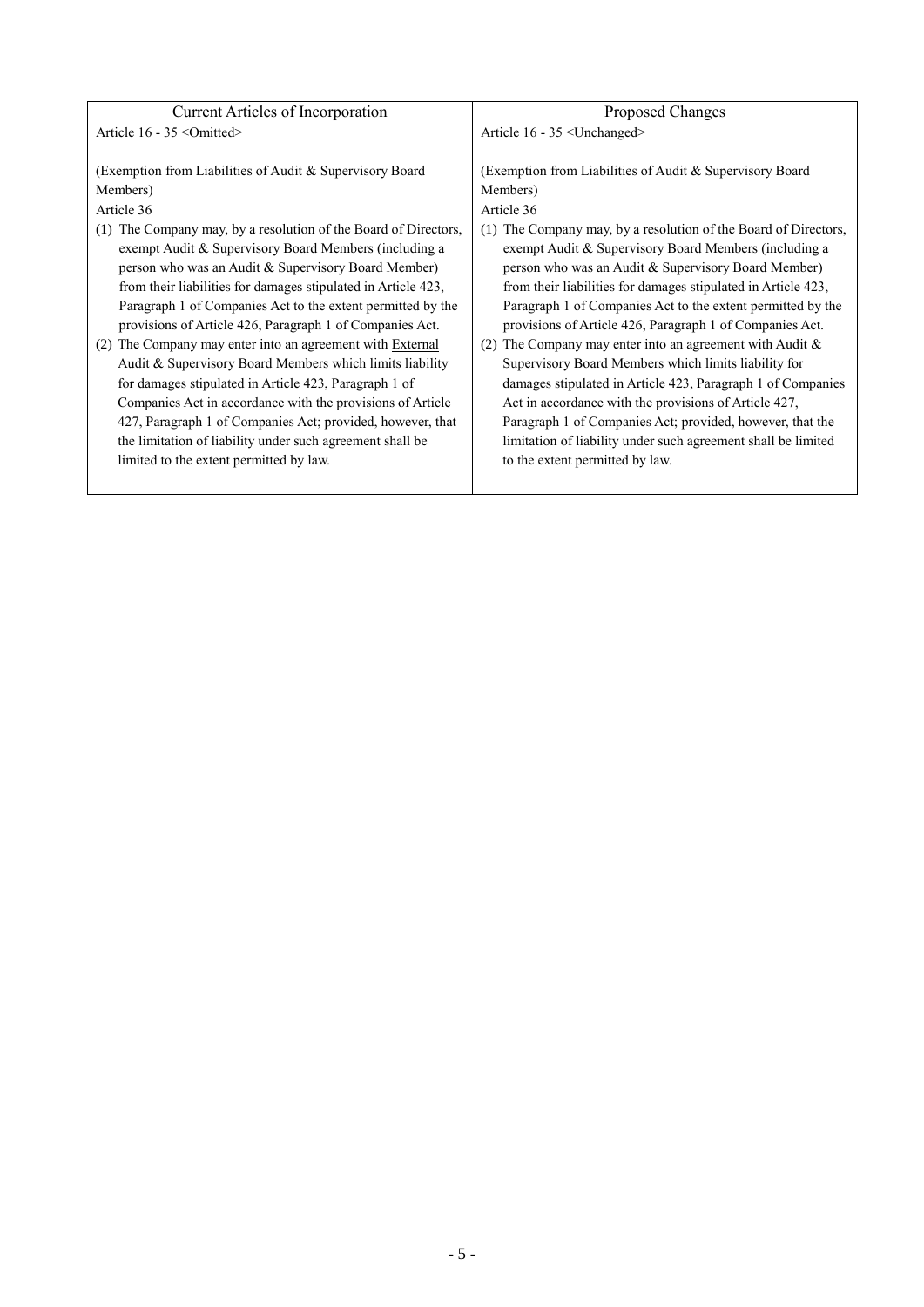| Current Articles of Incorporation | Proposed Changes |
| --- | --- |
| Article 16 - 35 <Omitted><br><br>(Exemption from Liabilities of Audit & Supervisory Board Members)<br>Article 36<br>(1) The Company may, by a resolution of the Board of Directors, exempt Audit & Supervisory Board Members (including a person who was an Audit & Supervisory Board Member) from their liabilities for damages stipulated in Article 423, Paragraph 1 of Companies Act to the extent permitted by the provisions of Article 426, Paragraph 1 of Companies Act.<br>(2) The Company may enter into an agreement with <u>External</u> Audit & Supervisory Board Members which limits liability for damages stipulated in Article 423, Paragraph 1 of Companies Act in accordance with the provisions of Article 427, Paragraph 1 of Companies Act; provided, however, that the limitation of liability under such agreement shall be limited to the extent permitted by law. | Article 16 - 35 <Unchanged><br><br>(Exemption from Liabilities of Audit & Supervisory Board Members)<br>Article 36<br>(1) The Company may, by a resolution of the Board of Directors, exempt Audit & Supervisory Board Members (including a person who was an Audit & Supervisory Board Member) from their liabilities for damages stipulated in Article 423, Paragraph 1 of Companies Act to the extent permitted by the provisions of Article 426, Paragraph 1 of Companies Act.<br>(2) The Company may enter into an agreement with Audit & Supervisory Board Members which limits liability for damages stipulated in Article 423, Paragraph 1 of Companies Act in accordance with the provisions of Article 427, Paragraph 1 of Companies Act; provided, however, that the limitation of liability under such agreement shall be limited to the extent permitted by law. |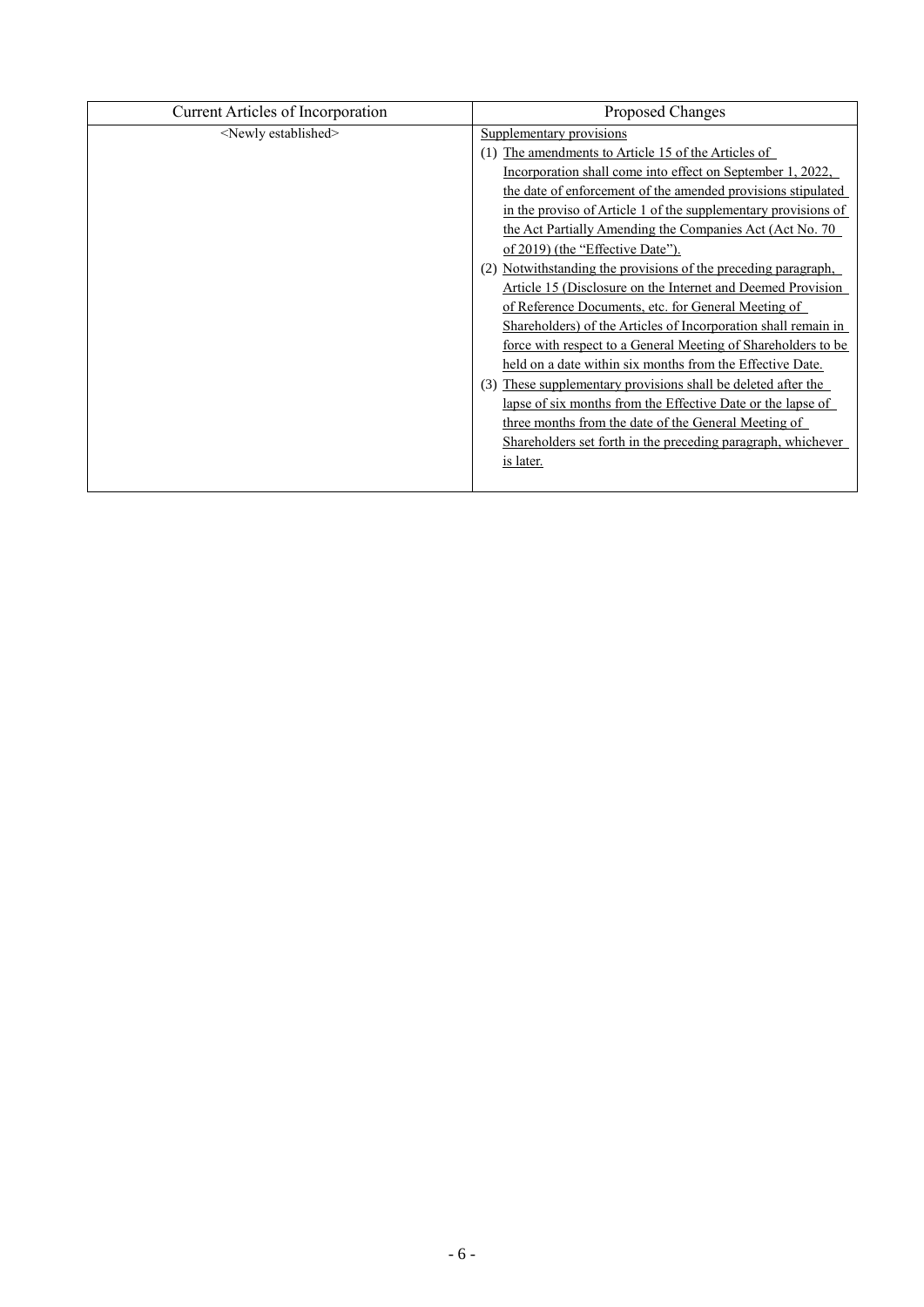| Current Articles of Incorporation | Proposed Changes |
|---|---|
| <Newly established> | Supplementary provisions<br>(1) The amendments to Article 15 of the Articles of Incorporation shall come into effect on September 1, 2022, the date of enforcement of the amended provisions stipulated in the proviso of Article 1 of the supplementary provisions of the Act Partially Amending the Companies Act (Act No. 70 of 2019) (the "Effective Date").<br>(2) Notwithstanding the provisions of the preceding paragraph, Article 15 (Disclosure on the Internet and Deemed Provision of Reference Documents, etc. for General Meeting of Shareholders) of the Articles of Incorporation shall remain in force with respect to a General Meeting of Shareholders to be held on a date within six months from the Effective Date.<br>(3) These supplementary provisions shall be deleted after the lapse of six months from the Effective Date or the lapse of three months from the date of the General Meeting of Shareholders set forth in the preceding paragraph, whichever is later. |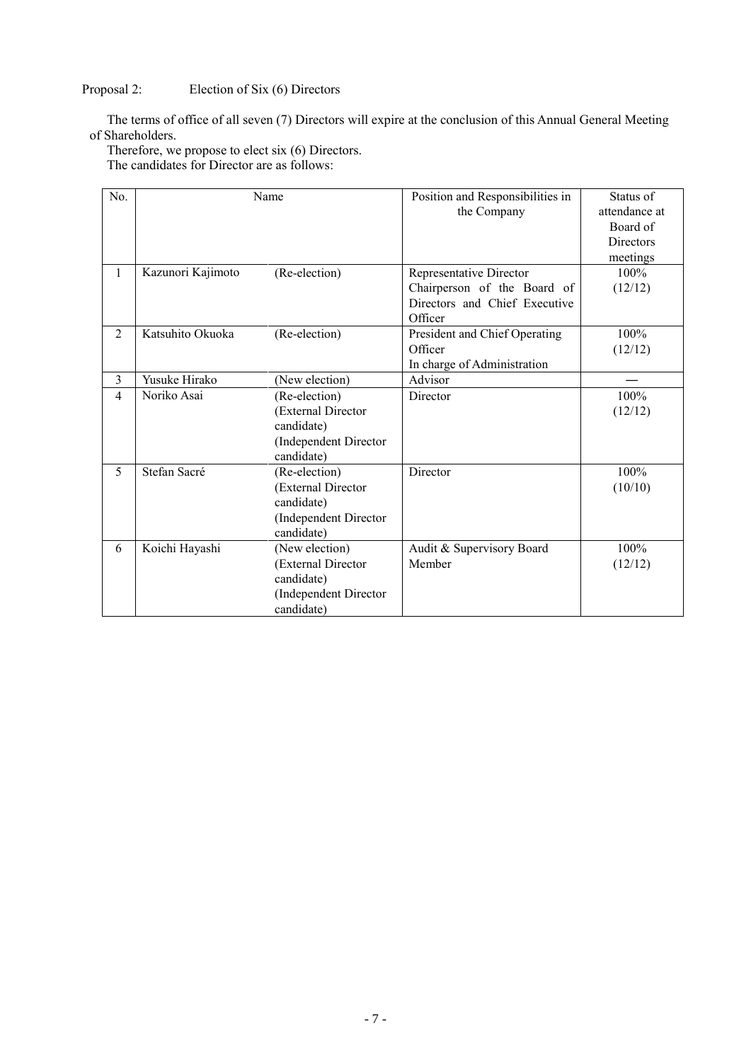Proposal 2: Election of Six (6) Directors

The terms of office of all seven (7) Directors will expire at the conclusion of this Annual General Meeting of Shareholders.

Therefore, we propose to elect six (6) Directors.

The candidates for Director are as follows:

| No. | Name | | Position and Responsibilities in the Company | Status of attendance at Board of Directors meetings |
|---|---|---|---|---|
| 1 | Kazunori Kajimoto | (Re-election) | Representative Director Chairperson of the Board of Directors and Chief Executive Officer | 100% (12/12) |
| 2 | Katsuhito Okuoka | (Re-election) | President and Chief Operating Officer In charge of Administration | 100% (12/12) |
| 3 | Yusuke Hirako | (New election) | Advisor | — |
| 4 | Noriko Asai | (Re-election) (External Director candidate) (Independent Director candidate) | Director | 100% (12/12) |
| 5 | Stefan Sacré | (Re-election) (External Director candidate) (Independent Director candidate) | Director | 100% (10/10) |
| 6 | Koichi Hayashi | (New election) (External Director candidate) (Independent Director candidate) | Audit & Supervisory Board Member | 100% (12/12) |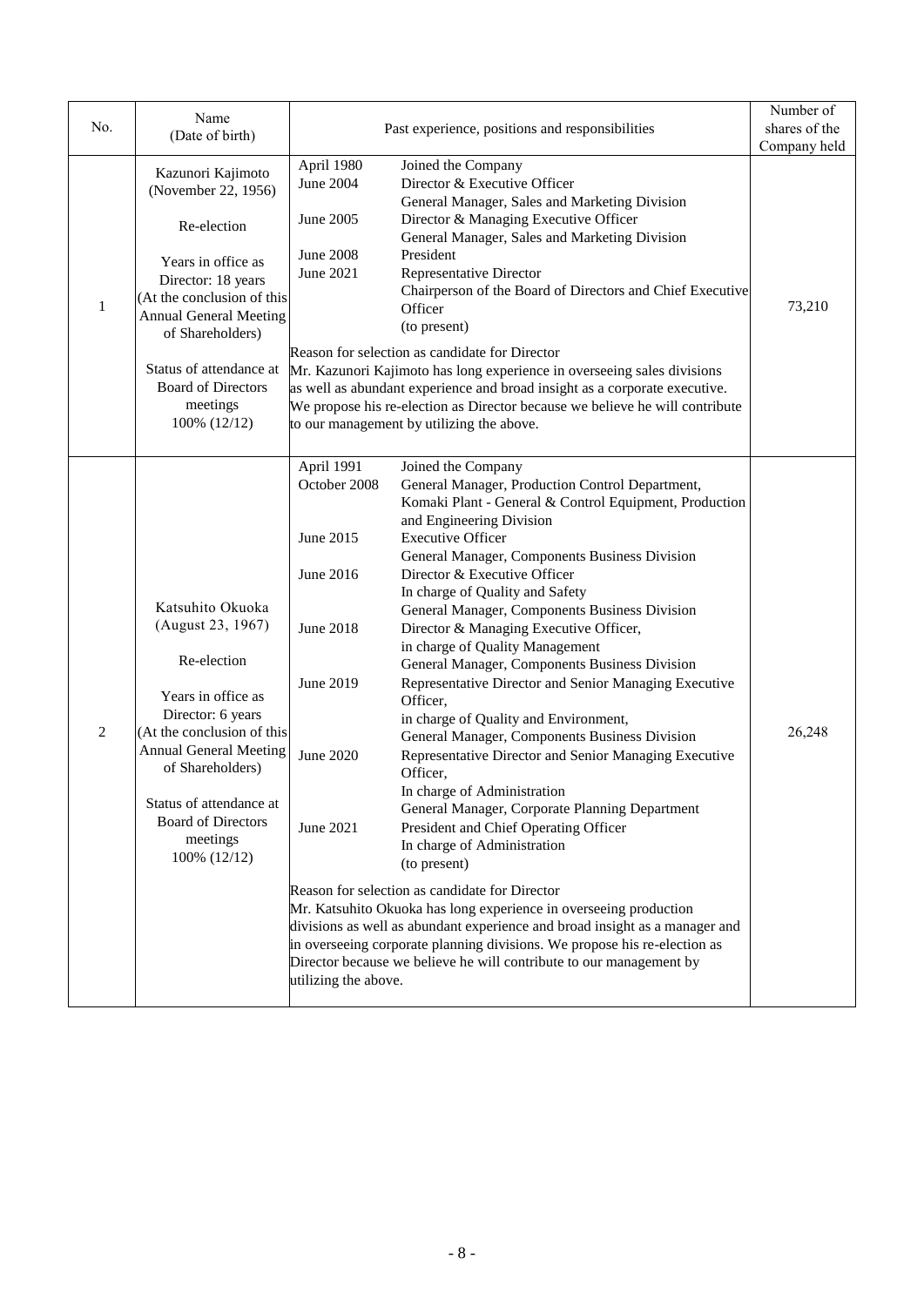| No. | Name<br>(Date of birth) | Past experience, positions and responsibilities | Number of shares of the Company held |
|---|---|---|---|
| 1 | Kazunori Kajimoto<br>(November 22, 1956)<br><br>Re-election<br><br>Years in office as Director: 18 years<br>(At the conclusion of this Annual General Meeting of Shareholders)<br><br>Status of attendance at Board of Directors meetings<br>100% (12/12) | April 1980 Joined the Company<br>June 2004 Director & Executive Officer<br>General Manager, Sales and Marketing Division<br>June 2005 Director & Managing Executive Officer<br>General Manager, Sales and Marketing Division<br>June 2008 President<br>June 2021 Representative Director<br>Chairperson of the Board of Directors and Chief Executive Officer<br>(to present)<br><br>Reason for selection as candidate for Director<br>Mr. Kazunori Kajimoto has long experience in overseeing sales divisions as well as abundant experience and broad insight as a corporate executive. We propose his re-election as Director because we believe he will contribute to our management by utilizing the above. | 73,210 |
| 2 | Katsuhito Okuoka<br>(August 23, 1967)<br><br>Re-election<br><br>Years in office as Director: 6 years<br>(At the conclusion of this Annual General Meeting of Shareholders)<br><br>Status of attendance at Board of Directors meetings<br>100% (12/12) | April 1991 Joined the Company<br>October 2008 General Manager, Production Control Department, Komaki Plant - General & Control Equipment, Production and Engineering Division<br>June 2015 Executive Officer<br>General Manager, Components Business Division<br>June 2016 Director & Executive Officer<br>In charge of Quality and Safety<br>General Manager, Components Business Division<br>June 2018 Director & Managing Executive Officer,<br>in charge of Quality Management<br>General Manager, Components Business Division<br>June 2019 Representative Director and Senior Managing Executive Officer,<br>in charge of Quality and Environment,<br>General Manager, Components Business Division<br>June 2020 Representative Director and Senior Managing Executive Officer,<br>In charge of Administration<br>General Manager, Corporate Planning Department<br>June 2021 President and Chief Operating Officer<br>In charge of Administration<br>(to present)<br><br>Reason for selection as candidate for Director<br>Mr. Katsuhito Okuoka has long experience in overseeing production divisions as well as abundant experience and broad insight as a manager and in overseeing corporate planning divisions. We propose his re-election as Director because we believe he will contribute to our management by utilizing the above. | 26,248 |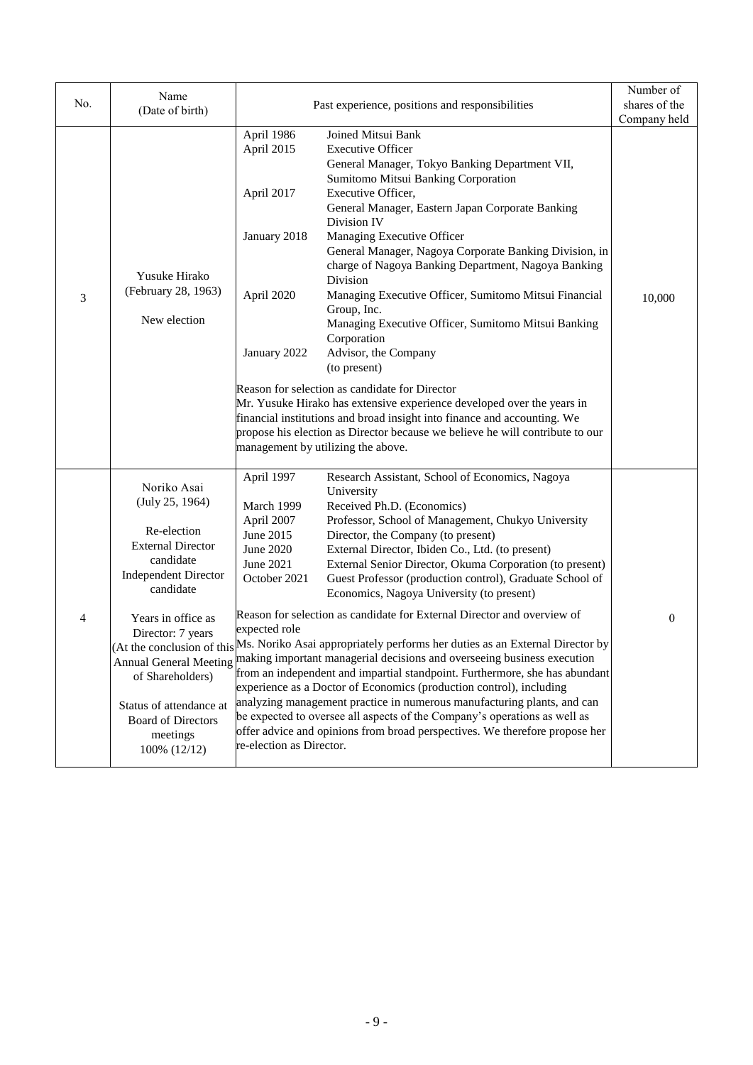| No. | Name (Date of birth) | Past experience, positions and responsibilities | Number of shares of the Company held |
|---|---|---|---|
| 3 | Yusuke Hirako (February 28, 1963)<br><br>New election | April 1986 Joined Mitsui Bank<br>April 2015 Executive Officer<br>General Manager, Tokyo Banking Department VII, Sumitomo Mitsui Banking Corporation<br>April 2017 Executive Officer,<br>General Manager, Eastern Japan Corporate Banking Division IV<br>January 2018 Managing Executive Officer<br>General Manager, Nagoya Corporate Banking Division, in charge of Nagoya Banking Department, Nagoya Banking Division<br>April 2020 Managing Executive Officer, Sumitomo Mitsui Financial Group, Inc.<br>Managing Executive Officer, Sumitomo Mitsui Banking Corporation<br>January 2022 Advisor, the Company<br>(to present)<br><br>Reason for selection as candidate for Director<br>Mr. Yusuke Hirako has extensive experience developed over the years in financial institutions and broad insight into finance and accounting. We propose his election as Director because we believe he will contribute to our management by utilizing the above. | 10,000 |
| 4 | Noriko Asai (July 25, 1964)<br><br>Re-election<br>External Director candidate<br>Independent Director candidate<br><br>Years in office as Director: 7 years (At the conclusion of this Annual General Meeting of Shareholders)<br><br>Status of attendance at Board of Directors meetings<br>100% (12/12) | April 1997 Research Assistant, School of Economics, Nagoya University<br>March 1999 Received Ph.D. (Economics)<br>April 2007 Professor, School of Management, Chukyo University<br>June 2015 Director, the Company (to present)<br>June 2020 External Director, Ibiden Co., Ltd. (to present)<br>June 2021 External Senior Director, Okuma Corporation (to present)<br>October 2021 Guest Professor (production control), Graduate School of Economics, Nagoya University (to present)<br><br>Reason for selection as candidate for External Director and overview of expected role<br>Ms. Noriko Asai appropriately performs her duties as an External Director by making important managerial decisions and overseeing business execution from an independent and impartial standpoint. Furthermore, she has abundant experience as a Doctor of Economics (production control), including analyzing management practice in numerous manufacturing plants, and can be expected to oversee all aspects of the Company's operations as well as offer advice and opinions from broad perspectives. We therefore propose her re-election as Director. | 0 |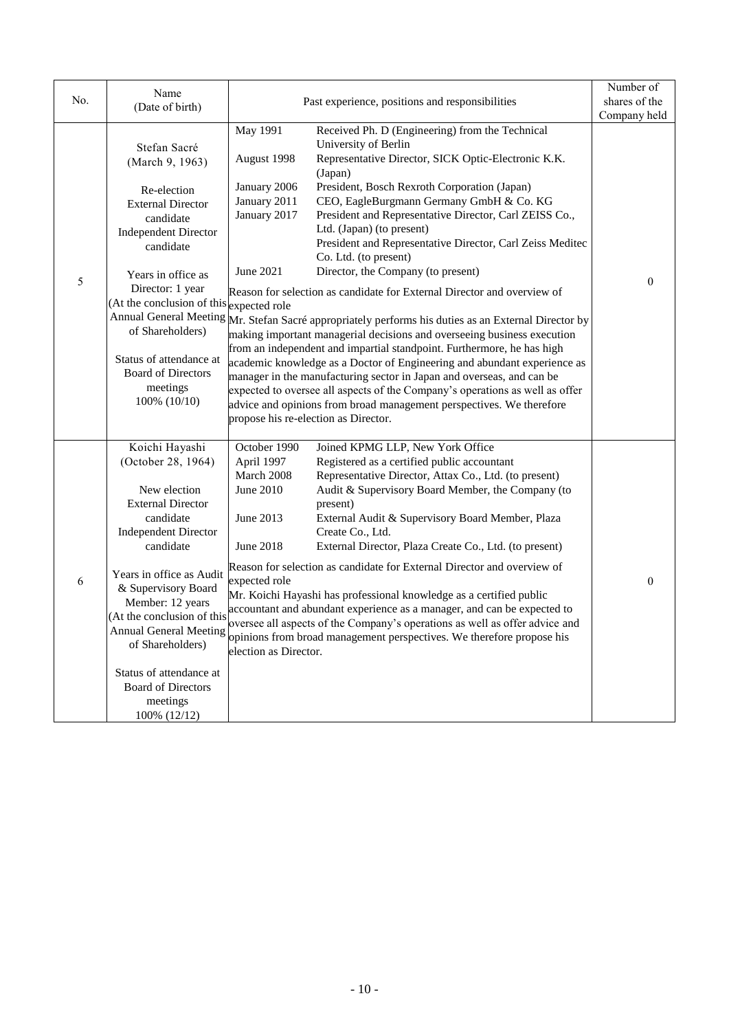| No. | Name (Date of birth) | Past experience, positions and responsibilities | Number of shares of the Company held |
|---|---|---|---|
| 5 | Stefan Sacré (March 9, 1963)<br><br>Re-election<br>External Director candidate<br>Independent Director candidate<br><br>Years in office as Director: 1 year (At the conclusion of this Annual General Meeting of Shareholders)<br><br>Status of attendance at Board of Directors meetings<br>100% (10/10) | May 1991 Received Ph. D (Engineering) from the Technical University of Berlin<br>August 1998 Representative Director, SICK Optic-Electronic K.K. (Japan)<br>January 2006 President, Bosch Rexroth Corporation (Japan)<br>January 2011 CEO, EagleBurgmann Germany GmbH & Co. KG<br>January 2017 President and Representative Director, Carl ZEISS Co., Ltd. (Japan) (to present)<br>President and Representative Director, Carl Zeiss Meditec Co. Ltd. (to present)<br>June 2021 Director, the Company (to present)<br><br>Reason for selection as candidate for External Director and overview of expected role<br>Mr. Stefan Sacré appropriately performs his duties as an External Director by making important managerial decisions and overseeing business execution from an independent and impartial standpoint. Furthermore, he has high academic knowledge as a Doctor of Engineering and abundant experience as manager in the manufacturing sector in Japan and overseas, and can be expected to oversee all aspects of the Company's operations as well as offer advice and opinions from broad management perspectives. We therefore propose his re-election as Director. | 0 |
| 6 | Koichi Hayashi (October 28, 1964)<br><br>New election<br>External Director candidate<br>Independent Director candidate<br><br>Years in office as Audit & Supervisory Board Member: 12 years (At the conclusion of this Annual General Meeting of Shareholders)<br><br>Status of attendance at Board of Directors meetings<br>100% (12/12) | October 1990 Joined KPMG LLP, New York Office<br>April 1997 Registered as a certified public accountant<br>March 2008 Representative Director, Attax Co., Ltd. (to present)<br>June 2010 Audit & Supervisory Board Member, the Company (to present)<br>June 2013 External Audit & Supervisory Board Member, Plaza Create Co., Ltd.<br>June 2018 External Director, Plaza Create Co., Ltd. (to present)<br><br>Reason for selection as candidate for External Director and overview of expected role<br>Mr. Koichi Hayashi has professional knowledge as a certified public accountant and abundant experience as a manager, and can be expected to oversee all aspects of the Company's operations as well as offer advice and opinions from broad management perspectives. We therefore propose his election as Director. | 0 |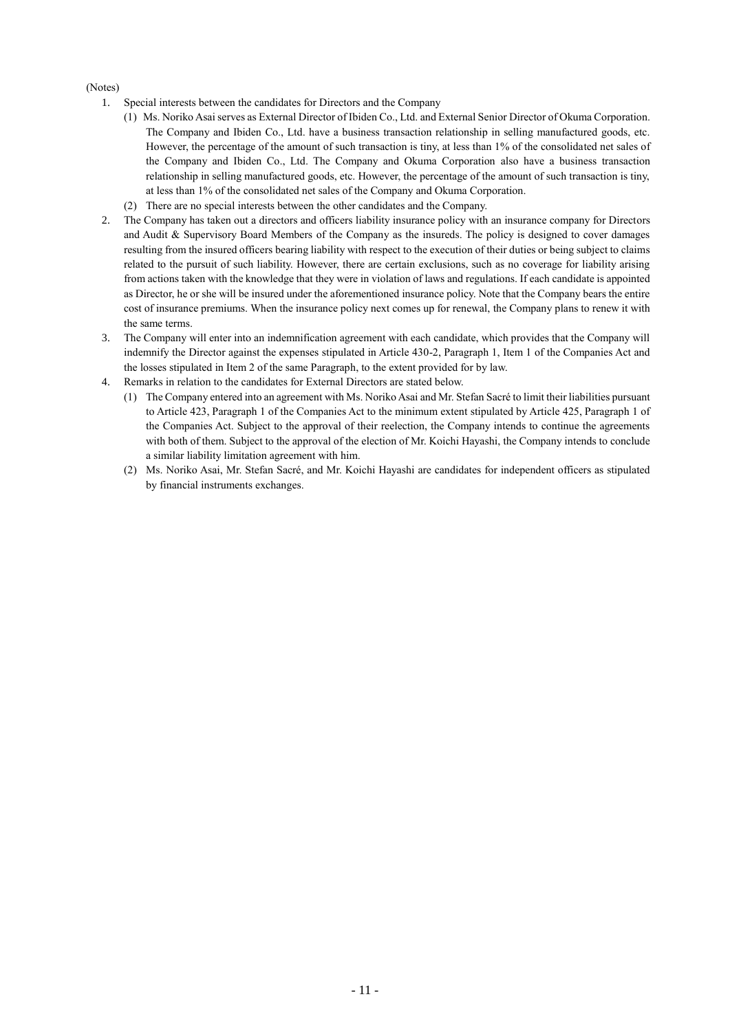(Notes)

1. Special interests between the candidates for Directors and the Company
   (1) Ms. Noriko Asai serves as External Director of Ibiden Co., Ltd. and External Senior Director of Okuma Corporation. The Company and Ibiden Co., Ltd. have a business transaction relationship in selling manufactured goods, etc. However, the percentage of the amount of such transaction is tiny, at less than 1% of the consolidated net sales of the Company and Ibiden Co., Ltd. The Company and Okuma Corporation also have a business transaction relationship in selling manufactured goods, etc. However, the percentage of the amount of such transaction is tiny, at less than 1% of the consolidated net sales of the Company and Okuma Corporation.
   (2) There are no special interests between the other candidates and the Company.
2. The Company has taken out a directors and officers liability insurance policy with an insurance company for Directors and Audit & Supervisory Board Members of the Company as the insureds. The policy is designed to cover damages resulting from the insured officers bearing liability with respect to the execution of their duties or being subject to claims related to the pursuit of such liability. However, there are certain exclusions, such as no coverage for liability arising from actions taken with the knowledge that they were in violation of laws and regulations. If each candidate is appointed as Director, he or she will be insured under the aforementioned insurance policy. Note that the Company bears the entire cost of insurance premiums. When the insurance policy next comes up for renewal, the Company plans to renew it with the same terms.
3. The Company will enter into an indemnification agreement with each candidate, which provides that the Company will indemnify the Director against the expenses stipulated in Article 430-2, Paragraph 1, Item 1 of the Companies Act and the losses stipulated in Item 2 of the same Paragraph, to the extent provided for by law.
4. Remarks in relation to the candidates for External Directors are stated below.
   (1) The Company entered into an agreement with Ms. Noriko Asai and Mr. Stefan Sacré to limit their liabilities pursuant to Article 423, Paragraph 1 of the Companies Act to the minimum extent stipulated by Article 425, Paragraph 1 of the Companies Act. Subject to the approval of their reelection, the Company intends to continue the agreements with both of them. Subject to the approval of the election of Mr. Koichi Hayashi, the Company intends to conclude a similar liability limitation agreement with him.
   (2) Ms. Noriko Asai, Mr. Stefan Sacré, and Mr. Koichi Hayashi are candidates for independent officers as stipulated by financial instruments exchanges.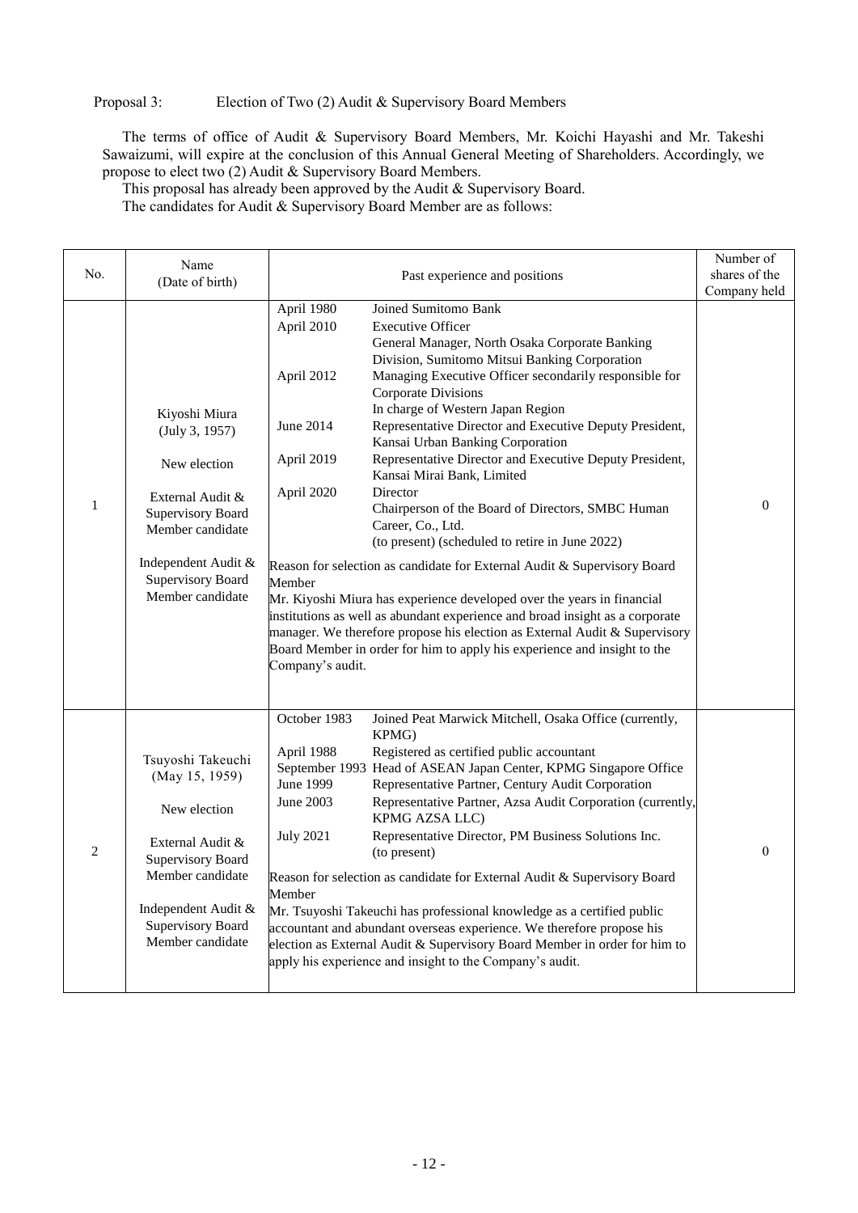Proposal 3: Election of Two (2) Audit & Supervisory Board Members

The terms of office of Audit & Supervisory Board Members, Mr. Koichi Hayashi and Mr. Takeshi Sawaizumi, will expire at the conclusion of this Annual General Meeting of Shareholders. Accordingly, we propose to elect two (2) Audit & Supervisory Board Members.

This proposal has already been approved by the Audit & Supervisory Board.

The candidates for Audit & Supervisory Board Member are as follows:

| No. | Name (Date of birth) | Past experience and positions | Number of shares of the Company held |
|---|---|---|---|
| 1 | Kiyoshi Miura (July 3, 1957)<br><br>New election<br><br>External Audit & Supervisory Board Member candidate<br><br>Independent Audit & Supervisory Board Member candidate | April 1980 Joined Sumitomo Bank<br>April 2010 Executive Officer<br>General Manager, North Osaka Corporate Banking Division, Sumitomo Mitsui Banking Corporation<br>April 2012 Managing Executive Officer secondarily responsible for Corporate Divisions<br>In charge of Western Japan Region<br>June 2014 Representative Director and Executive Deputy President, Kansai Urban Banking Corporation<br>April 2019 Representative Director and Executive Deputy President, Kansai Mirai Bank, Limited<br>April 2020 Director<br>Chairperson of the Board of Directors, SMBC Human Career, Co., Ltd.<br>(to present) (scheduled to retire in June 2022)<br><br>Reason for selection as candidate for External Audit & Supervisory Board Member<br>Mr. Kiyoshi Miura has experience developed over the years in financial institutions as well as abundant experience and broad insight as a corporate manager. We therefore propose his election as External Audit & Supervisory Board Member in order for him to apply his experience and insight to the Company's audit. | 0 |
| 2 | Tsuyoshi Takeuchi (May 15, 1959)<br><br>New election<br><br>External Audit & Supervisory Board Member candidate<br><br>Independent Audit & Supervisory Board Member candidate | October 1983 Joined Peat Marwick Mitchell, Osaka Office (currently, KPMG)<br>April 1988 Registered as certified public accountant<br>September 1993 Head of ASEAN Japan Center, KPMG Singapore Office<br>June 1999 Representative Partner, Century Audit Corporation<br>June 2003 Representative Partner, Azsa Audit Corporation (currently, KPMG AZSA LLC)<br>July 2021 Representative Director, PM Business Solutions Inc.<br>(to present)<br><br>Reason for selection as candidate for External Audit & Supervisory Board Member<br>Mr. Tsuyoshi Takeuchi has professional knowledge as a certified public accountant and abundant overseas experience. We therefore propose his election as External Audit & Supervisory Board Member in order for him to apply his experience and insight to the Company's audit. | 0 |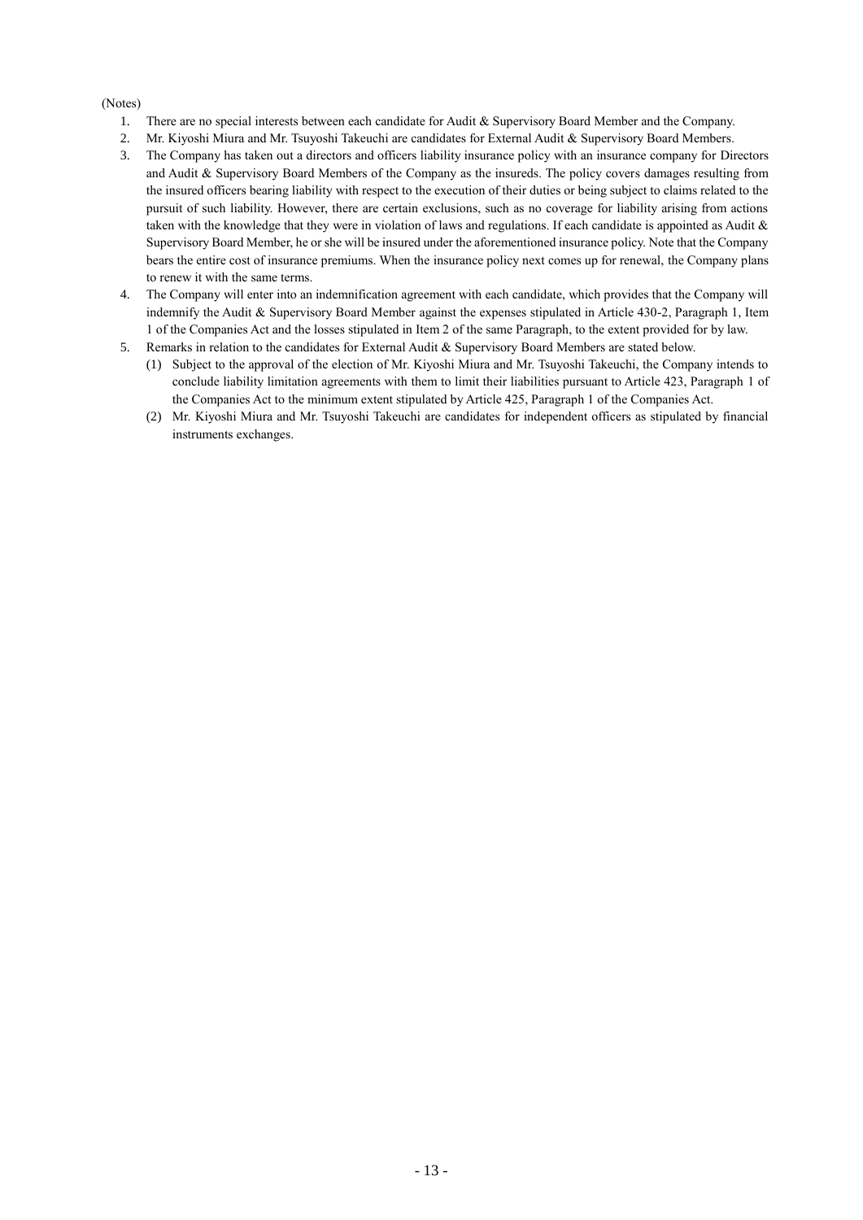(Notes)

1. There are no special interests between each candidate for Audit & Supervisory Board Member and the Company.
2. Mr. Kiyoshi Miura and Mr. Tsuyoshi Takeuchi are candidates for External Audit & Supervisory Board Members.
3. The Company has taken out a directors and officers liability insurance policy with an insurance company for Directors and Audit & Supervisory Board Members of the Company as the insureds. The policy covers damages resulting from the insured officers bearing liability with respect to the execution of their duties or being subject to claims related to the pursuit of such liability. However, there are certain exclusions, such as no coverage for liability arising from actions taken with the knowledge that they were in violation of laws and regulations. If each candidate is appointed as Audit & Supervisory Board Member, he or she will be insured under the aforementioned insurance policy. Note that the Company bears the entire cost of insurance premiums. When the insurance policy next comes up for renewal, the Company plans to renew it with the same terms.
4. The Company will enter into an indemnification agreement with each candidate, which provides that the Company will indemnify the Audit & Supervisory Board Member against the expenses stipulated in Article 430-2, Paragraph 1, Item 1 of the Companies Act and the losses stipulated in Item 2 of the same Paragraph, to the extent provided for by law.
5. Remarks in relation to the candidates for External Audit & Supervisory Board Members are stated below.
   (1) Subject to the approval of the election of Mr. Kiyoshi Miura and Mr. Tsuyoshi Takeuchi, the Company intends to conclude liability limitation agreements with them to limit their liabilities pursuant to Article 423, Paragraph 1 of the Companies Act to the minimum extent stipulated by Article 425, Paragraph 1 of the Companies Act.
   (2) Mr. Kiyoshi Miura and Mr. Tsuyoshi Takeuchi are candidates for independent officers as stipulated by financial instruments exchanges.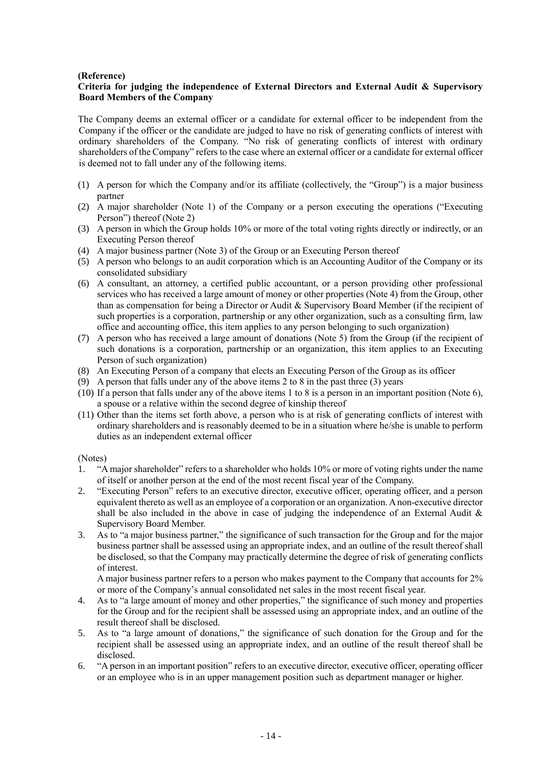**(Reference)**

**Criteria for judging the independence of External Directors and External Audit & Supervisory Board Members of the Company**

The Company deems an external officer or a candidate for external officer to be independent from the Company if the officer or the candidate are judged to have no risk of generating conflicts of interest with ordinary shareholders of the Company. "No risk of generating conflicts of interest with ordinary shareholders of the Company" refers to the case where an external officer or a candidate for external officer is deemed not to fall under any of the following items.

(1) A person for which the Company and/or its affiliate (collectively, the "Group") is a major business partner
(2) A major shareholder (Note 1) of the Company or a person executing the operations ("Executing Person") thereof (Note 2)
(3) A person in which the Group holds 10% or more of the total voting rights directly or indirectly, or an Executing Person thereof
(4) A major business partner (Note 3) of the Group or an Executing Person thereof
(5) A person who belongs to an audit corporation which is an Accounting Auditor of the Company or its consolidated subsidiary
(6) A consultant, an attorney, a certified public accountant, or a person providing other professional services who has received a large amount of money or other properties (Note 4) from the Group, other than as compensation for being a Director or Audit & Supervisory Board Member (if the recipient of such properties is a corporation, partnership or any other organization, such as a consulting firm, law office and accounting office, this item applies to any person belonging to such organization)
(7) A person who has received a large amount of donations (Note 5) from the Group (if the recipient of such donations is a corporation, partnership or an organization, this item applies to an Executing Person of such organization)
(8) An Executing Person of a company that elects an Executing Person of the Group as its officer
(9) A person that falls under any of the above items 2 to 8 in the past three (3) years
(10) If a person that falls under any of the above items 1 to 8 is a person in an important position (Note 6), a spouse or a relative within the second degree of kinship thereof
(11) Other than the items set forth above, a person who is at risk of generating conflicts of interest with ordinary shareholders and is reasonably deemed to be in a situation where he/she is unable to perform duties as an independent external officer

(Notes)

1. "A major shareholder" refers to a shareholder who holds 10% or more of voting rights under the name of itself or another person at the end of the most recent fiscal year of the Company.
2. "Executing Person" refers to an executive director, executive officer, operating officer, and a person equivalent thereto as well as an employee of a corporation or an organization. A non-executive director shall be also included in the above in case of judging the independence of an External Audit & Supervisory Board Member.
3. As to "a major business partner," the significance of such transaction for the Group and for the major business partner shall be assessed using an appropriate index, and an outline of the result thereof shall be disclosed, so that the Company may practically determine the degree of risk of generating conflicts of interest.
   A major business partner refers to a person who makes payment to the Company that accounts for 2% or more of the Company's annual consolidated net sales in the most recent fiscal year.
4. As to "a large amount of money and other properties," the significance of such money and properties for the Group and for the recipient shall be assessed using an appropriate index, and an outline of the result thereof shall be disclosed.
5. As to "a large amount of donations," the significance of such donation for the Group and for the recipient shall be assessed using an appropriate index, and an outline of the result thereof shall be disclosed.
6. "A person in an important position" refers to an executive director, executive officer, operating officer or an employee who is in an upper management position such as department manager or higher.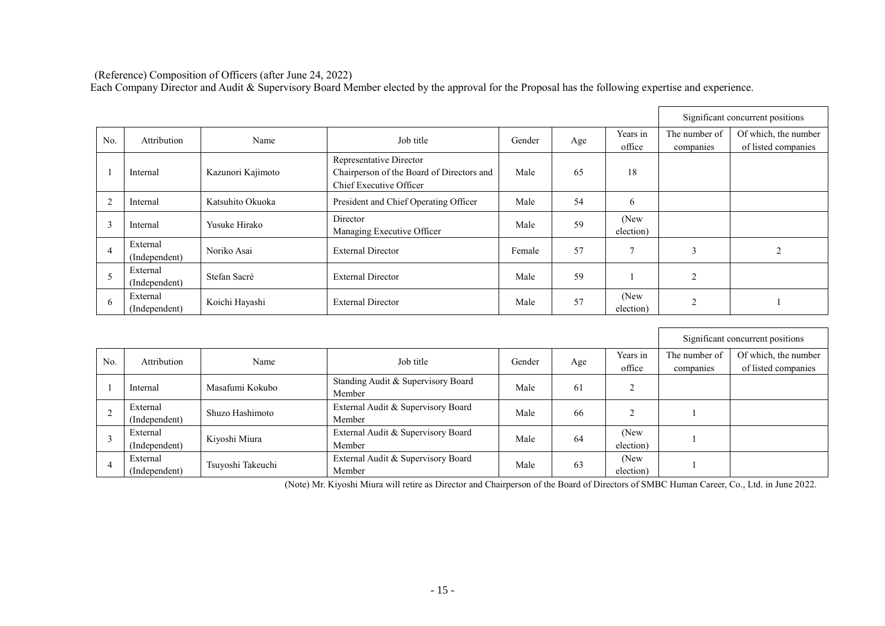(Reference) Composition of Officers (after June 24, 2022)

Each Company Director and Audit & Supervisory Board Member elected by the approval for the Proposal has the following expertise and experience.

| No. | Attribution | Name | Job title | Gender | Age | Years in office | Significant concurrent positions | |
|---|---|---|---|---|---|---|---|---|
| | | | | | | | The number of companies | Of which, the number of listed companies |
| 1 | Internal | Kazunori Kajimoto | Representative Director<br>Chairperson of the Board of Directors and Chief Executive Officer | Male | 65 | 18 | | |
| 2 | Internal | Katsuhito Okuoka | President and Chief Operating Officer | Male | 54 | 6 | | |
| 3 | Internal | Yusuke Hirako | Director<br>Managing Executive Officer | Male | 59 | (New election) | | |
| 4 | External (Independent) | Noriko Asai | External Director | Female | 57 | 7 | 3 | 2 |
| 5 | External (Independent) | Stefan Sacré | External Director | Male | 59 | 1 | 2 | |
| 6 | External (Independent) | Koichi Hayashi | External Director | Male | 57 | (New election) | 2 | 1 |

| No. | Attribution | Name | Job title | Gender | Age | Years in office | Significant concurrent positions | |
|---|---|---|---|---|---|---|---|---|
| | | | | | | | The number of companies | Of which, the number of listed companies |
| 1 | Internal | Masafumi Kokubo | Standing Audit & Supervisory Board Member | Male | 61 | 2 | | |
| 2 | External (Independent) | Shuzo Hashimoto | External Audit & Supervisory Board Member | Male | 66 | 2 | 1 | |
| 3 | External (Independent) | Kiyoshi Miura | External Audit & Supervisory Board Member | Male | 64 | (New election) | 1 | |
| 4 | External (Independent) | Tsuyoshi Takeuchi | External Audit & Supervisory Board Member | Male | 63 | (New election) | 1 | |

(Note) Mr. Kiyoshi Miura will retire as Director and Chairperson of the Board of Directors of SMBC Human Career, Co., Ltd. in June 2022.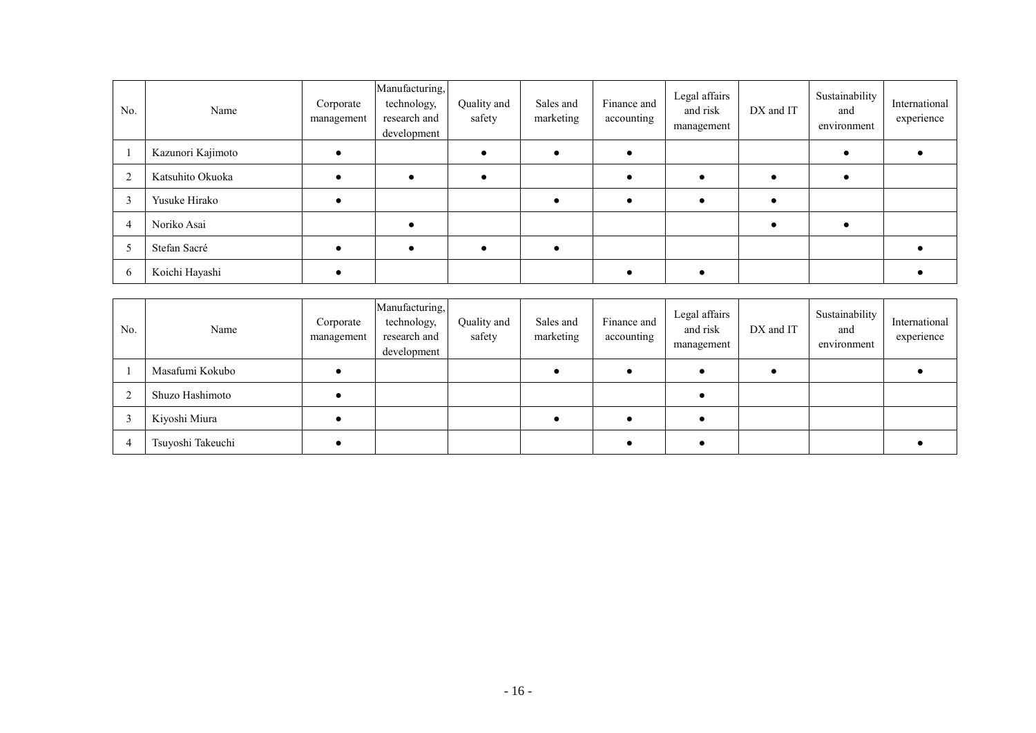| No. | Name | Corporate management | Manufacturing, technology, research and development | Quality and safety | Sales and marketing | Finance and accounting | Legal affairs and risk management | DX and IT | Sustainability and environment | International experience |
|---|---|---|---|---|---|---|---|---|---|---|
| 1 | Kazunori Kajimoto | ● | | ● | ● | ● | | | ● | ● |
| 2 | Katsuhito Okuoka | ● | ● | ● | | ● | ● | ● | ● | |
| 3 | Yusuke Hirako | ● | | | ● | ● | ● | ● | | |
| 4 | Noriko Asai | | ● | | | | | ● | ● | |
| 5 | Stefan Sacré | ● | ● | ● | ● | | | | | ● |
| 6 | Koichi Hayashi | ● | | | | ● | ● | | | ● |

| No. | Name | Corporate management | Manufacturing, technology, research and development | Quality and safety | Sales and marketing | Finance and accounting | Legal affairs and risk management | DX and IT | Sustainability and environment | International experience |
|---|---|---|---|---|---|---|---|---|---|---|
| 1 | Masafumi Kokubo | ● | | | ● | ● | ● | ● | | ● |
| 2 | Shuzo Hashimoto | ● | | | | | ● | | | |
| 3 | Kiyoshi Miura | ● | | | ● | ● | ● | | | |
| 4 | Tsuyoshi Takeuchi | ● | | | | ● | ● | | | ● |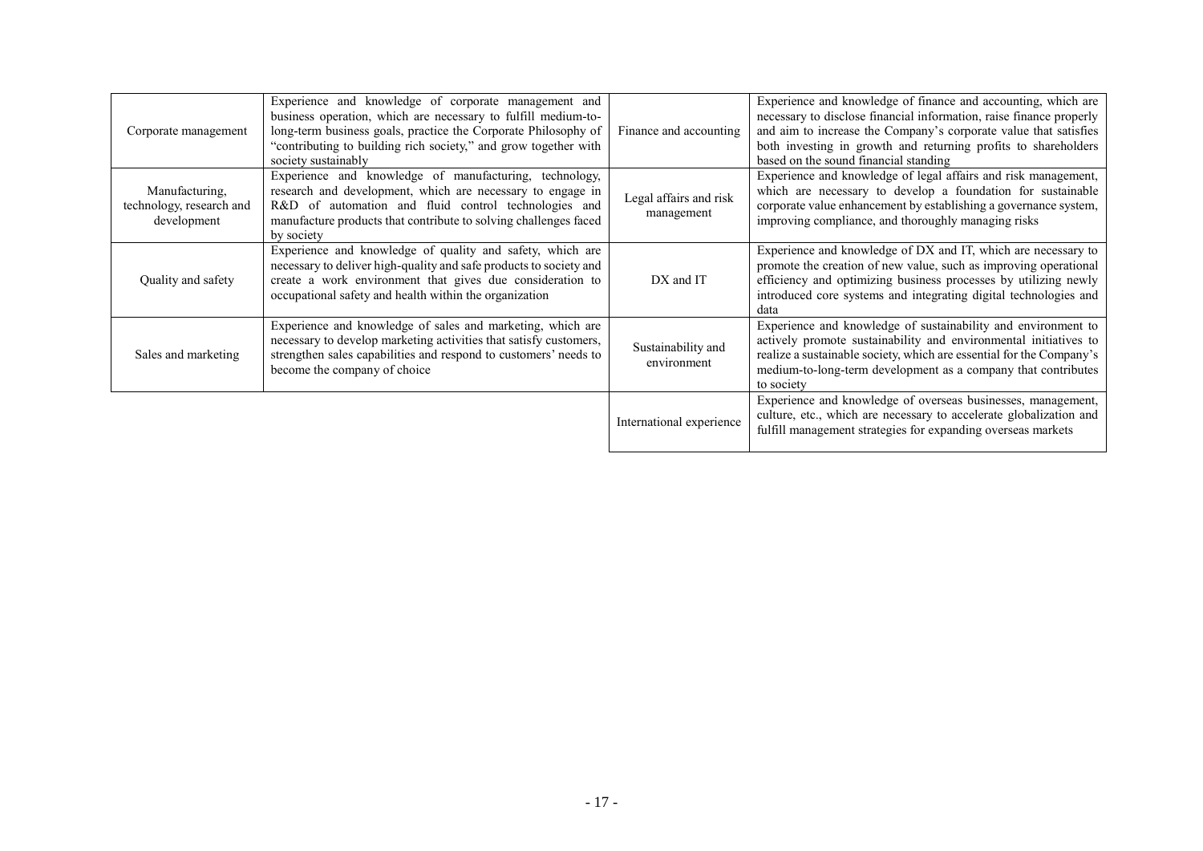| Corporate management | Experience and knowledge of corporate management and business operation, which are necessary to fulfill medium-to-long-term business goals, practice the Corporate Philosophy of "contributing to building rich society," and grow together with society sustainably | Finance and accounting | Experience and knowledge of finance and accounting, which are necessary to disclose financial information, raise finance properly and aim to increase the Company's corporate value that satisfies both investing in growth and returning profits to shareholders based on the sound financial standing |
|---|---|---|---|
| Manufacturing, technology, research and development | Experience and knowledge of manufacturing, technology, research and development, which are necessary to engage in R&D of automation and fluid control technologies and manufacture products that contribute to solving challenges faced by society | Legal affairs and risk management | Experience and knowledge of legal affairs and risk management, which are necessary to develop a foundation for sustainable corporate value enhancement by establishing a governance system, improving compliance, and thoroughly managing risks |
| Quality and safety | Experience and knowledge of quality and safety, which are necessary to deliver high-quality and safe products to society and create a work environment that gives due consideration to occupational safety and health within the organization | DX and IT | Experience and knowledge of DX and IT, which are necessary to promote the creation of new value, such as improving operational efficiency and optimizing business processes by utilizing newly introduced core systems and integrating digital technologies and data |
| Sales and marketing | Experience and knowledge of sales and marketing, which are necessary to develop marketing activities that satisfy customers, strengthen sales capabilities and respond to customers' needs to become the company of choice | Sustainability and environment | Experience and knowledge of sustainability and environment to actively promote sustainability and environmental initiatives to realize a sustainable society, which are essential for the Company's medium-to-long-term development as a company that contributes to society |
| | | International experience | Experience and knowledge of overseas businesses, management, culture, etc., which are necessary to accelerate globalization and fulfill management strategies for expanding overseas markets |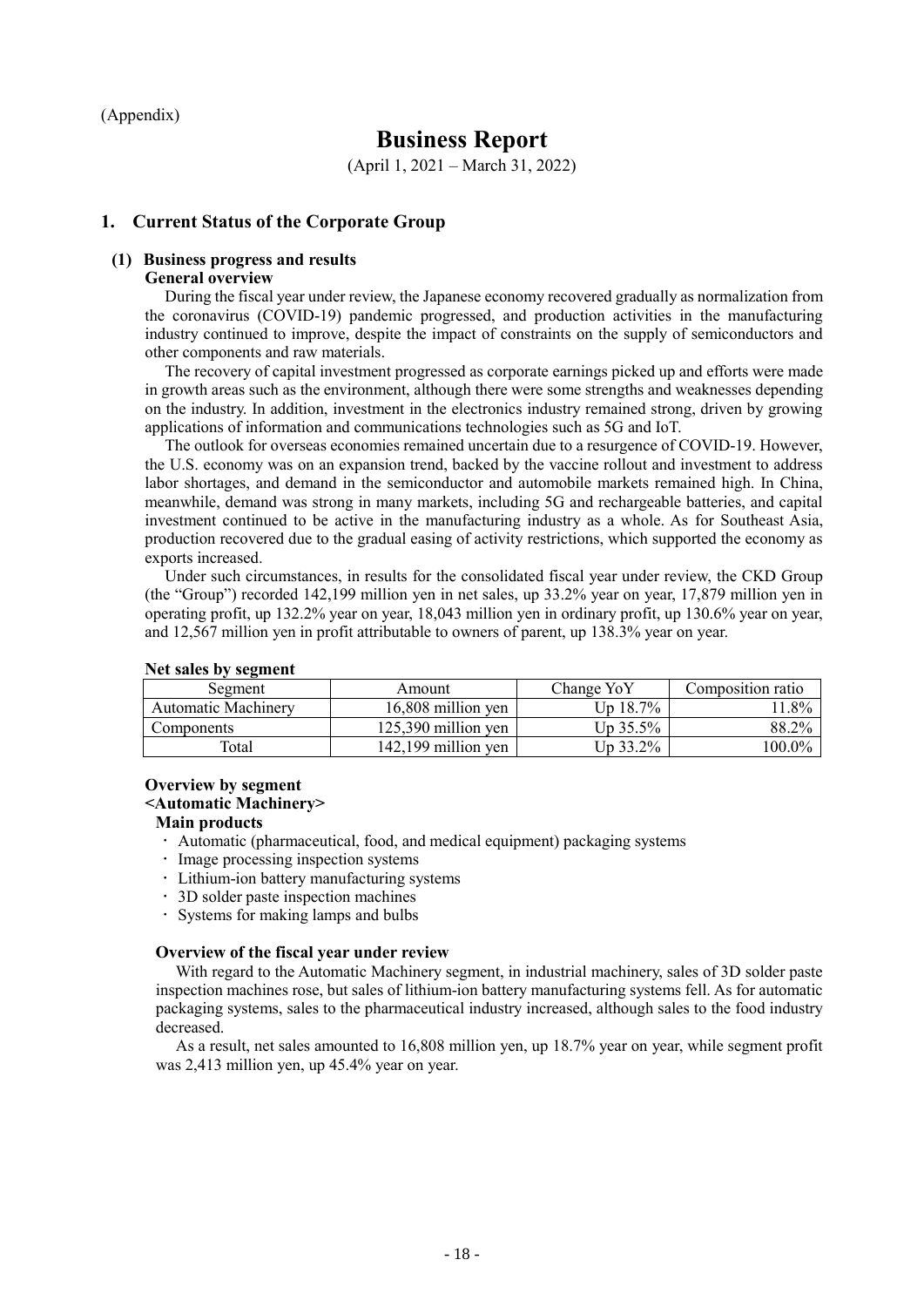(Appendix)

# Business Report

(April 1, 2021 – March 31, 2022)

## 1. Current Status of the Corporate Group

### (1) Business progress and results

**General overview**

During the fiscal year under review, the Japanese economy recovered gradually as normalization from the coronavirus (COVID-19) pandemic progressed, and production activities in the manufacturing industry continued to improve, despite the impact of constraints on the supply of semiconductors and other components and raw materials.

The recovery of capital investment progressed as corporate earnings picked up and efforts were made in growth areas such as the environment, although there were some strengths and weaknesses depending on the industry. In addition, investment in the electronics industry remained strong, driven by growing applications of information and communications technologies such as 5G and IoT.

The outlook for overseas economies remained uncertain due to a resurgence of COVID-19. However, the U.S. economy was on an expansion trend, backed by the vaccine rollout and investment to address labor shortages, and demand in the semiconductor and automobile markets remained high. In China, meanwhile, demand was strong in many markets, including 5G and rechargeable batteries, and capital investment continued to be active in the manufacturing industry as a whole. As for Southeast Asia, production recovered due to the gradual easing of activity restrictions, which supported the economy as exports increased.

Under such circumstances, in results for the consolidated fiscal year under review, the CKD Group (the "Group") recorded 142,199 million yen in net sales, up 33.2% year on year, 17,879 million yen in operating profit, up 132.2% year on year, 18,043 million yen in ordinary profit, up 130.6% year on year, and 12,567 million yen in profit attributable to owners of parent, up 138.3% year on year.

**Net sales by segment**

| Segment | Amount | Change YoY | Composition ratio |
|---|---|---|---|
| Automatic Machinery | 16,808 million yen | Up 18.7% | 11.8% |
| Components | 125,390 million yen | Up 35.5% | 88.2% |
| Total | 142,199 million yen | Up 33.2% | 100.0% |

**Overview by segment**

**<Automatic Machinery>**

**Main products**

- Automatic (pharmaceutical, food, and medical equipment) packaging systems
- Image processing inspection systems
- Lithium-ion battery manufacturing systems
- 3D solder paste inspection machines
- Systems for making lamps and bulbs

**Overview of the fiscal year under review**

With regard to the Automatic Machinery segment, in industrial machinery, sales of 3D solder paste inspection machines rose, but sales of lithium-ion battery manufacturing systems fell. As for automatic packaging systems, sales to the pharmaceutical industry increased, although sales to the food industry decreased.

As a result, net sales amounted to 16,808 million yen, up 18.7% year on year, while segment profit was 2,413 million yen, up 45.4% year on year.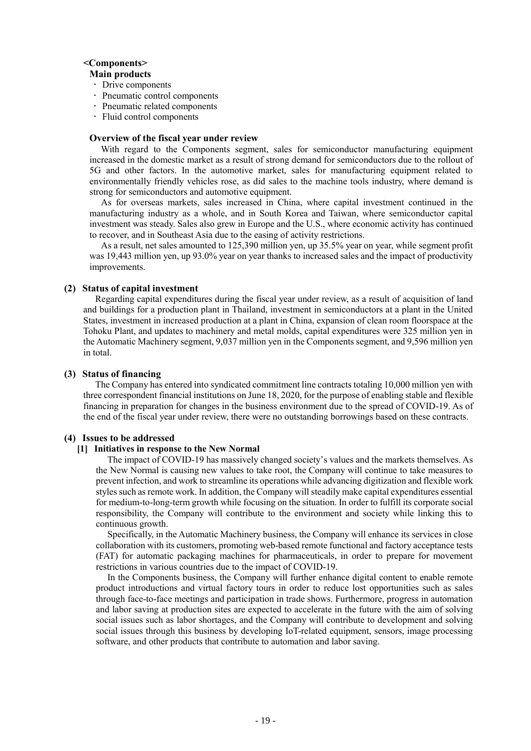**<Components>**

**Main products**

- Drive components
- Pneumatic control components
- Pneumatic related components
- Fluid control components

**Overview of the fiscal year under review**

With regard to the Components segment, sales for semiconductor manufacturing equipment increased in the domestic market as a result of strong demand for semiconductors due to the rollout of 5G and other factors. In the automotive market, sales for manufacturing equipment related to environmentally friendly vehicles rose, as did sales to the machine tools industry, where demand is strong for semiconductors and automotive equipment.

As for overseas markets, sales increased in China, where capital investment continued in the manufacturing industry as a whole, and in South Korea and Taiwan, where semiconductor capital investment was steady. Sales also grew in Europe and the U.S., where economic activity has continued to recover, and in Southeast Asia due to the easing of activity restrictions.

As a result, net sales amounted to 125,390 million yen, up 35.5% year on year, while segment profit was 19,443 million yen, up 93.0% year on year thanks to increased sales and the impact of productivity improvements.

### (2) Status of capital investment

Regarding capital expenditures during the fiscal year under review, as a result of acquisition of land and buildings for a production plant in Thailand, investment in semiconductors at a plant in the United States, investment in increased production at a plant in China, expansion of clean room floorspace at the Tohoku Plant, and updates to machinery and metal molds, capital expenditures were 325 million yen in the Automatic Machinery segment, 9,037 million yen in the Components segment, and 9,596 million yen in total.

### (3) Status of financing

The Company has entered into syndicated commitment line contracts totaling 10,000 million yen with three correspondent financial institutions on June 18, 2020, for the purpose of enabling stable and flexible financing in preparation for changes in the business environment due to the spread of COVID-19. As of the end of the fiscal year under review, there were no outstanding borrowings based on these contracts.

### (4) Issues to be addressed

#### [1] Initiatives in response to the New Normal

The impact of COVID-19 has massively changed society's values and the markets themselves. As the New Normal is causing new values to take root, the Company will continue to take measures to prevent infection, and work to streamline its operations while advancing digitization and flexible work styles such as remote work. In addition, the Company will steadily make capital expenditures essential for medium-to-long-term growth while focusing on the situation. In order to fulfill its corporate social responsibility, the Company will contribute to the environment and society while linking this to continuous growth.

Specifically, in the Automatic Machinery business, the Company will enhance its services in close collaboration with its customers, promoting web-based remote functional and factory acceptance tests (FAT) for automatic packaging machines for pharmaceuticals, in order to prepare for movement restrictions in various countries due to the impact of COVID-19.

In the Components business, the Company will further enhance digital content to enable remote product introductions and virtual factory tours in order to reduce lost opportunities such as sales through face-to-face meetings and participation in trade shows. Furthermore, progress in automation and labor saving at production sites are expected to accelerate in the future with the aim of solving social issues such as labor shortages, and the Company will contribute to development and solving social issues through this business by developing IoT-related equipment, sensors, image processing software, and other products that contribute to automation and labor saving.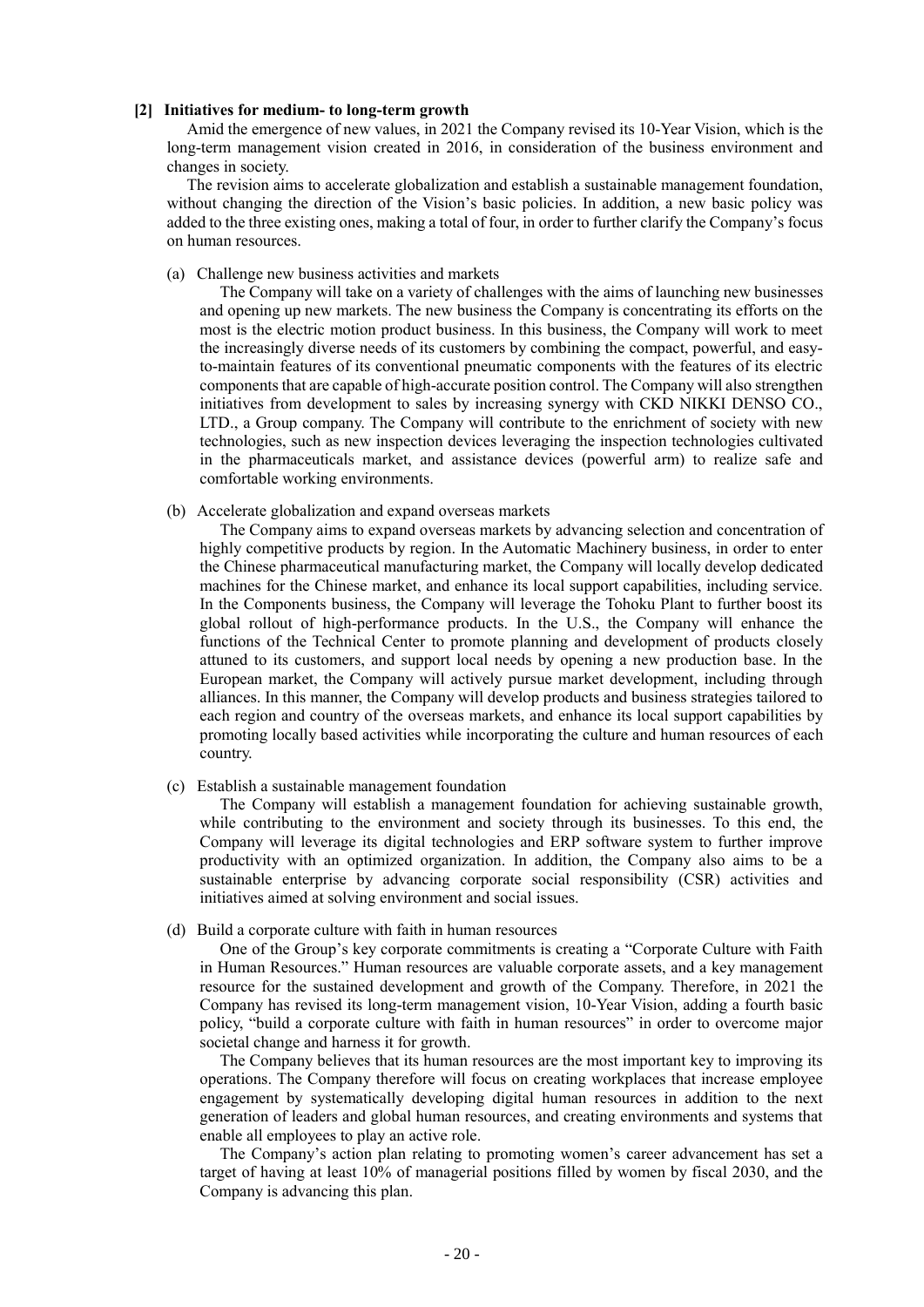### [2] Initiatives for medium- to long-term growth

Amid the emergence of new values, in 2021 the Company revised its 10-Year Vision, which is the long-term management vision created in 2016, in consideration of the business environment and changes in society.

The revision aims to accelerate globalization and establish a sustainable management foundation, without changing the direction of the Vision's basic policies. In addition, a new basic policy was added to the three existing ones, making a total of four, in order to further clarify the Company's focus on human resources.

(a) Challenge new business activities and markets

The Company will take on a variety of challenges with the aims of launching new businesses and opening up new markets. The new business the Company is concentrating its efforts on the most is the electric motion product business. In this business, the Company will work to meet the increasingly diverse needs of its customers by combining the compact, powerful, and easy-to-maintain features of its conventional pneumatic components with the features of its electric components that are capable of high-accurate position control. The Company will also strengthen initiatives from development to sales by increasing synergy with CKD NIKKI DENSO CO., LTD., a Group company. The Company will contribute to the enrichment of society with new technologies, such as new inspection devices leveraging the inspection technologies cultivated in the pharmaceuticals market, and assistance devices (powerful arm) to realize safe and comfortable working environments.

(b) Accelerate globalization and expand overseas markets

The Company aims to expand overseas markets by advancing selection and concentration of highly competitive products by region. In the Automatic Machinery business, in order to enter the Chinese pharmaceutical manufacturing market, the Company will locally develop dedicated machines for the Chinese market, and enhance its local support capabilities, including service. In the Components business, the Company will leverage the Tohoku Plant to further boost its global rollout of high-performance products. In the U.S., the Company will enhance the functions of the Technical Center to promote planning and development of products closely attuned to its customers, and support local needs by opening a new production base. In the European market, the Company will actively pursue market development, including through alliances. In this manner, the Company will develop products and business strategies tailored to each region and country of the overseas markets, and enhance its local support capabilities by promoting locally based activities while incorporating the culture and human resources of each country.

(c) Establish a sustainable management foundation

The Company will establish a management foundation for achieving sustainable growth, while contributing to the environment and society through its businesses. To this end, the Company will leverage its digital technologies and ERP software system to further improve productivity with an optimized organization. In addition, the Company also aims to be a sustainable enterprise by advancing corporate social responsibility (CSR) activities and initiatives aimed at solving environment and social issues.

(d) Build a corporate culture with faith in human resources

One of the Group's key corporate commitments is creating a "Corporate Culture with Faith in Human Resources." Human resources are valuable corporate assets, and a key management resource for the sustained development and growth of the Company. Therefore, in 2021 the Company has revised its long-term management vision, 10-Year Vision, adding a fourth basic policy, "build a corporate culture with faith in human resources" in order to overcome major societal change and harness it for growth.

The Company believes that its human resources are the most important key to improving its operations. The Company therefore will focus on creating workplaces that increase employee engagement by systematically developing digital human resources in addition to the next generation of leaders and global human resources, and creating environments and systems that enable all employees to play an active role.

The Company's action plan relating to promoting women's career advancement has set a target of having at least 10% of managerial positions filled by women by fiscal 2030, and the Company is advancing this plan.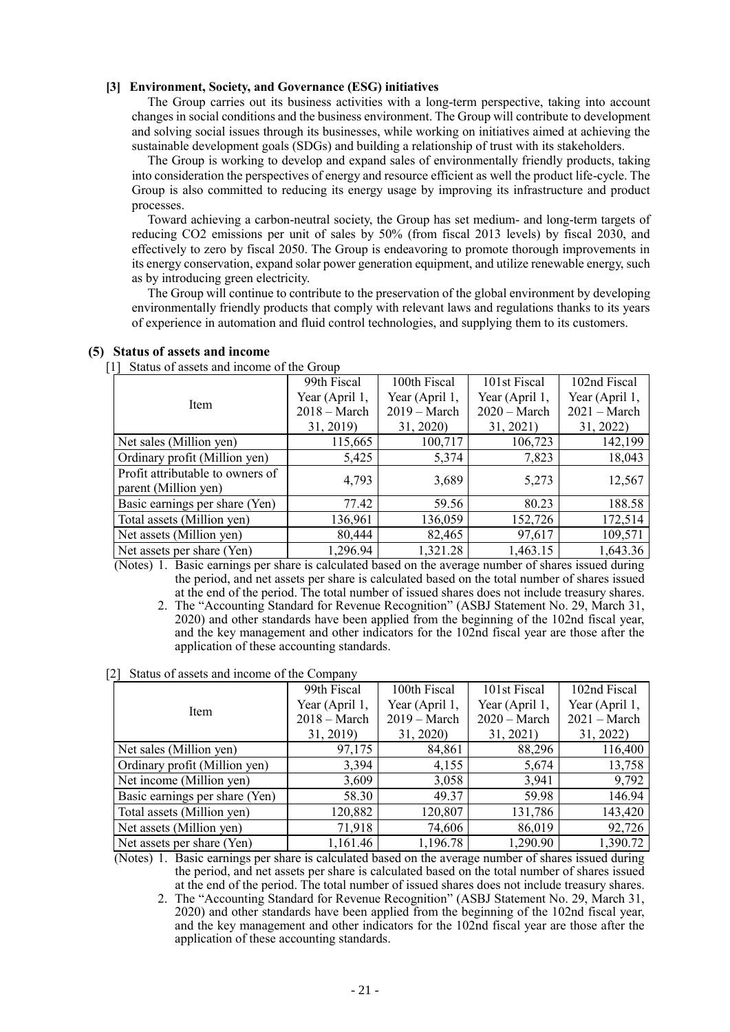### [3] Environment, Society, and Governance (ESG) initiatives

The Group carries out its business activities with a long-term perspective, taking into account changes in social conditions and the business environment. The Group will contribute to development and solving social issues through its businesses, while working on initiatives aimed at achieving the sustainable development goals (SDGs) and building a relationship of trust with its stakeholders.

The Group is working to develop and expand sales of environmentally friendly products, taking into consideration the perspectives of energy and resource efficient as well the product life-cycle. The Group is also committed to reducing its energy usage by improving its infrastructure and product processes.

Toward achieving a carbon-neutral society, the Group has set medium- and long-term targets of reducing $CO_2$ emissions per unit of sales by 50% (from fiscal 2013 levels) by fiscal 2030, and effectively to zero by fiscal 2050. The Group is endeavoring to promote thorough improvements in its energy conservation, expand solar power generation equipment, and utilize renewable energy, such as by introducing green electricity.

The Group will continue to contribute to the preservation of the global environment by developing environmentally friendly products that comply with relevant laws and regulations thanks to its years of experience in automation and fluid control technologies, and supplying them to its customers.

## (5) Status of assets and income

[1] Status of assets and income of the Group

| Item | 99th Fiscal Year (April 1, 2018 – March 31, 2019) | 100th Fiscal Year (April 1, 2019 – March 31, 2020) | 101st Fiscal Year (April 1, 2020 – March 31, 2021) | 102nd Fiscal Year (April 1, 2021 – March 31, 2022) |
|---|---|---|---|---|
| Net sales (Million yen) | 115,665 | 100,717 | 106,723 | 142,199 |
| Ordinary profit (Million yen) | 5,425 | 5,374 | 7,823 | 18,043 |
| Profit attributable to owners of parent (Million yen) | 4,793 | 3,689 | 5,273 | 12,567 |
| Basic earnings per share (Yen) | 77.42 | 59.56 | 80.23 | 188.58 |
| Total assets (Million yen) | 136,961 | 136,059 | 152,726 | 172,514 |
| Net assets (Million yen) | 80,444 | 82,465 | 97,617 | 109,571 |
| Net assets per share (Yen) | 1,296.94 | 1,321.28 | 1,463.15 | 1,643.36 |

(Notes) 1. Basic earnings per share is calculated based on the average number of shares issued during the period, and net assets per share is calculated based on the total number of shares issued at the end of the period. The total number of issued shares does not include treasury shares.

2. The "Accounting Standard for Revenue Recognition" (ASBJ Statement No. 29, March 31, 2020) and other standards have been applied from the beginning of the 102nd fiscal year, and the key management and other indicators for the 102nd fiscal year are those after the application of these accounting standards.

[2] Status of assets and income of the Company

| Item | 99th Fiscal Year (April 1, 2018 – March 31, 2019) | 100th Fiscal Year (April 1, 2019 – March 31, 2020) | 101st Fiscal Year (April 1, 2020 – March 31, 2021) | 102nd Fiscal Year (April 1, 2021 – March 31, 2022) |
|---|---|---|---|---|
| Net sales (Million yen) | 97,175 | 84,861 | 88,296 | 116,400 |
| Ordinary profit (Million yen) | 3,394 | 4,155 | 5,674 | 13,758 |
| Net income (Million yen) | 3,609 | 3,058 | 3,941 | 9,792 |
| Basic earnings per share (Yen) | 58.30 | 49.37 | 59.98 | 146.94 |
| Total assets (Million yen) | 120,882 | 120,807 | 131,786 | 143,420 |
| Net assets (Million yen) | 71,918 | 74,606 | 86,019 | 92,726 |
| Net assets per share (Yen) | 1,161.46 | 1,196.78 | 1,290.90 | 1,390.72 |

(Notes) 1. Basic earnings per share is calculated based on the average number of shares issued during the period, and net assets per share is calculated based on the total number of shares issued at the end of the period. The total number of issued shares does not include treasury shares.

2. The "Accounting Standard for Revenue Recognition" (ASBJ Statement No. 29, March 31, 2020) and other standards have been applied from the beginning of the 102nd fiscal year, and the key management and other indicators for the 102nd fiscal year are those after the application of these accounting standards.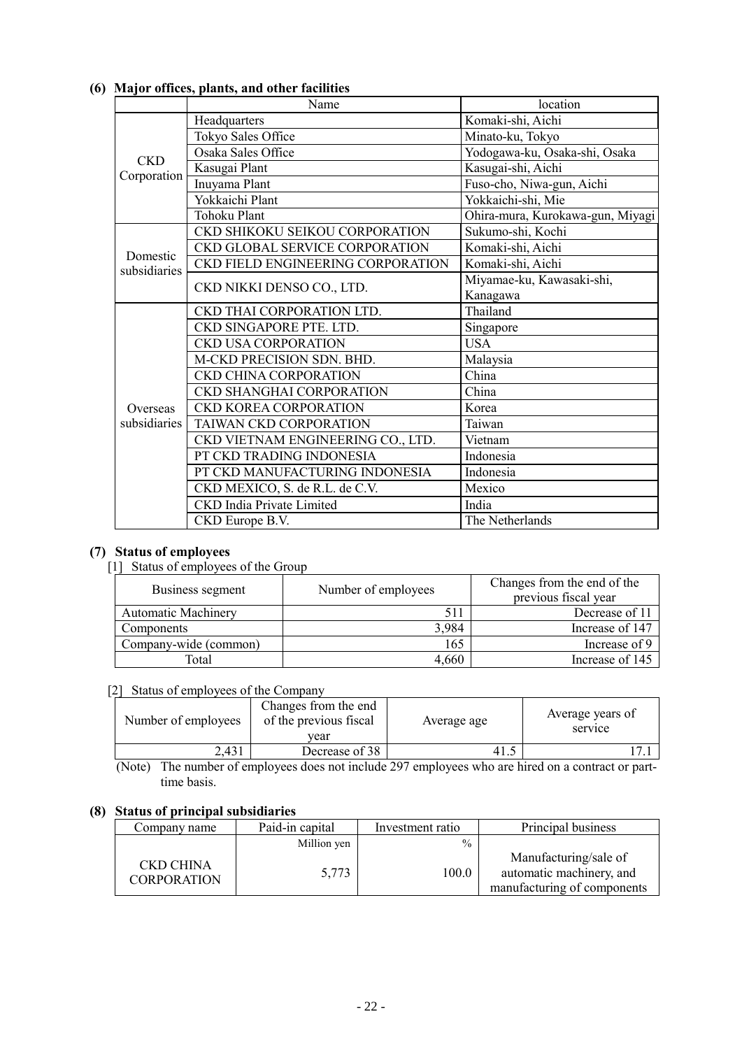### (6) Major offices, plants, and other facilities

| | Name | location |
|---|---|---|
| CKD Corporation | Headquarters | Komaki-shi, Aichi |
| | Tokyo Sales Office | Minato-ku, Tokyo |
| | Osaka Sales Office | Yodogawa-ku, Osaka-shi, Osaka |
| | Kasugai Plant | Kasugai-shi, Aichi |
| | Inuyama Plant | Fuso-cho, Niwa-gun, Aichi |
| | Yokkaichi Plant | Yokkaichi-shi, Mie |
| | Tohoku Plant | Ohira-mura, Kurokawa-gun, Miyagi |
| Domestic subsidiaries | CKD SHIKOKU SEIKOU CORPORATION | Sukumo-shi, Kochi |
| | CKD GLOBAL SERVICE CORPORATION | Komaki-shi, Aichi |
| | CKD FIELD ENGINEERING CORPORATION | Komaki-shi, Aichi |
| | CKD NIKKI DENSO CO., LTD. | Miyamae-ku, Kawasaki-shi, Kanagawa |
| Overseas subsidiaries | CKD THAI CORPORATION LTD. | Thailand |
| | CKD SINGAPORE PTE. LTD. | Singapore |
| | CKD USA CORPORATION | USA |
| | M-CKD PRECISION SDN. BHD. | Malaysia |
| | CKD CHINA CORPORATION | China |
| | CKD SHANGHAI CORPORATION | China |
| | CKD KOREA CORPORATION | Korea |
| | TAIWAN CKD CORPORATION | Taiwan |
| | CKD VIETNAM ENGINEERING CO., LTD. | Vietnam |
| | PT CKD TRADING INDONESIA | Indonesia |
| | PT CKD MANUFACTURING INDONESIA | Indonesia |
| | CKD MEXICO, S. de R.L. de C.V. | Mexico |
| | CKD India Private Limited | India |
| | CKD Europe B.V. | The Netherlands |

### (7) Status of employees

[1] Status of employees of the Group

| Business segment | Number of employees | Changes from the end of the previous fiscal year |
|---|---|---|
| Automatic Machinery | 511 | Decrease of 11 |
| Components | 3,984 | Increase of 147 |
| Company-wide (common) | 165 | Increase of 9 |
| Total | 4,660 | Increase of 145 |

[2] Status of employees of the Company

| Number of employees | Changes from the end of the previous fiscal year | Average age | Average years of service |
|---|---|---|---|
| 2,431 | Decrease of 38 | 41.5 | 17.1 |

(Note) The number of employees does not include 297 employees who are hired on a contract or part-time basis.

### (8) Status of principal subsidiaries

| Company name | Paid-in capital | Investment ratio | Principal business |
|---|---|---|---|
| | Million yen | % | |
| CKD CHINA CORPORATION | 5,773 | 100.0 | Manufacturing/sale of automatic machinery, and manufacturing of components |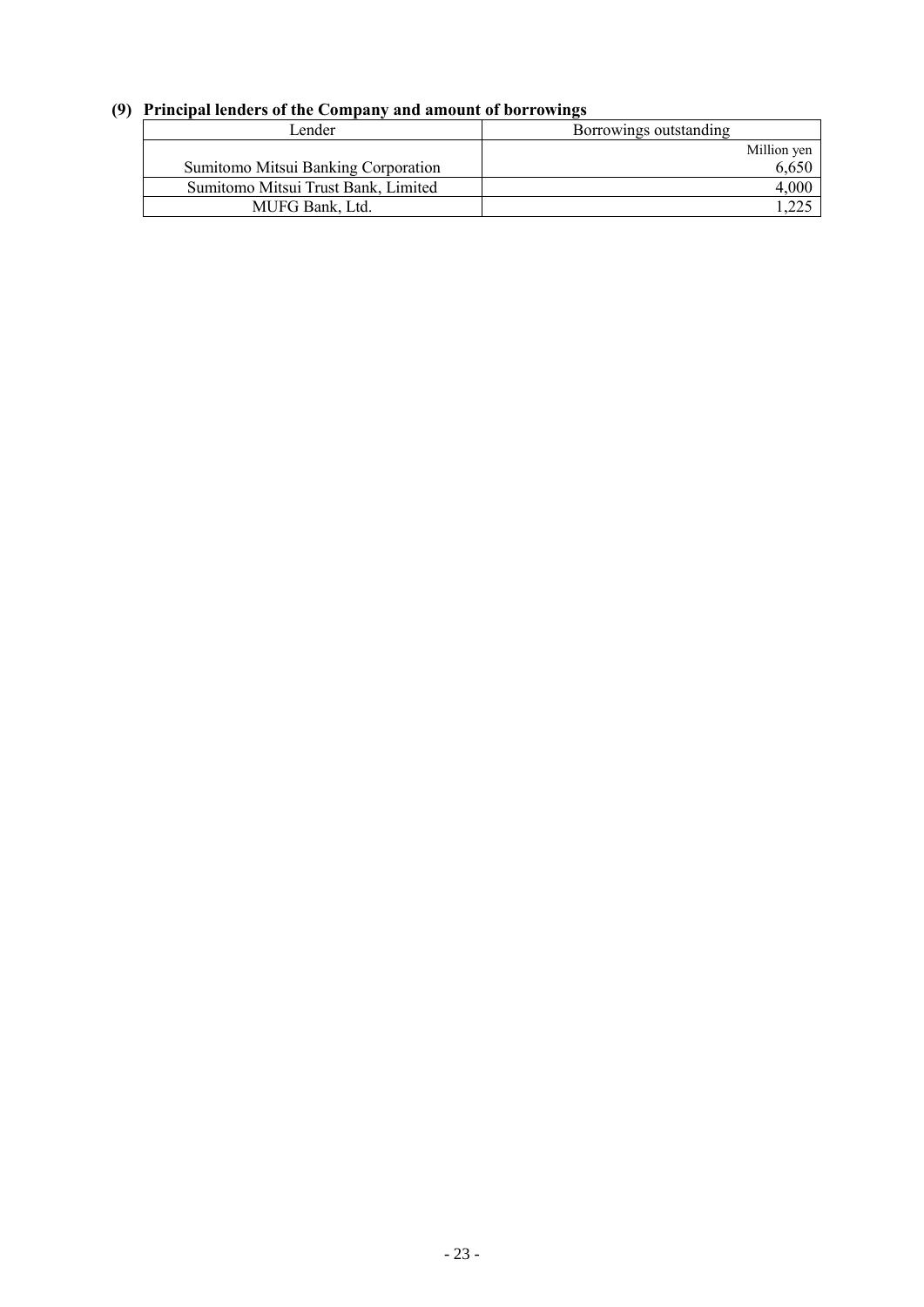## (9) Principal lenders of the Company and amount of borrowings

| Lender | Borrowings outstanding |
|---|---|
| | Million yen |
| Sumitomo Mitsui Banking Corporation | 6,650 |
| Sumitomo Mitsui Trust Bank, Limited | 4,000 |
| MUFG Bank, Ltd. | 1,225 |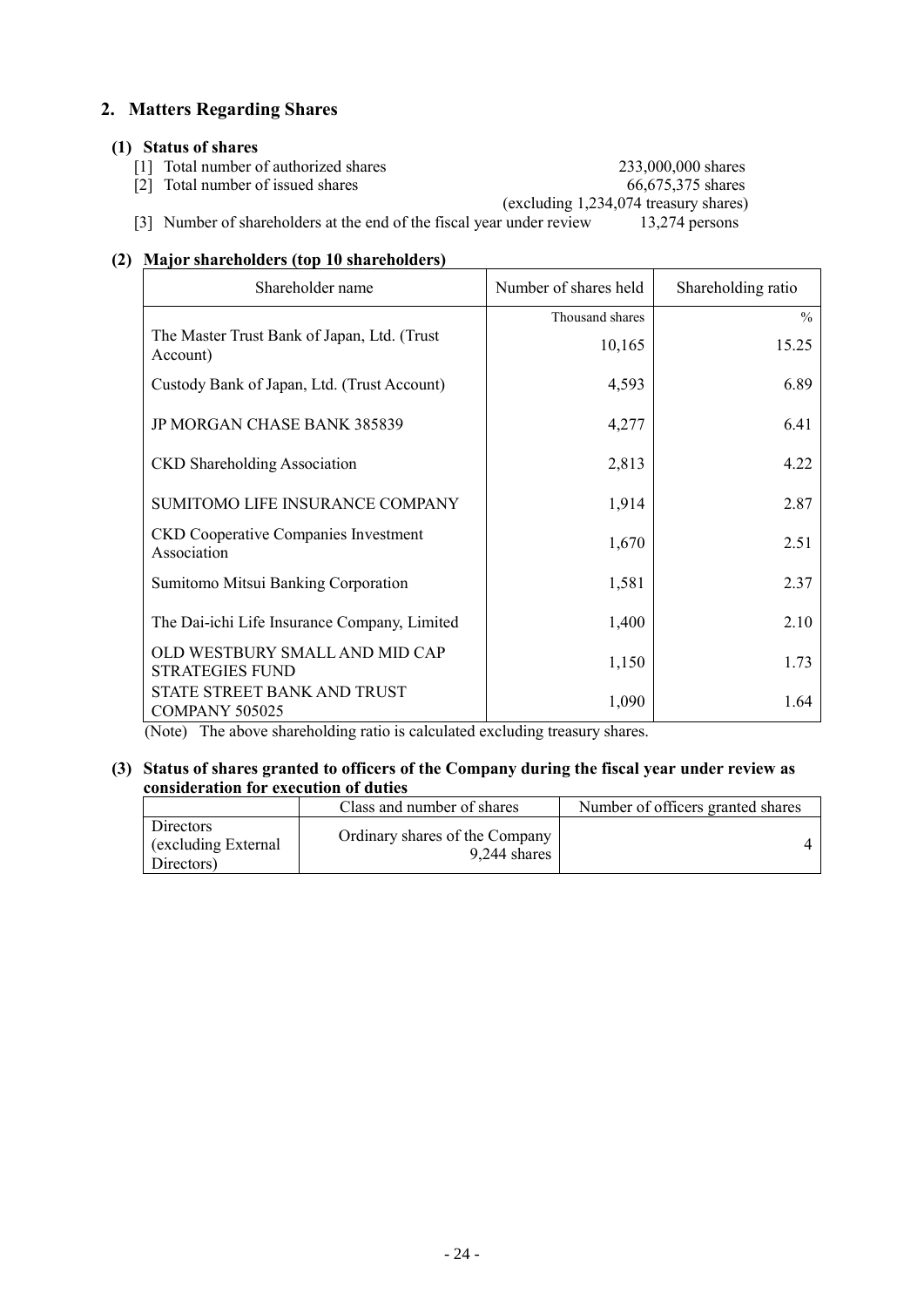## 2. Matters Regarding Shares

### (1) Status of shares

[1] Total number of authorized shares 233,000,000 shares

[2] Total number of issued shares 66,675,375 shares (excluding 1,234,074 treasury shares)

[3] Number of shareholders at the end of the fiscal year under review 13,274 persons

### (2) Major shareholders (top 10 shareholders)

| Shareholder name | Number of shares held | Shareholding ratio |
|---|---|---|
| | Thousand shares | % |
| The Master Trust Bank of Japan, Ltd. (Trust Account) | 10,165 | 15.25 |
| Custody Bank of Japan, Ltd. (Trust Account) | 4,593 | 6.89 |
| JP MORGAN CHASE BANK 385839 | 4,277 | 6.41 |
| CKD Shareholding Association | 2,813 | 4.22 |
| SUMITOMO LIFE INSURANCE COMPANY | 1,914 | 2.87 |
| CKD Cooperative Companies Investment Association | 1,670 | 2.51 |
| Sumitomo Mitsui Banking Corporation | 1,581 | 2.37 |
| The Dai-ichi Life Insurance Company, Limited | 1,400 | 2.10 |
| OLD WESTBURY SMALL AND MID CAP STRATEGIES FUND | 1,150 | 1.73 |
| STATE STREET BANK AND TRUST COMPANY 505025 | 1,090 | 1.64 |

(Note) The above shareholding ratio is calculated excluding treasury shares.

### (3) Status of shares granted to officers of the Company during the fiscal year under review as consideration for execution of duties

| | Class and number of shares | Number of officers granted shares |
|---|---|---|
| Directors (excluding External Directors) | Ordinary shares of the Company 9,244 shares | 4 |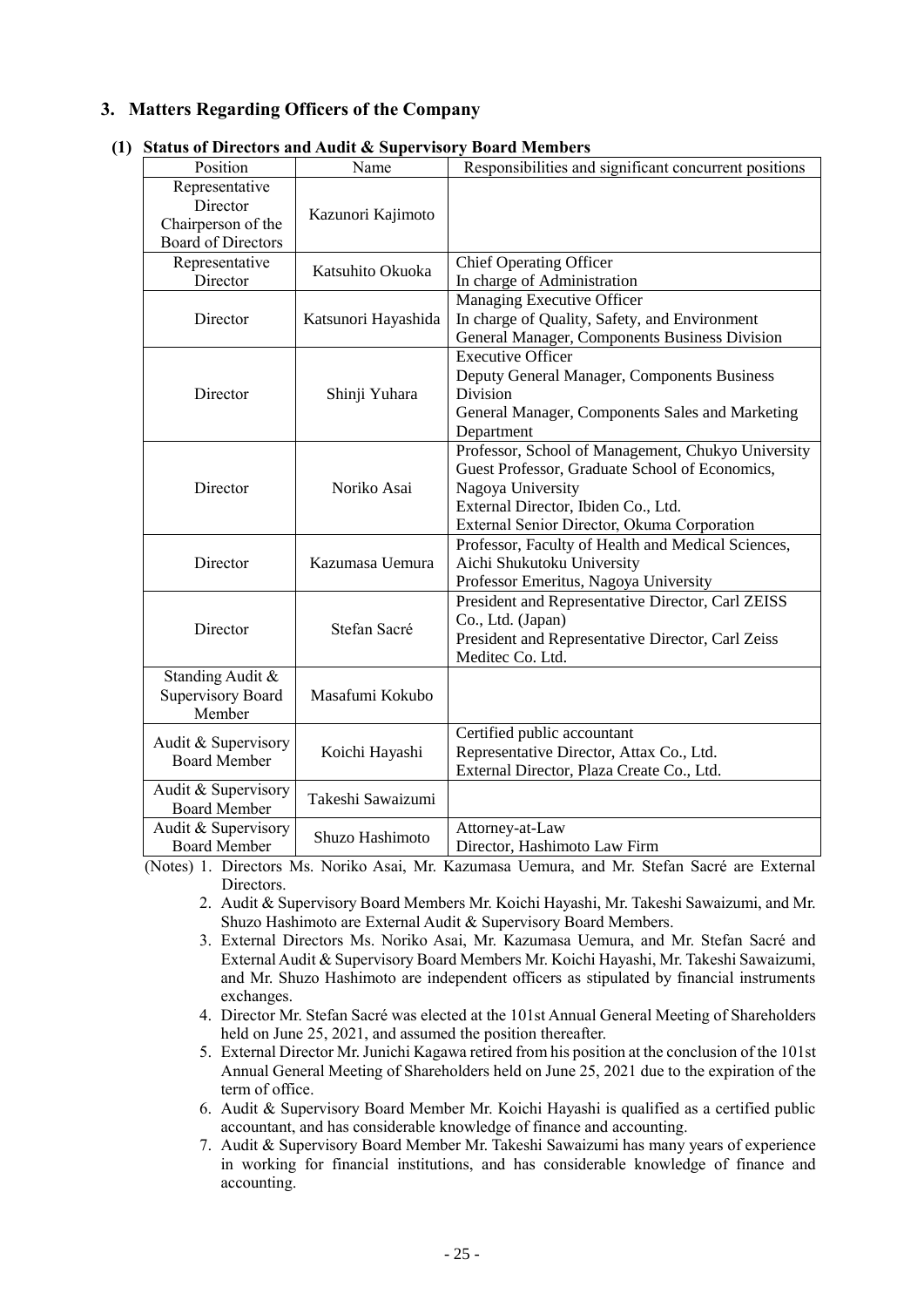## 3. Matters Regarding Officers of the Company

### (1) Status of Directors and Audit & Supervisory Board Members

| Position | Name | Responsibilities and significant concurrent positions |
|---|---|---|
| Representative Director Chairperson of the Board of Directors | Kazunori Kajimoto | |
| Representative Director | Katsuhito Okuoka | Chief Operating Officer<br>In charge of Administration |
| Director | Katsunori Hayashida | Managing Executive Officer<br>In charge of Quality, Safety, and Environment<br>General Manager, Components Business Division |
| Director | Shinji Yuhara | Executive Officer<br>Deputy General Manager, Components Business Division<br>General Manager, Components Sales and Marketing Department |
| Director | Noriko Asai | Professor, School of Management, Chukyo University<br>Guest Professor, Graduate School of Economics, Nagoya University<br>External Director, Ibiden Co., Ltd.<br>External Senior Director, Okuma Corporation |
| Director | Kazumasa Uemura | Professor, Faculty of Health and Medical Sciences, Aichi Shukutoku University<br>Professor Emeritus, Nagoya University |
| Director | Stefan Sacré | President and Representative Director, Carl ZEISS Co., Ltd. (Japan)<br>President and Representative Director, Carl Zeiss Meditec Co. Ltd. |
| Standing Audit & Supervisory Board Member | Masafumi Kokubo | |
| Audit & Supervisory Board Member | Koichi Hayashi | Certified public accountant<br>Representative Director, Attax Co., Ltd.<br>External Director, Plaza Create Co., Ltd. |
| Audit & Supervisory Board Member | Takeshi Sawaizumi | |
| Audit & Supervisory Board Member | Shuzo Hashimoto | Attorney-at-Law<br>Director, Hashimoto Law Firm |

(Notes)
1. Directors Ms. Noriko Asai, Mr. Kazumasa Uemura, and Mr. Stefan Sacré are External Directors.
2. Audit & Supervisory Board Members Mr. Koichi Hayashi, Mr. Takeshi Sawaizumi, and Mr. Shuzo Hashimoto are External Audit & Supervisory Board Members.
3. External Directors Ms. Noriko Asai, Mr. Kazumasa Uemura, and Mr. Stefan Sacré and External Audit & Supervisory Board Members Mr. Koichi Hayashi, Mr. Takeshi Sawaizumi, and Mr. Shuzo Hashimoto are independent officers as stipulated by financial instruments exchanges.
4. Director Mr. Stefan Sacré was elected at the 101st Annual General Meeting of Shareholders held on June 25, 2021, and assumed the position thereafter.
5. External Director Mr. Junichi Kagawa retired from his position at the conclusion of the 101st Annual General Meeting of Shareholders held on June 25, 2021 due to the expiration of the term of office.
6. Audit & Supervisory Board Member Mr. Koichi Hayashi is qualified as a certified public accountant, and has considerable knowledge of finance and accounting.
7. Audit & Supervisory Board Member Mr. Takeshi Sawaizumi has many years of experience in working for financial institutions, and has considerable knowledge of finance and accounting.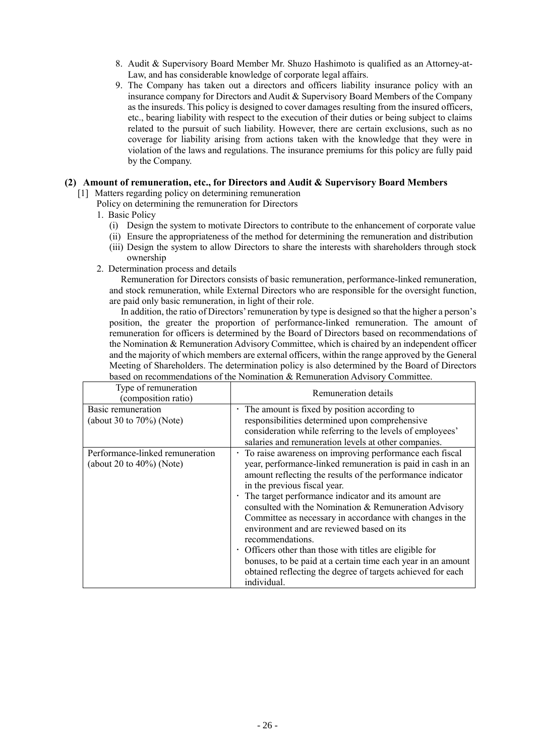8. Audit & Supervisory Board Member Mr. Shuzo Hashimoto is qualified as an Attorney-at-Law, and has considerable knowledge of corporate legal affairs.
9. The Company has taken out a directors and officers liability insurance policy with an insurance company for Directors and Audit & Supervisory Board Members of the Company as the insureds. This policy is designed to cover damages resulting from the insured officers, etc., bearing liability with respect to the execution of their duties or being subject to claims related to the pursuit of such liability. However, there are certain exclusions, such as no coverage for liability arising from actions taken with the knowledge that they were in violation of the laws and regulations. The insurance premiums for this policy are fully paid by the Company.

## (2) Amount of remuneration, etc., for Directors and Audit & Supervisory Board Members

[1] Matters regarding policy on determining remuneration

Policy on determining the remuneration for Directors

1. Basic Policy
   - (i) Design the system to motivate Directors to contribute to the enhancement of corporate value
   - (ii) Ensure the appropriateness of the method for determining the remuneration and distribution
   - (iii) Design the system to allow Directors to share the interests with shareholders through stock ownership
2. Determination process and details

Remuneration for Directors consists of basic remuneration, performance-linked remuneration, and stock remuneration, while External Directors who are responsible for the oversight function, are paid only basic remuneration, in light of their role.

In addition, the ratio of Directors' remuneration by type is designed so that the higher a person's position, the greater the proportion of performance-linked remuneration. The amount of remuneration for officers is determined by the Board of Directors based on recommendations of the Nomination & Remuneration Advisory Committee, which is chaired by an independent officer and the majority of which members are external officers, within the range approved by the General Meeting of Shareholders. The determination policy is also determined by the Board of Directors based on recommendations of the Nomination & Remuneration Advisory Committee.

| Type of remuneration (composition ratio) | Remuneration details |
|---|---|
| Basic remuneration (about 30 to 70%) (Note) | ・ The amount is fixed by position according to responsibilities determined upon comprehensive consideration while referring to the levels of employees' salaries and remuneration levels at other companies. |
| Performance-linked remuneration (about 20 to 40%) (Note) | ・ To raise awareness on improving performance each fiscal year, performance-linked remuneration is paid in cash in an amount reflecting the results of the performance indicator in the previous fiscal year.<br>・ The target performance indicator and its amount are consulted with the Nomination & Remuneration Advisory Committee as necessary in accordance with changes in the environment and are reviewed based on its recommendations.<br>・ Officers other than those with titles are eligible for bonuses, to be paid at a certain time each year in an amount obtained reflecting the degree of targets achieved for each individual. |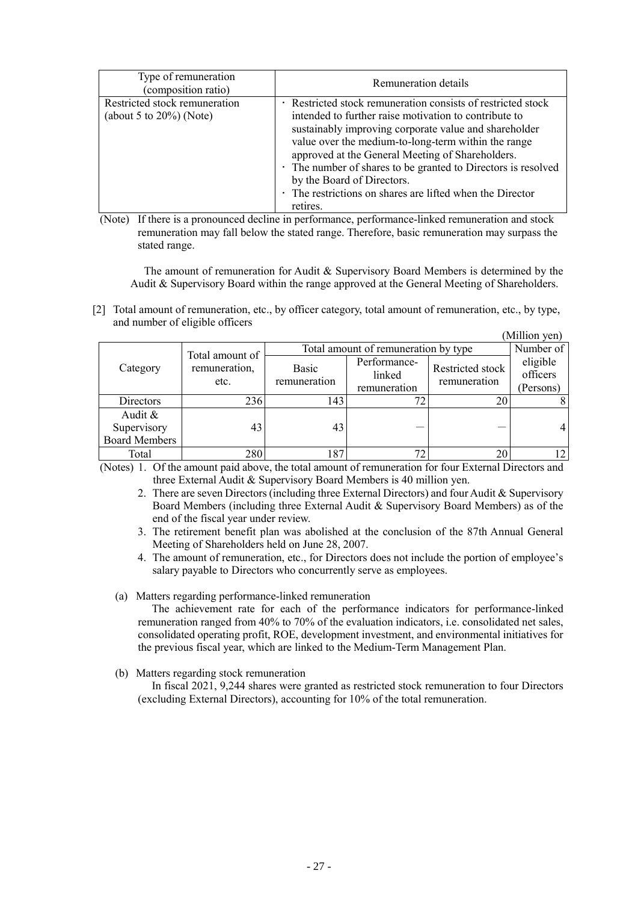| Type of remuneration (composition ratio) | Remuneration details |
|---|---|
| Restricted stock remuneration (about 5 to 20%) (Note) | ・ Restricted stock remuneration consists of restricted stock intended to further raise motivation to contribute to sustainably improving corporate value and shareholder value over the medium-to-long-term within the range approved at the General Meeting of Shareholders.<br>・ The number of shares to be granted to Directors is resolved by the Board of Directors.<br>・ The restrictions on shares are lifted when the Director retires. |

(Note) If there is a pronounced decline in performance, performance-linked remuneration and stock remuneration may fall below the stated range. Therefore, basic remuneration may surpass the stated range.

The amount of remuneration for Audit & Supervisory Board Members is determined by the Audit & Supervisory Board within the range approved at the General Meeting of Shareholders.

[2] Total amount of remuneration, etc., by officer category, total amount of remuneration, etc., by type, and number of eligible officers

(Million yen)

| Category | Total amount of remuneration, etc. | Total amount of remuneration by type | | | Number of eligible officers (Persons) |
|---|---|---|---|---|---|
| | | Basic remuneration | Performance-linked remuneration | Restricted stock remuneration | |
| Directors | 236 | 143 | 72 | 20 | 8 |
| Audit & Supervisory Board Members | 43 | 43 | ― | ― | 4 |
| Total | 280 | 187 | 72 | 20 | 12 |

(Notes) 1. Of the amount paid above, the total amount of remuneration for four External Directors and three External Audit & Supervisory Board Members is 40 million yen.
2. There are seven Directors (including three External Directors) and four Audit & Supervisory Board Members (including three External Audit & Supervisory Board Members) as of the end of the fiscal year under review.
3. The retirement benefit plan was abolished at the conclusion of the 87th Annual General Meeting of Shareholders held on June 28, 2007.
4. The amount of remuneration, etc., for Directors does not include the portion of employee's salary payable to Directors who concurrently serve as employees.

(a) Matters regarding performance-linked remuneration

The achievement rate for each of the performance indicators for performance-linked remuneration ranged from 40% to 70% of the evaluation indicators, i.e. consolidated net sales, consolidated operating profit, ROE, development investment, and environmental initiatives for the previous fiscal year, which are linked to the Medium-Term Management Plan.

(b) Matters regarding stock remuneration

In fiscal 2021, 9,244 shares were granted as restricted stock remuneration to four Directors (excluding External Directors), accounting for 10% of the total remuneration.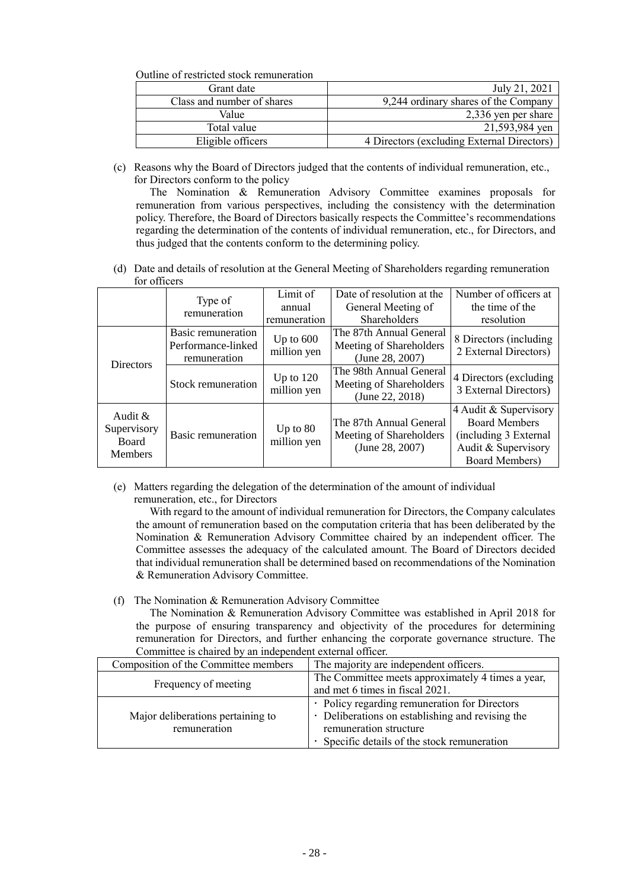Outline of restricted stock remuneration

| Grant date | July 21, 2021 |
|---|---|
| Class and number of shares | 9,244 ordinary shares of the Company |
| Value | 2,336 yen per share |
| Total value | 21,593,984 yen |
| Eligible officers | 4 Directors (excluding External Directors) |

(c) Reasons why the Board of Directors judged that the contents of individual remuneration, etc., for Directors conform to the policy

The Nomination & Remuneration Advisory Committee examines proposals for remuneration from various perspectives, including the consistency with the determination policy. Therefore, the Board of Directors basically respects the Committee's recommendations regarding the determination of the contents of individual remuneration, etc., for Directors, and thus judged that the contents conform to the determining policy.

(d) Date and details of resolution at the General Meeting of Shareholders regarding remuneration for officers

| | Type of remuneration | Limit of annual remuneration | Date of resolution at the General Meeting of Shareholders | Number of officers at the time of the resolution |
|---|---|---|---|---|
| Directors | Basic remuneration Performance-linked remuneration | Up to 600 million yen | The 87th Annual General Meeting of Shareholders (June 28, 2007) | 8 Directors (including 2 External Directors) |
| | Stock remuneration | Up to 120 million yen | The 98th Annual General Meeting of Shareholders (June 22, 2018) | 4 Directors (excluding 3 External Directors) |
| Audit & Supervisory Board Members | Basic remuneration | Up to 80 million yen | The 87th Annual General Meeting of Shareholders (June 28, 2007) | 4 Audit & Supervisory Board Members (including 3 External Audit & Supervisory Board Members) |

(e) Matters regarding the delegation of the determination of the amount of individual remuneration, etc., for Directors

With regard to the amount of individual remuneration for Directors, the Company calculates the amount of remuneration based on the computation criteria that has been deliberated by the Nomination & Remuneration Advisory Committee chaired by an independent officer. The Committee assesses the adequacy of the calculated amount. The Board of Directors decided that individual remuneration shall be determined based on recommendations of the Nomination & Remuneration Advisory Committee.

(f) The Nomination & Remuneration Advisory Committee

The Nomination & Remuneration Advisory Committee was established in April 2018 for the purpose of ensuring transparency and objectivity of the procedures for determining remuneration for Directors, and further enhancing the corporate governance structure. The Committee is chaired by an independent external officer.

| Composition of the Committee members | The majority are independent officers. |
|---|---|
| Frequency of meeting | The Committee meets approximately 4 times a year, and met 6 times in fiscal 2021. |
| Major deliberations pertaining to remuneration | ・ Policy regarding remuneration for Directors<br>・ Deliberations on establishing and revising the remuneration structure<br>・ Specific details of the stock remuneration |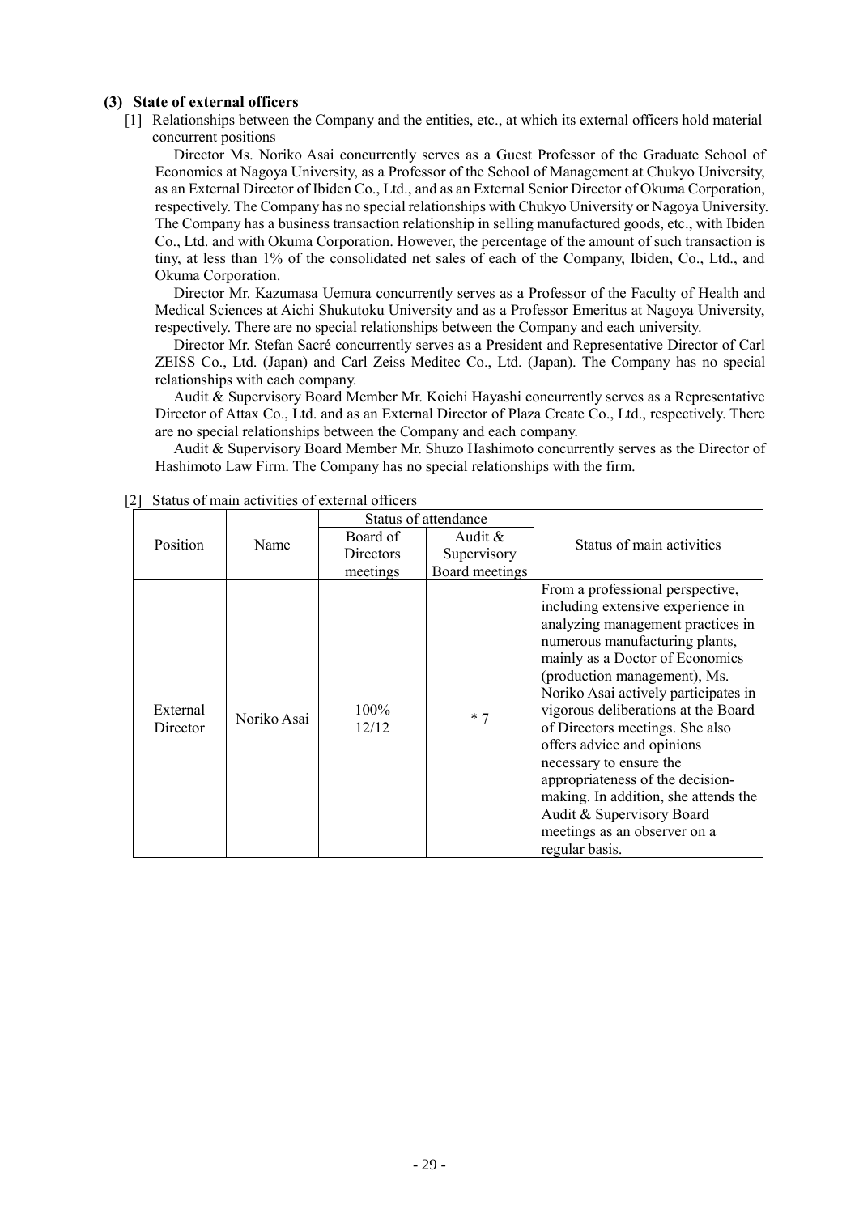### (3) State of external officers

[1] Relationships between the Company and the entities, etc., at which its external officers hold material concurrent positions

Director Ms. Noriko Asai concurrently serves as a Guest Professor of the Graduate School of Economics at Nagoya University, as a Professor of the School of Management at Chukyo University, as an External Director of Ibiden Co., Ltd., and as an External Senior Director of Okuma Corporation, respectively. The Company has no special relationships with Chukyo University or Nagoya University. The Company has a business transaction relationship in selling manufactured goods, etc., with Ibiden Co., Ltd. and with Okuma Corporation. However, the percentage of the amount of such transaction is tiny, at less than 1% of the consolidated net sales of each of the Company, Ibiden, Co., Ltd., and Okuma Corporation.

Director Mr. Kazumasa Uemura concurrently serves as a Professor of the Faculty of Health and Medical Sciences at Aichi Shukutoku University and as a Professor Emeritus at Nagoya University, respectively. There are no special relationships between the Company and each university.

Director Mr. Stefan Sacré concurrently serves as a President and Representative Director of Carl ZEISS Co., Ltd. (Japan) and Carl Zeiss Meditec Co., Ltd. (Japan). The Company has no special relationships with each company.

Audit & Supervisory Board Member Mr. Koichi Hayashi concurrently serves as a Representative Director of Attax Co., Ltd. and as an External Director of Plaza Create Co., Ltd., respectively. There are no special relationships between the Company and each company.

Audit & Supervisory Board Member Mr. Shuzo Hashimoto concurrently serves as the Director of Hashimoto Law Firm. The Company has no special relationships with the firm.

[2] Status of main activities of external officers

| Position | Name | Status of attendance | | Status of main activities |
|---|---|---|---|---|
| | | Board of Directors meetings | Audit & Supervisory Board meetings | |
| External Director | Noriko Asai | 100% 12/12 | * 7 | From a professional perspective, including extensive experience in analyzing management practices in numerous manufacturing plants, mainly as a Doctor of Economics (production management), Ms. Noriko Asai actively participates in vigorous deliberations at the Board of Directors meetings. She also offers advice and opinions necessary to ensure the appropriateness of the decision-making. In addition, she attends the Audit & Supervisory Board meetings as an observer on a regular basis. |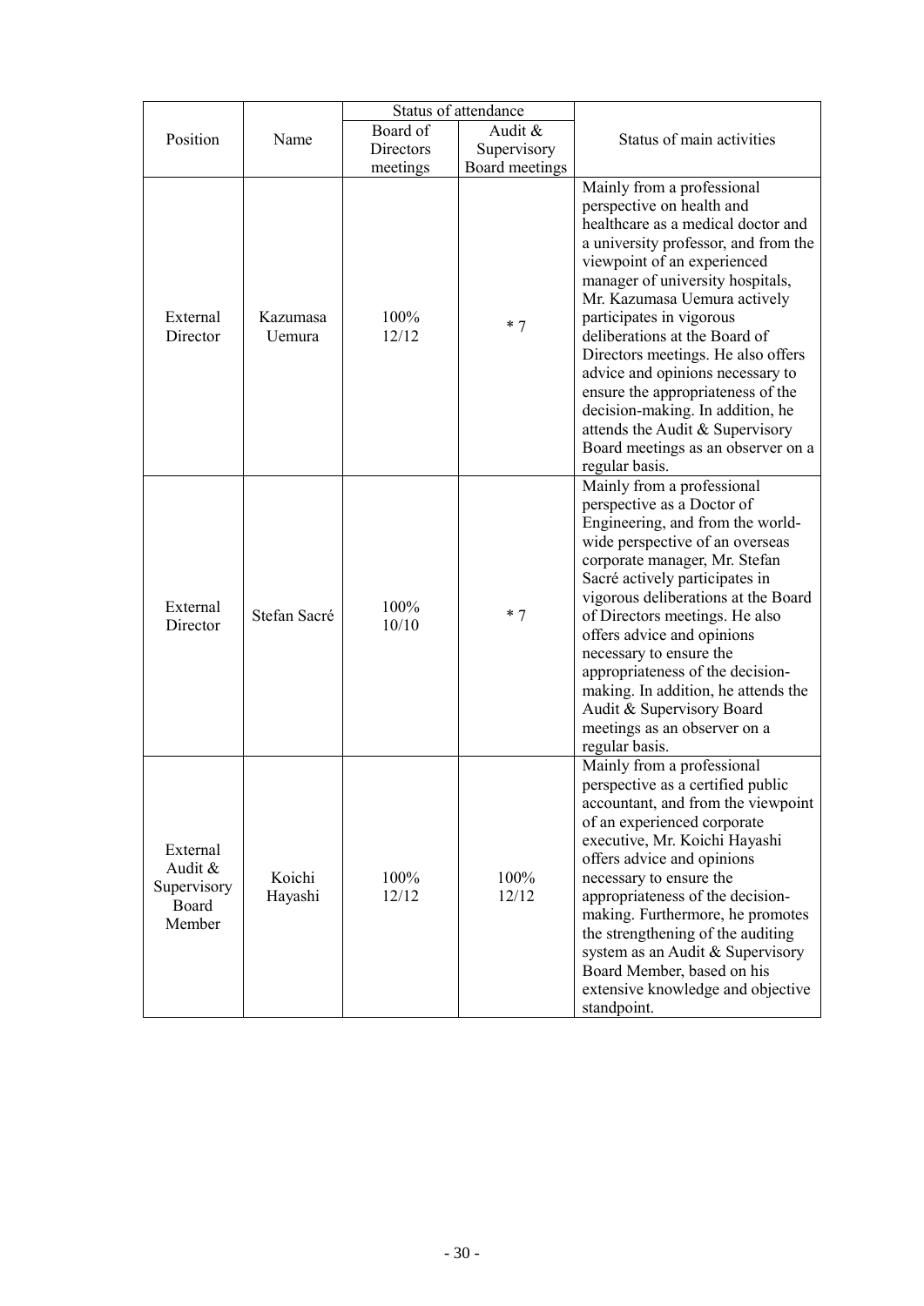| Position | Name | Status of attendance | | Status of main activities |
|---|---|---|---|---|
| | | Board of Directors meetings | Audit & Supervisory Board meetings | |
| External Director | Kazumasa Uemura | 100% 12/12 | * 7 | Mainly from a professional perspective on health and healthcare as a medical doctor and a university professor, and from the viewpoint of an experienced manager of university hospitals, Mr. Kazumasa Uemura actively participates in vigorous deliberations at the Board of Directors meetings. He also offers advice and opinions necessary to ensure the appropriateness of the decision-making. In addition, he attends the Audit & Supervisory Board meetings as an observer on a regular basis. |
| External Director | Stefan Sacré | 100% 10/10 | * 7 | Mainly from a professional perspective as a Doctor of Engineering, and from the world-wide perspective of an overseas corporate manager, Mr. Stefan Sacré actively participates in vigorous deliberations at the Board of Directors meetings. He also offers advice and opinions necessary to ensure the appropriateness of the decision-making. In addition, he attends the Audit & Supervisory Board meetings as an observer on a regular basis. |
| External Audit & Supervisory Board Member | Koichi Hayashi | 100% 12/12 | 100% 12/12 | Mainly from a professional perspective as a certified public accountant, and from the viewpoint of an experienced corporate executive, Mr. Koichi Hayashi offers advice and opinions necessary to ensure the appropriateness of the decision-making. Furthermore, he promotes the strengthening of the auditing system as an Audit & Supervisory Board Member, based on his extensive knowledge and objective standpoint. |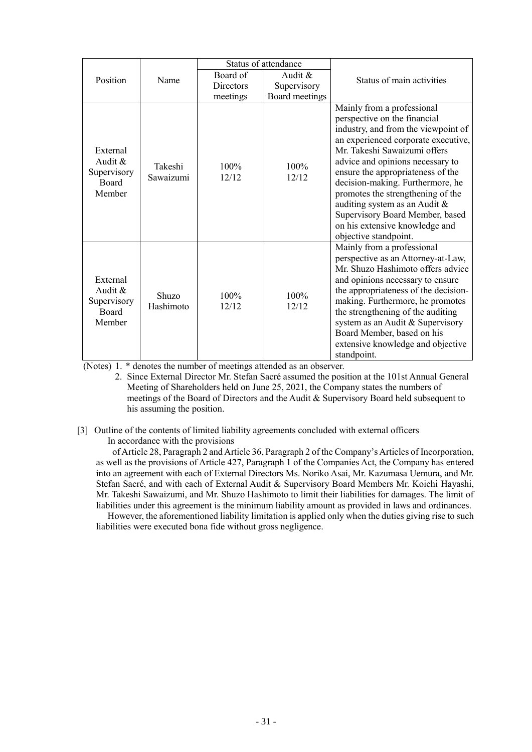| Position | Name | Status of attendance | | Status of main activities |
|---|---|---|---|---|
| | | Board of Directors meetings | Audit & Supervisory Board meetings | |
| External Audit & Supervisory Board Member | Takeshi Sawaizumi | 100% 12/12 | 100% 12/12 | Mainly from a professional perspective on the financial industry, and from the viewpoint of an experienced corporate executive, Mr. Takeshi Sawaizumi offers advice and opinions necessary to ensure the appropriateness of the decision-making. Furthermore, he promotes the strengthening of the auditing system as an Audit & Supervisory Board Member, based on his extensive knowledge and objective standpoint. |
| External Audit & Supervisory Board Member | Shuzo Hashimoto | 100% 12/12 | 100% 12/12 | Mainly from a professional perspective as an Attorney-at-Law, Mr. Shuzo Hashimoto offers advice and opinions necessary to ensure the appropriateness of the decision-making. Furthermore, he promotes the strengthening of the auditing system as an Audit & Supervisory Board Member, based on his extensive knowledge and objective standpoint. |

(Notes) 1. * denotes the number of meetings attended as an observer.

2. Since External Director Mr. Stefan Sacré assumed the position at the 101st Annual General Meeting of Shareholders held on June 25, 2021, the Company states the numbers of meetings of the Board of Directors and the Audit & Supervisory Board held subsequent to his assuming the position.

[3] Outline of the contents of limited liability agreements concluded with external officers

In accordance with the provisions of Article 28, Paragraph 2 and Article 36, Paragraph 2 of the Company's Articles of Incorporation, as well as the provisions of Article 427, Paragraph 1 of the Companies Act, the Company has entered into an agreement with each of External Directors Ms. Noriko Asai, Mr. Kazumasa Uemura, and Mr. Stefan Sacré, and with each of External Audit & Supervisory Board Members Mr. Koichi Hayashi, Mr. Takeshi Sawaizumi, and Mr. Shuzo Hashimoto to limit their liabilities for damages. The limit of liabilities under this agreement is the minimum liability amount as provided in laws and ordinances.

However, the aforementioned liability limitation is applied only when the duties giving rise to such liabilities were executed bona fide without gross negligence.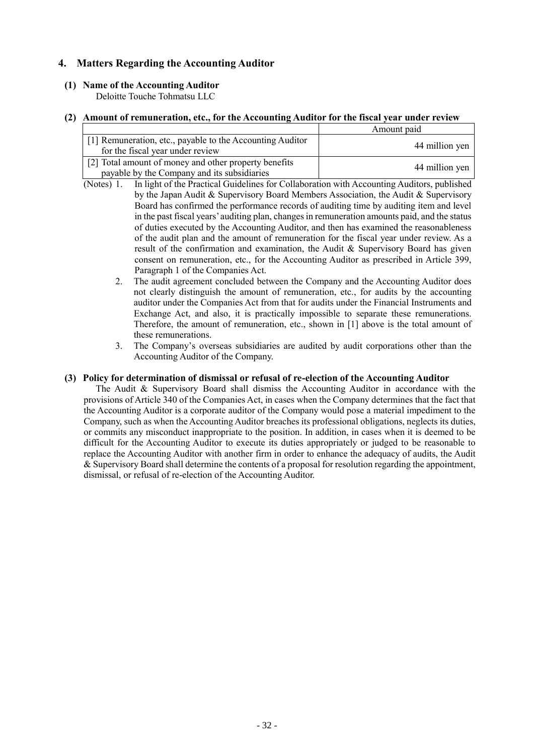## 4. Matters Regarding the Accounting Auditor

### (1) Name of the Accounting Auditor

Deloitte Touche Tohmatsu LLC

### (2) Amount of remuneration, etc., for the Accounting Auditor for the fiscal year under review

| | Amount paid |
|---|---|
| [1] Remuneration, etc., payable to the Accounting Auditor for the fiscal year under review | 44 million yen |
| [2] Total amount of money and other property benefits payable by the Company and its subsidiaries | 44 million yen |

(Notes)

1. In light of the Practical Guidelines for Collaboration with Accounting Auditors, published by the Japan Audit & Supervisory Board Members Association, the Audit & Supervisory Board has confirmed the performance records of auditing time by auditing item and level in the past fiscal years' auditing plan, changes in remuneration amounts paid, and the status of duties executed by the Accounting Auditor, and then has examined the reasonableness of the audit plan and the amount of remuneration for the fiscal year under review. As a result of the confirmation and examination, the Audit & Supervisory Board has given consent on remuneration, etc., for the Accounting Auditor as prescribed in Article 399, Paragraph 1 of the Companies Act.
2. The audit agreement concluded between the Company and the Accounting Auditor does not clearly distinguish the amount of remuneration, etc., for audits by the accounting auditor under the Companies Act from that for audits under the Financial Instruments and Exchange Act, and also, it is practically impossible to separate these remunerations. Therefore, the amount of remuneration, etc., shown in [1] above is the total amount of these remunerations.
3. The Company's overseas subsidiaries are audited by audit corporations other than the Accounting Auditor of the Company.

### (3) Policy for determination of dismissal or refusal of re-election of the Accounting Auditor

The Audit & Supervisory Board shall dismiss the Accounting Auditor in accordance with the provisions of Article 340 of the Companies Act, in cases when the Company determines that the fact that the Accounting Auditor is a corporate auditor of the Company would pose a material impediment to the Company, such as when the Accounting Auditor breaches its professional obligations, neglects its duties, or commits any misconduct inappropriate to the position. In addition, in cases when it is deemed to be difficult for the Accounting Auditor to execute its duties appropriately or judged to be reasonable to replace the Accounting Auditor with another firm in order to enhance the adequacy of audits, the Audit & Supervisory Board shall determine the contents of a proposal for resolution regarding the appointment, dismissal, or refusal of re-election of the Accounting Auditor.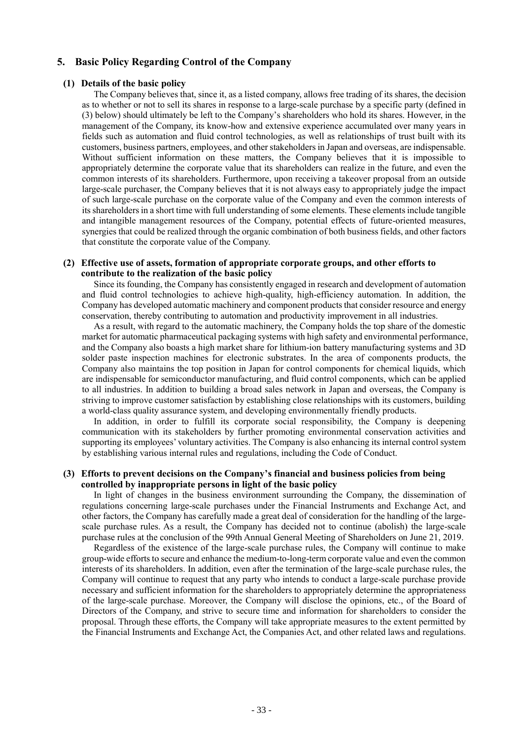## 5. Basic Policy Regarding Control of the Company

### (1) Details of the basic policy

The Company believes that, since it, as a listed company, allows free trading of its shares, the decision as to whether or not to sell its shares in response to a large-scale purchase by a specific party (defined in (3) below) should ultimately be left to the Company's shareholders who hold its shares. However, in the management of the Company, its know-how and extensive experience accumulated over many years in fields such as automation and fluid control technologies, as well as relationships of trust built with its customers, business partners, employees, and other stakeholders in Japan and overseas, are indispensable. Without sufficient information on these matters, the Company believes that it is impossible to appropriately determine the corporate value that its shareholders can realize in the future, and even the common interests of its shareholders. Furthermore, upon receiving a takeover proposal from an outside large-scale purchaser, the Company believes that it is not always easy to appropriately judge the impact of such large-scale purchase on the corporate value of the Company and even the common interests of its shareholders in a short time with full understanding of some elements. These elements include tangible and intangible management resources of the Company, potential effects of future-oriented measures, synergies that could be realized through the organic combination of both business fields, and other factors that constitute the corporate value of the Company.

### (2) Effective use of assets, formation of appropriate corporate groups, and other efforts to contribute to the realization of the basic policy

Since its founding, the Company has consistently engaged in research and development of automation and fluid control technologies to achieve high-quality, high-efficiency automation. In addition, the Company has developed automatic machinery and component products that consider resource and energy conservation, thereby contributing to automation and productivity improvement in all industries.

As a result, with regard to the automatic machinery, the Company holds the top share of the domestic market for automatic pharmaceutical packaging systems with high safety and environmental performance, and the Company also boasts a high market share for lithium-ion battery manufacturing systems and 3D solder paste inspection machines for electronic substrates. In the area of components products, the Company also maintains the top position in Japan for control components for chemical liquids, which are indispensable for semiconductor manufacturing, and fluid control components, which can be applied to all industries. In addition to building a broad sales network in Japan and overseas, the Company is striving to improve customer satisfaction by establishing close relationships with its customers, building a world-class quality assurance system, and developing environmentally friendly products.

In addition, in order to fulfill its corporate social responsibility, the Company is deepening communication with its stakeholders by further promoting environmental conservation activities and supporting its employees' voluntary activities. The Company is also enhancing its internal control system by establishing various internal rules and regulations, including the Code of Conduct.

### (3) Efforts to prevent decisions on the Company's financial and business policies from being controlled by inappropriate persons in light of the basic policy

In light of changes in the business environment surrounding the Company, the dissemination of regulations concerning large-scale purchases under the Financial Instruments and Exchange Act, and other factors, the Company has carefully made a great deal of consideration for the handling of the large-scale purchase rules. As a result, the Company has decided not to continue (abolish) the large-scale purchase rules at the conclusion of the 99th Annual General Meeting of Shareholders on June 21, 2019.

Regardless of the existence of the large-scale purchase rules, the Company will continue to make group-wide efforts to secure and enhance the medium-to-long-term corporate value and even the common interests of its shareholders. In addition, even after the termination of the large-scale purchase rules, the Company will continue to request that any party who intends to conduct a large-scale purchase provide necessary and sufficient information for the shareholders to appropriately determine the appropriateness of the large-scale purchase. Moreover, the Company will disclose the opinions, etc., of the Board of Directors of the Company, and strive to secure time and information for shareholders to consider the proposal. Through these efforts, the Company will take appropriate measures to the extent permitted by the Financial Instruments and Exchange Act, the Companies Act, and other related laws and regulations.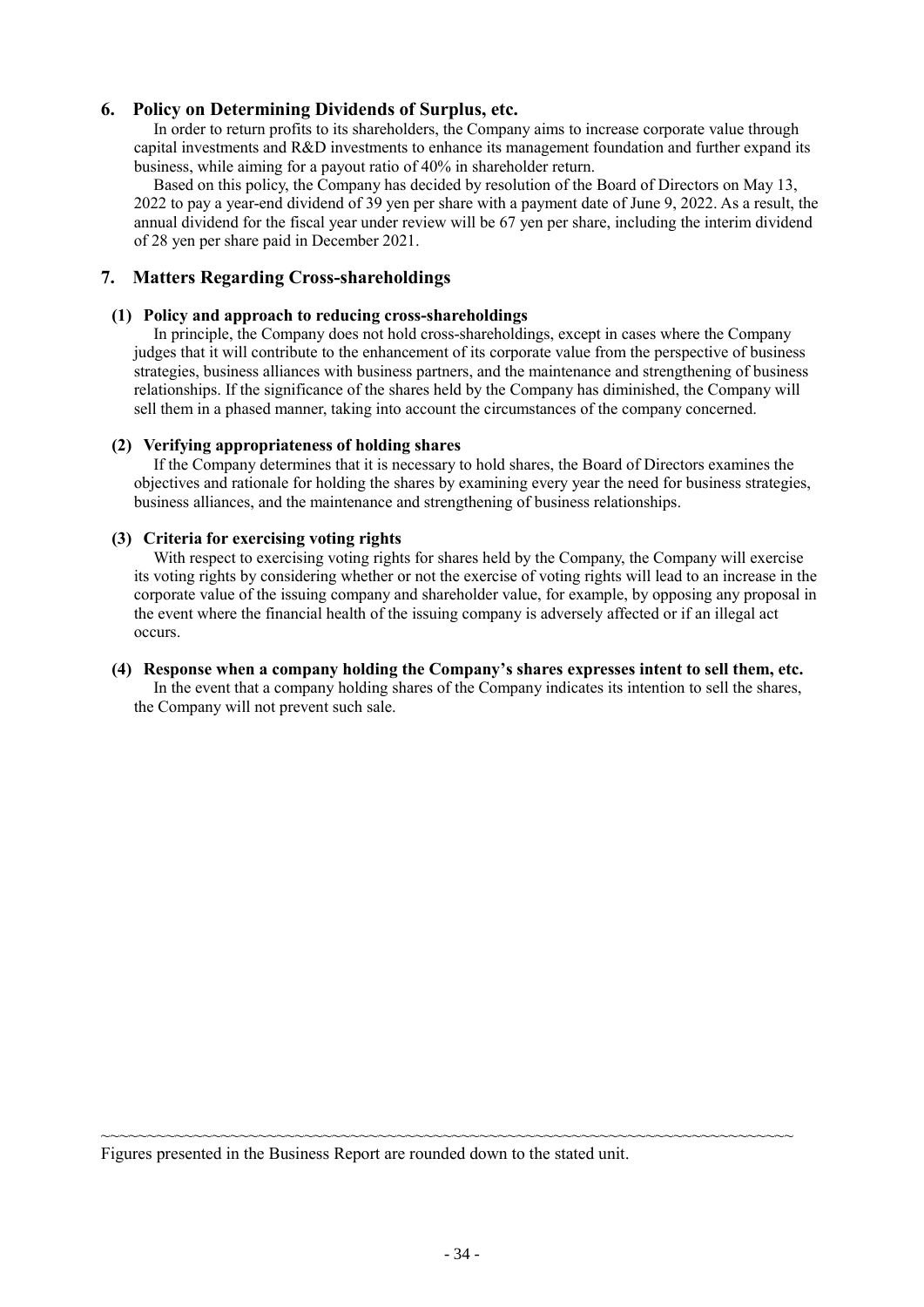## 6. Policy on Determining Dividends of Surplus, etc.

In order to return profits to its shareholders, the Company aims to increase corporate value through capital investments and R&D investments to enhance its management foundation and further expand its business, while aiming for a payout ratio of 40% in shareholder return.

Based on this policy, the Company has decided by resolution of the Board of Directors on May 13, 2022 to pay a year-end dividend of 39 yen per share with a payment date of June 9, 2022. As a result, the annual dividend for the fiscal year under review will be 67 yen per share, including the interim dividend of 28 yen per share paid in December 2021.

## 7. Matters Regarding Cross-shareholdings

### (1) Policy and approach to reducing cross-shareholdings

In principle, the Company does not hold cross-shareholdings, except in cases where the Company judges that it will contribute to the enhancement of its corporate value from the perspective of business strategies, business alliances with business partners, and the maintenance and strengthening of business relationships. If the significance of the shares held by the Company has diminished, the Company will sell them in a phased manner, taking into account the circumstances of the company concerned.

### (2) Verifying appropriateness of holding shares

If the Company determines that it is necessary to hold shares, the Board of Directors examines the objectives and rationale for holding the shares by examining every year the need for business strategies, business alliances, and the maintenance and strengthening of business relationships.

### (3) Criteria for exercising voting rights

With respect to exercising voting rights for shares held by the Company, the Company will exercise its voting rights by considering whether or not the exercise of voting rights will lead to an increase in the corporate value of the issuing company and shareholder value, for example, by opposing any proposal in the event where the financial health of the issuing company is adversely affected or if an illegal act occurs.

### (4) Response when a company holding the Company's shares expresses intent to sell them, etc.

In the event that a company holding shares of the Company indicates its intention to sell the shares, the Company will not prevent such sale.

~~~~~~~~~~~~~~~~~~~~~~~~~~~~~~~~~~~~~~~~~~~~~~~~~~~~~~~~~~~~~~~~~~~~~~~~~~~~~~~~~~

Figures presented in the Business Report are rounded down to the stated unit.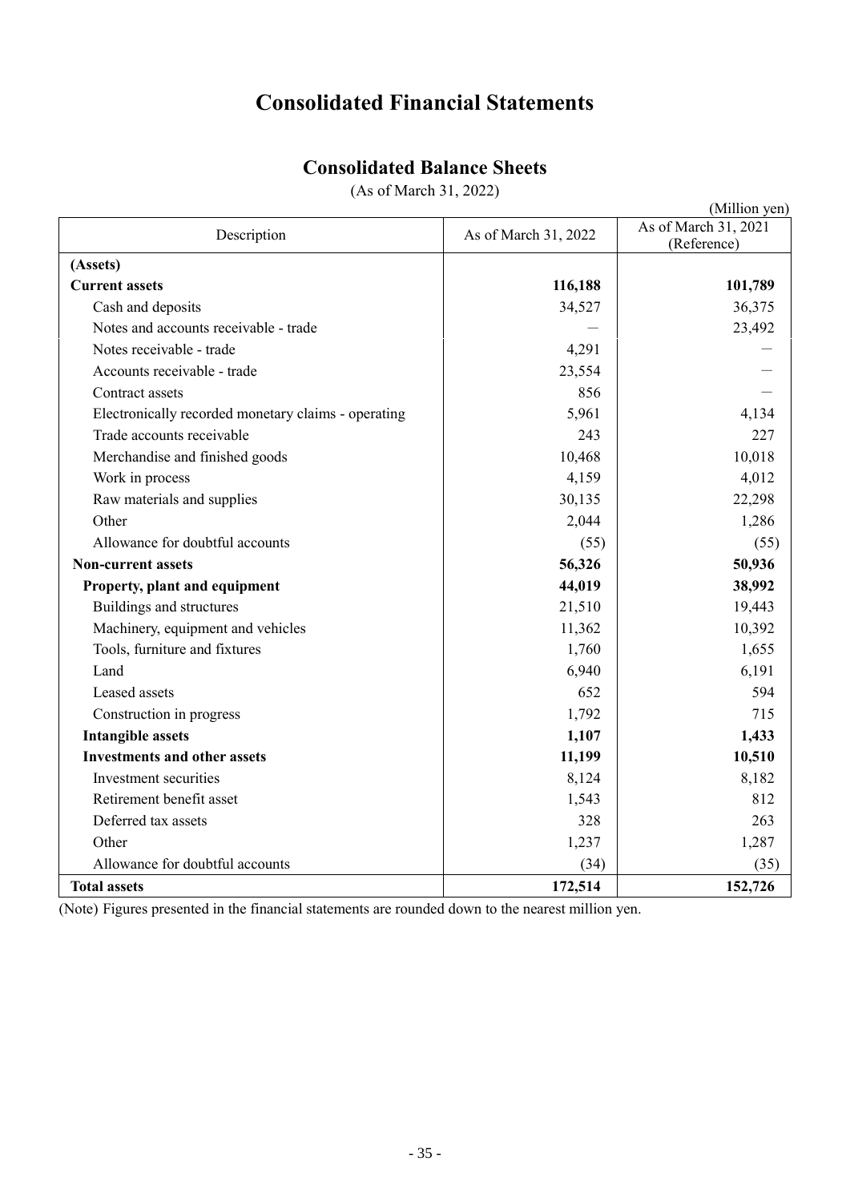# Consolidated Financial Statements

## Consolidated Balance Sheets

(As of March 31, 2022)

(Million yen)

| Description | As of March 31, 2022 | As of March 31, 2021 (Reference) |
|---|---|---|
| **(Assets)** | | |
| **Current assets** | **116,188** | **101,789** |
| Cash and deposits | 34,527 | 36,375 |
| Notes and accounts receivable - trade | — | 23,492 |
| Notes receivable - trade | 4,291 | — |
| Accounts receivable - trade | 23,554 | — |
| Contract assets | 856 | — |
| Electronically recorded monetary claims - operating | 5,961 | 4,134 |
| Trade accounts receivable | 243 | 227 |
| Merchandise and finished goods | 10,468 | 10,018 |
| Work in process | 4,159 | 4,012 |
| Raw materials and supplies | 30,135 | 22,298 |
| Other | 2,044 | 1,286 |
| Allowance for doubtful accounts | (55) | (55) |
| **Non-current assets** | **56,326** | **50,936** |
| **Property, plant and equipment** | **44,019** | **38,992** |
| Buildings and structures | 21,510 | 19,443 |
| Machinery, equipment and vehicles | 11,362 | 10,392 |
| Tools, furniture and fixtures | 1,760 | 1,655 |
| Land | 6,940 | 6,191 |
| Leased assets | 652 | 594 |
| Construction in progress | 1,792 | 715 |
| **Intangible assets** | **1,107** | **1,433** |
| **Investments and other assets** | **11,199** | **10,510** |
| Investment securities | 8,124 | 8,182 |
| Retirement benefit asset | 1,543 | 812 |
| Deferred tax assets | 328 | 263 |
| Other | 1,237 | 1,287 |
| Allowance for doubtful accounts | (34) | (35) |
| **Total assets** | **172,514** | **152,726** |

(Note) Figures presented in the financial statements are rounded down to the nearest million yen.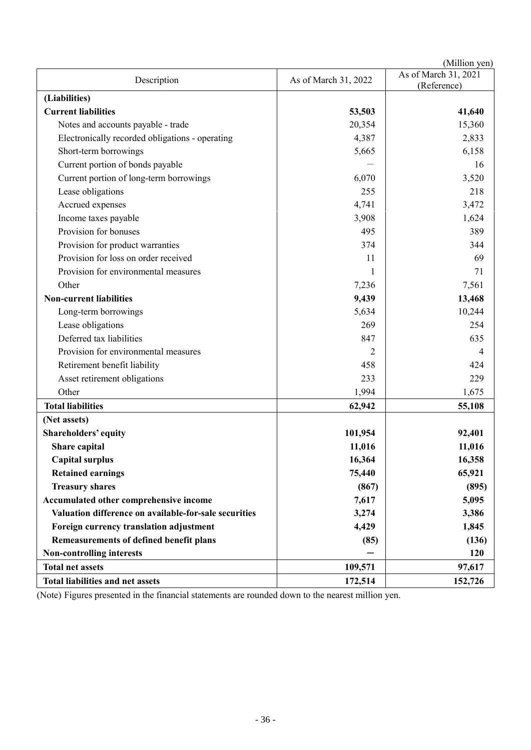(Million yen)

| Description | As of March 31, 2022 | As of March 31, 2021 (Reference) |
|---|---|---|
| **(Liabilities)** | | |
| **Current liabilities** | **53,503** | **41,640** |
| Notes and accounts payable - trade | 20,354 | 15,360 |
| Electronically recorded obligations - operating | 4,387 | 2,833 |
| Short-term borrowings | 5,665 | 6,158 |
| Current portion of bonds payable | — | 16 |
| Current portion of long-term borrowings | 6,070 | 3,520 |
| Lease obligations | 255 | 218 |
| Accrued expenses | 4,741 | 3,472 |
| Income taxes payable | 3,908 | 1,624 |
| Provision for bonuses | 495 | 389 |
| Provision for product warranties | 374 | 344 |
| Provision for loss on order received | 11 | 69 |
| Provision for environmental measures | 1 | 71 |
| Other | 7,236 | 7,561 |
| **Non-current liabilities** | **9,439** | **13,468** |
| Long-term borrowings | 5,634 | 10,244 |
| Lease obligations | 269 | 254 |
| Deferred tax liabilities | 847 | 635 |
| Provision for environmental measures | 2 | 4 |
| Retirement benefit liability | 458 | 424 |
| Asset retirement obligations | 233 | 229 |
| Other | 1,994 | 1,675 |
| **Total liabilities** | **62,942** | **55,108** |
| **(Net assets)** | | |
| **Shareholders' equity** | **101,954** | **92,401** |
| **Share capital** | **11,016** | **11,016** |
| **Capital surplus** | **16,364** | **16,358** |
| **Retained earnings** | **75,440** | **65,921** |
| **Treasury shares** | **(867)** | **(895)** |
| **Accumulated other comprehensive income** | **7,617** | **5,095** |
| **Valuation difference on available-for-sale securities** | **3,274** | **3,386** |
| **Foreign currency translation adjustment** | **4,429** | **1,845** |
| **Remeasurements of defined benefit plans** | **(85)** | **(136)** |
| **Non-controlling interests** | **—** | **120** |
| **Total net assets** | **109,571** | **97,617** |
| **Total liabilities and net assets** | **172,514** | **152,726** |

(Note) Figures presented in the financial statements are rounded down to the nearest million yen.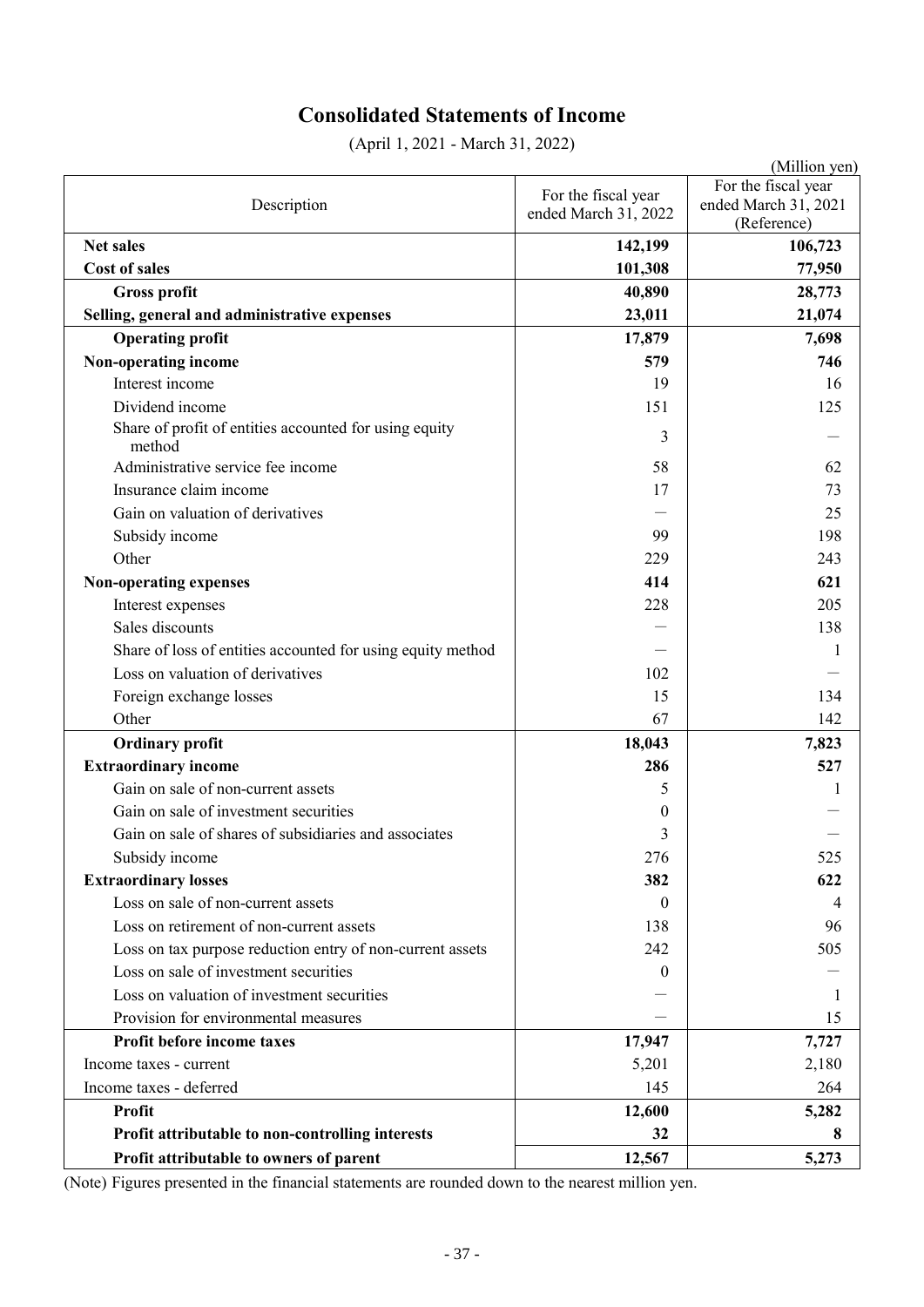# Consolidated Statements of Income

(April 1, 2021 - March 31, 2022)

(Million yen)

| Description | For the fiscal year ended March 31, 2022 | For the fiscal year ended March 31, 2021 (Reference) |
|---|---|---|
| **Net sales** | **142,199** | **106,723** |
| **Cost of sales** | **101,308** | **77,950** |
| **Gross profit** | **40,890** | **28,773** |
| **Selling, general and administrative expenses** | **23,011** | **21,074** |
| **Operating profit** | **17,879** | **7,698** |
| **Non-operating income** | **579** | **746** |
| Interest income | 19 | 16 |
| Dividend income | 151 | 125 |
| Share of profit of entities accounted for using equity method | 3 | ― |
| Administrative service fee income | 58 | 62 |
| Insurance claim income | 17 | 73 |
| Gain on valuation of derivatives | ― | 25 |
| Subsidy income | 99 | 198 |
| Other | 229 | 243 |
| **Non-operating expenses** | **414** | **621** |
| Interest expenses | 228 | 205 |
| Sales discounts | ― | 138 |
| Share of loss of entities accounted for using equity method | ― | 1 |
| Loss on valuation of derivatives | 102 | ― |
| Foreign exchange losses | 15 | 134 |
| Other | 67 | 142 |
| **Ordinary profit** | **18,043** | **7,823** |
| **Extraordinary income** | **286** | **527** |
| Gain on sale of non-current assets | 5 | 1 |
| Gain on sale of investment securities | 0 | ― |
| Gain on sale of shares of subsidiaries and associates | 3 | ― |
| Subsidy income | 276 | 525 |
| **Extraordinary losses** | **382** | **622** |
| Loss on sale of non-current assets | 0 | 4 |
| Loss on retirement of non-current assets | 138 | 96 |
| Loss on tax purpose reduction entry of non-current assets | 242 | 505 |
| Loss on sale of investment securities | 0 | ― |
| Loss on valuation of investment securities | ― | 1 |
| Provision for environmental measures | ― | 15 |
| **Profit before income taxes** | **17,947** | **7,727** |
| Income taxes - current | 5,201 | 2,180 |
| Income taxes - deferred | 145 | 264 |
| **Profit** | **12,600** | **5,282** |
| **Profit attributable to non-controlling interests** | **32** | **8** |
| **Profit attributable to owners of parent** | **12,567** | **5,273** |

(Note) Figures presented in the financial statements are rounded down to the nearest million yen.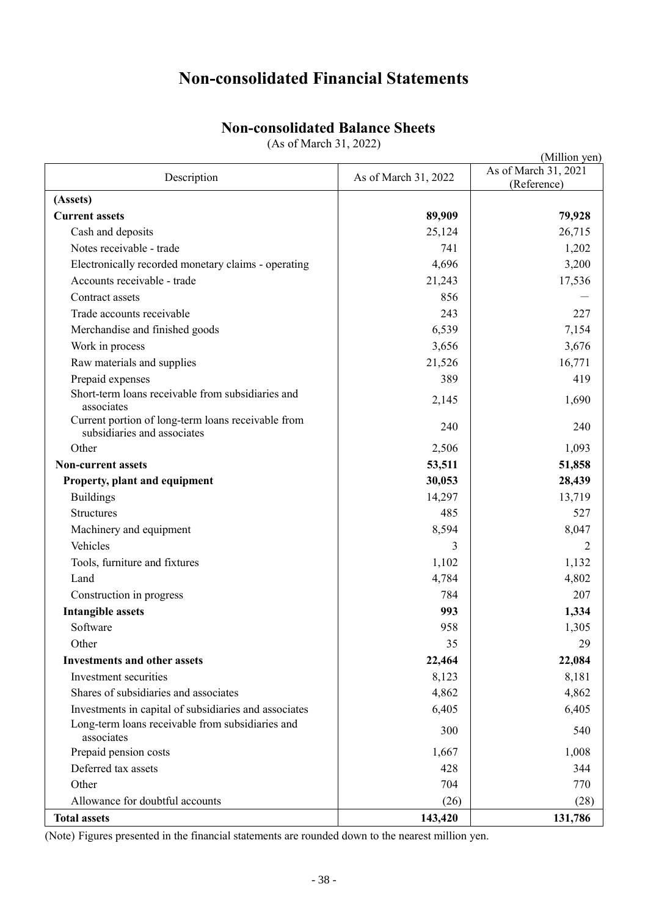# Non-consolidated Financial Statements

## Non-consolidated Balance Sheets

(As of March 31, 2022)

(Million yen)

| Description | As of March 31, 2022 | As of March 31, 2021 (Reference) |
|---|---|---|
| **(Assets)** | | |
| **Current assets** | **89,909** | **79,928** |
| Cash and deposits | 25,124 | 26,715 |
| Notes receivable - trade | 741 | 1,202 |
| Electronically recorded monetary claims - operating | 4,696 | 3,200 |
| Accounts receivable - trade | 21,243 | 17,536 |
| Contract assets | 856 | — |
| Trade accounts receivable | 243 | 227 |
| Merchandise and finished goods | 6,539 | 7,154 |
| Work in process | 3,656 | 3,676 |
| Raw materials and supplies | 21,526 | 16,771 |
| Prepaid expenses | 389 | 419 |
| Short-term loans receivable from subsidiaries and associates | 2,145 | 1,690 |
| Current portion of long-term loans receivable from subsidiaries and associates | 240 | 240 |
| Other | 2,506 | 1,093 |
| **Non-current assets** | **53,511** | **51,858** |
| **Property, plant and equipment** | **30,053** | **28,439** |
| Buildings | 14,297 | 13,719 |
| Structures | 485 | 527 |
| Machinery and equipment | 8,594 | 8,047 |
| Vehicles | 3 | 2 |
| Tools, furniture and fixtures | 1,102 | 1,132 |
| Land | 4,784 | 4,802 |
| Construction in progress | 784 | 207 |
| **Intangible assets** | **993** | **1,334** |
| Software | 958 | 1,305 |
| Other | 35 | 29 |
| **Investments and other assets** | **22,464** | **22,084** |
| Investment securities | 8,123 | 8,181 |
| Shares of subsidiaries and associates | 4,862 | 4,862 |
| Investments in capital of subsidiaries and associates | 6,405 | 6,405 |
| Long-term loans receivable from subsidiaries and associates | 300 | 540 |
| Prepaid pension costs | 1,667 | 1,008 |
| Deferred tax assets | 428 | 344 |
| Other | 704 | 770 |
| Allowance for doubtful accounts | (26) | (28) |
| **Total assets** | **143,420** | **131,786** |

(Note) Figures presented in the financial statements are rounded down to the nearest million yen.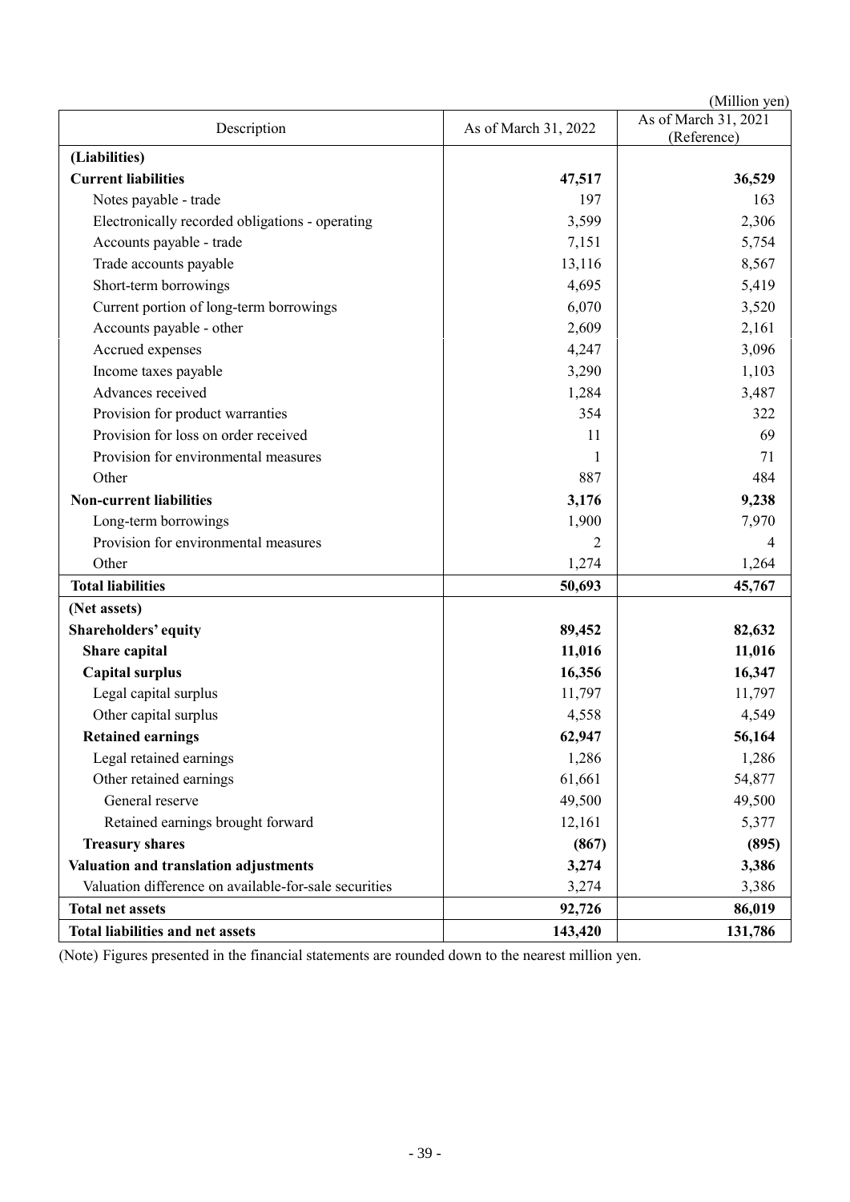(Million yen)

| Description | As of March 31, 2022 | As of March 31, 2021 (Reference) |
|---|---|---|
| **(Liabilities)** | | |
| **Current liabilities** | **47,517** | **36,529** |
| Notes payable - trade | 197 | 163 |
| Electronically recorded obligations - operating | 3,599 | 2,306 |
| Accounts payable - trade | 7,151 | 5,754 |
| Trade accounts payable | 13,116 | 8,567 |
| Short-term borrowings | 4,695 | 5,419 |
| Current portion of long-term borrowings | 6,070 | 3,520 |
| Accounts payable - other | 2,609 | 2,161 |
| Accrued expenses | 4,247 | 3,096 |
| Income taxes payable | 3,290 | 1,103 |
| Advances received | 1,284 | 3,487 |
| Provision for product warranties | 354 | 322 |
| Provision for loss on order received | 11 | 69 |
| Provision for environmental measures | 1 | 71 |
| Other | 887 | 484 |
| **Non-current liabilities** | **3,176** | **9,238** |
| Long-term borrowings | 1,900 | 7,970 |
| Provision for environmental measures | 2 | 4 |
| Other | 1,274 | 1,264 |
| **Total liabilities** | **50,693** | **45,767** |
| **(Net assets)** | | |
| **Shareholders' equity** | **89,452** | **82,632** |
| **Share capital** | **11,016** | **11,016** |
| **Capital surplus** | **16,356** | **16,347** |
| Legal capital surplus | 11,797 | 11,797 |
| Other capital surplus | 4,558 | 4,549 |
| **Retained earnings** | **62,947** | **56,164** |
| Legal retained earnings | 1,286 | 1,286 |
| Other retained earnings | 61,661 | 54,877 |
| General reserve | 49,500 | 49,500 |
| Retained earnings brought forward | 12,161 | 5,377 |
| **Treasury shares** | **(867)** | **(895)** |
| **Valuation and translation adjustments** | **3,274** | **3,386** |
| Valuation difference on available-for-sale securities | 3,274 | 3,386 |
| **Total net assets** | **92,726** | **86,019** |
| **Total liabilities and net assets** | **143,420** | **131,786** |

(Note) Figures presented in the financial statements are rounded down to the nearest million yen.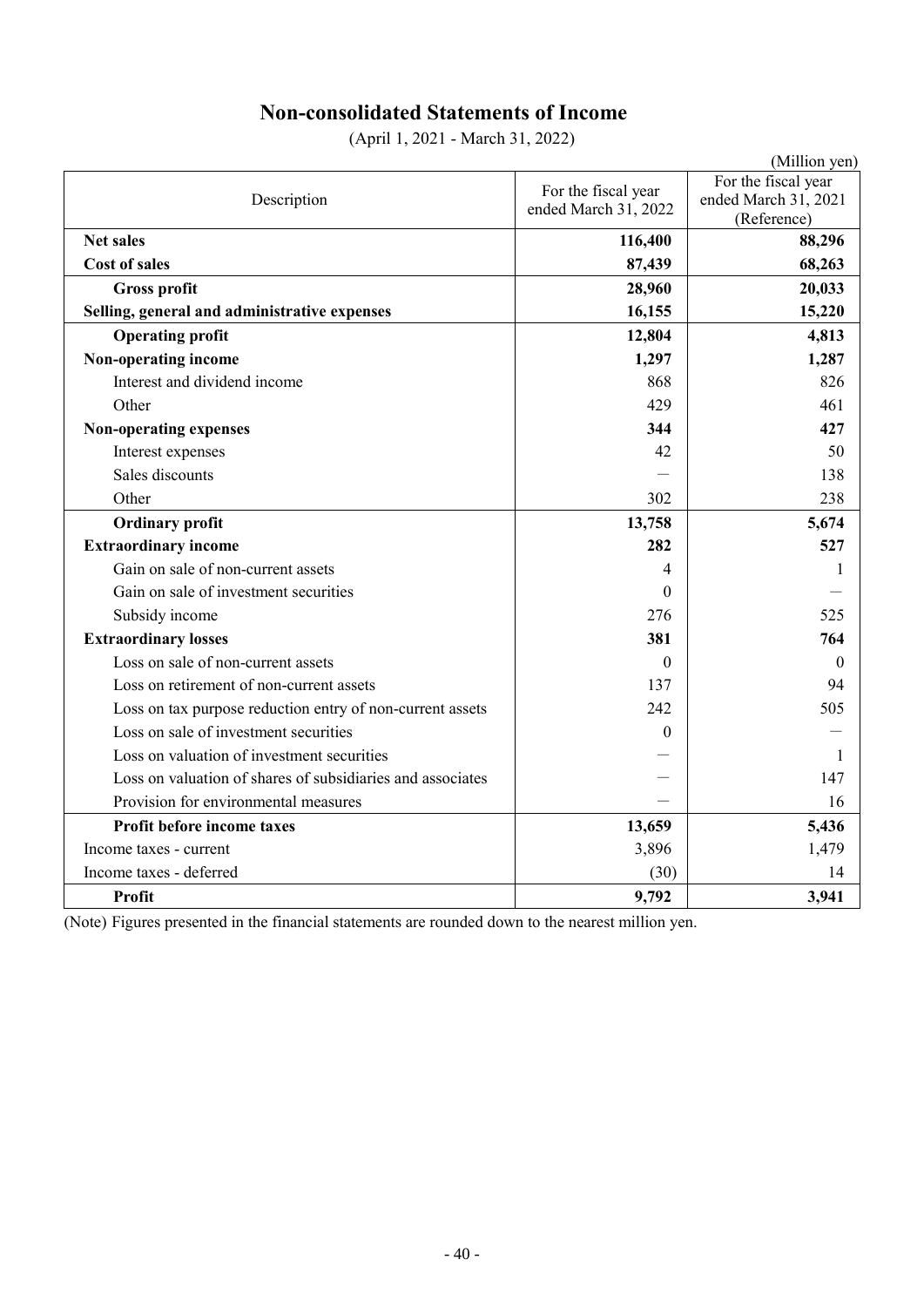# Non-consolidated Statements of Income

(April 1, 2021 - March 31, 2022)

(Million yen)

| Description | For the fiscal year ended March 31, 2022 | For the fiscal year ended March 31, 2021 (Reference) |
|---|---|---|
| **Net sales** | **116,400** | **88,296** |
| **Cost of sales** | **87,439** | **68,263** |
| **Gross profit** | **28,960** | **20,033** |
| **Selling, general and administrative expenses** | **16,155** | **15,220** |
| **Operating profit** | **12,804** | **4,813** |
| **Non-operating income** | **1,297** | **1,287** |
| Interest and dividend income | 868 | 826 |
| Other | 429 | 461 |
| **Non-operating expenses** | **344** | **427** |
| Interest expenses | 42 | 50 |
| Sales discounts | — | 138 |
| Other | 302 | 238 |
| **Ordinary profit** | **13,758** | **5,674** |
| **Extraordinary income** | **282** | **527** |
| Gain on sale of non-current assets | 4 | 1 |
| Gain on sale of investment securities | 0 | — |
| Subsidy income | 276 | 525 |
| **Extraordinary losses** | **381** | **764** |
| Loss on sale of non-current assets | 0 | 0 |
| Loss on retirement of non-current assets | 137 | 94 |
| Loss on tax purpose reduction entry of non-current assets | 242 | 505 |
| Loss on sale of investment securities | 0 | — |
| Loss on valuation of investment securities | — | 1 |
| Loss on valuation of shares of subsidiaries and associates | — | 147 |
| Provision for environmental measures | — | 16 |
| **Profit before income taxes** | **13,659** | **5,436** |
| Income taxes - current | 3,896 | 1,479 |
| Income taxes - deferred | (30) | 14 |
| **Profit** | **9,792** | **3,941** |

(Note) Figures presented in the financial statements are rounded down to the nearest million yen.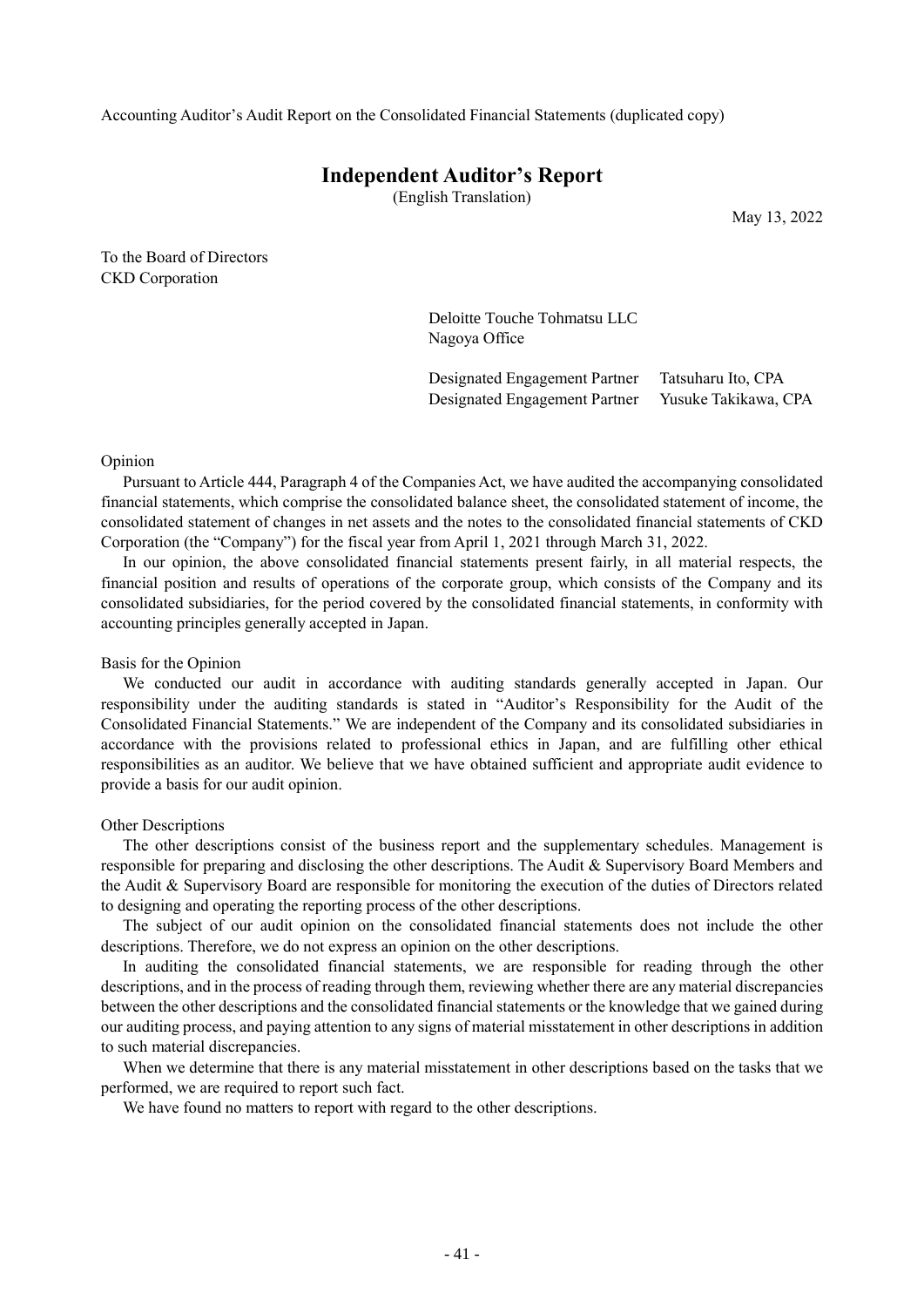Accounting Auditor's Audit Report on the Consolidated Financial Statements (duplicated copy)

# Independent Auditor's Report

(English Translation)

May 13, 2022

To the Board of Directors
CKD Corporation

Deloitte Touche Tohmatsu LLC
Nagoya Office

Designated Engagement Partner  Tatsuharu Ito, CPA
Designated Engagement Partner  Yusuke Takikawa, CPA

Opinion

Pursuant to Article 444, Paragraph 4 of the Companies Act, we have audited the accompanying consolidated financial statements, which comprise the consolidated balance sheet, the consolidated statement of income, the consolidated statement of changes in net assets and the notes to the consolidated financial statements of CKD Corporation (the "Company") for the fiscal year from April 1, 2021 through March 31, 2022.

In our opinion, the above consolidated financial statements present fairly, in all material respects, the financial position and results of operations of the corporate group, which consists of the Company and its consolidated subsidiaries, for the period covered by the consolidated financial statements, in conformity with accounting principles generally accepted in Japan.

Basis for the Opinion

We conducted our audit in accordance with auditing standards generally accepted in Japan. Our responsibility under the auditing standards is stated in "Auditor's Responsibility for the Audit of the Consolidated Financial Statements." We are independent of the Company and its consolidated subsidiaries in accordance with the provisions related to professional ethics in Japan, and are fulfilling other ethical responsibilities as an auditor. We believe that we have obtained sufficient and appropriate audit evidence to provide a basis for our audit opinion.

Other Descriptions

The other descriptions consist of the business report and the supplementary schedules. Management is responsible for preparing and disclosing the other descriptions. The Audit & Supervisory Board Members and the Audit & Supervisory Board are responsible for monitoring the execution of the duties of Directors related to designing and operating the reporting process of the other descriptions.

The subject of our audit opinion on the consolidated financial statements does not include the other descriptions. Therefore, we do not express an opinion on the other descriptions.

In auditing the consolidated financial statements, we are responsible for reading through the other descriptions, and in the process of reading through them, reviewing whether there are any material discrepancies between the other descriptions and the consolidated financial statements or the knowledge that we gained during our auditing process, and paying attention to any signs of material misstatement in other descriptions in addition to such material discrepancies.

When we determine that there is any material misstatement in other descriptions based on the tasks that we performed, we are required to report such fact.

We have found no matters to report with regard to the other descriptions.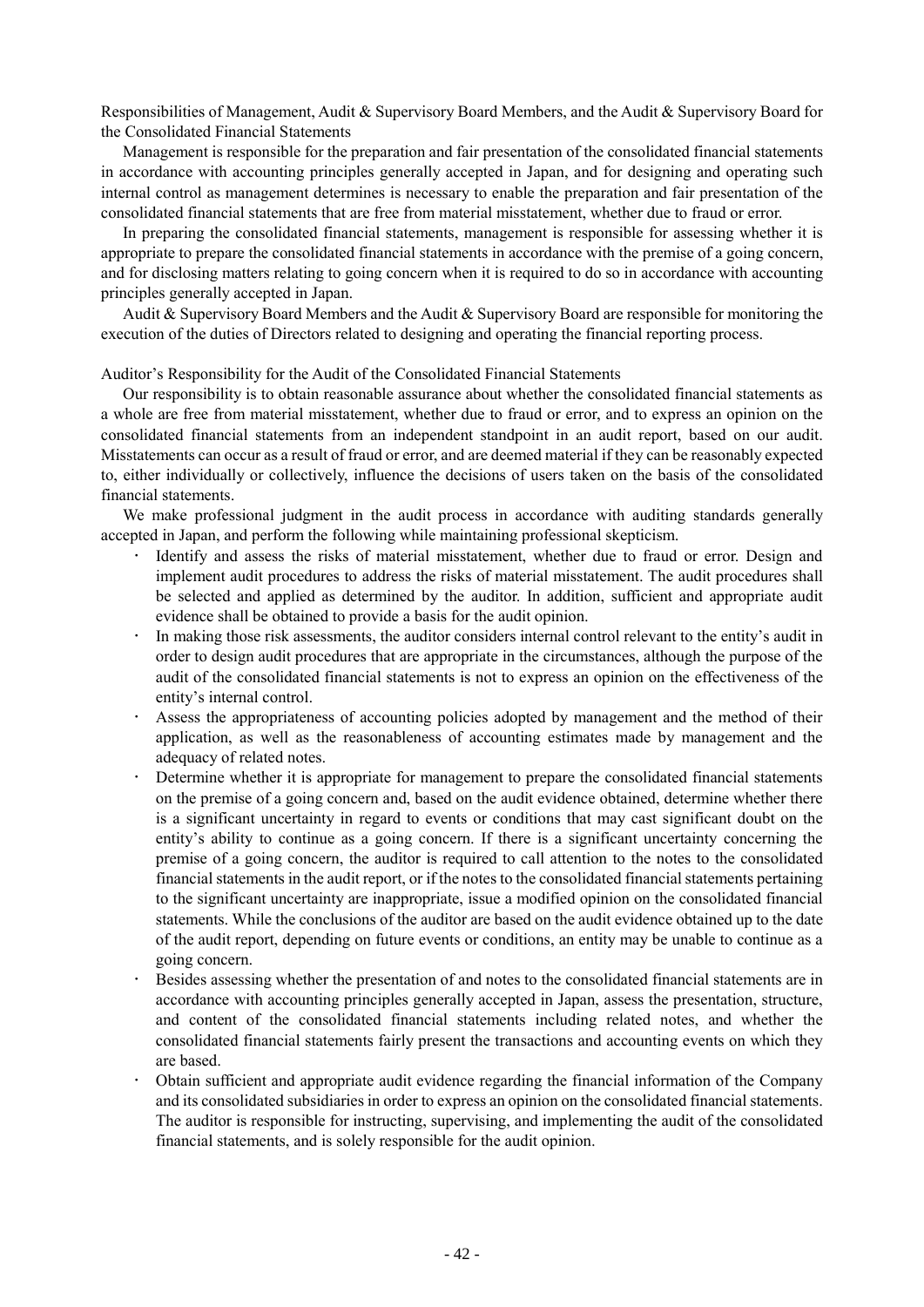Responsibilities of Management, Audit & Supervisory Board Members, and the Audit & Supervisory Board for the Consolidated Financial Statements

Management is responsible for the preparation and fair presentation of the consolidated financial statements in accordance with accounting principles generally accepted in Japan, and for designing and operating such internal control as management determines is necessary to enable the preparation and fair presentation of the consolidated financial statements that are free from material misstatement, whether due to fraud or error.

In preparing the consolidated financial statements, management is responsible for assessing whether it is appropriate to prepare the consolidated financial statements in accordance with the premise of a going concern, and for disclosing matters relating to going concern when it is required to do so in accordance with accounting principles generally accepted in Japan.

Audit & Supervisory Board Members and the Audit & Supervisory Board are responsible for monitoring the execution of the duties of Directors related to designing and operating the financial reporting process.

Auditor's Responsibility for the Audit of the Consolidated Financial Statements

Our responsibility is to obtain reasonable assurance about whether the consolidated financial statements as a whole are free from material misstatement, whether due to fraud or error, and to express an opinion on the consolidated financial statements from an independent standpoint in an audit report, based on our audit. Misstatements can occur as a result of fraud or error, and are deemed material if they can be reasonably expected to, either individually or collectively, influence the decisions of users taken on the basis of the consolidated financial statements.

We make professional judgment in the audit process in accordance with auditing standards generally accepted in Japan, and perform the following while maintaining professional skepticism.

- Identify and assess the risks of material misstatement, whether due to fraud or error. Design and implement audit procedures to address the risks of material misstatement. The audit procedures shall be selected and applied as determined by the auditor. In addition, sufficient and appropriate audit evidence shall be obtained to provide a basis for the audit opinion.
- In making those risk assessments, the auditor considers internal control relevant to the entity's audit in order to design audit procedures that are appropriate in the circumstances, although the purpose of the audit of the consolidated financial statements is not to express an opinion on the effectiveness of the entity's internal control.
- Assess the appropriateness of accounting policies adopted by management and the method of their application, as well as the reasonableness of accounting estimates made by management and the adequacy of related notes.
- Determine whether it is appropriate for management to prepare the consolidated financial statements on the premise of a going concern and, based on the audit evidence obtained, determine whether there is a significant uncertainty in regard to events or conditions that may cast significant doubt on the entity's ability to continue as a going concern. If there is a significant uncertainty concerning the premise of a going concern, the auditor is required to call attention to the notes to the consolidated financial statements in the audit report, or if the notes to the consolidated financial statements pertaining to the significant uncertainty are inappropriate, issue a modified opinion on the consolidated financial statements. While the conclusions of the auditor are based on the audit evidence obtained up to the date of the audit report, depending on future events or conditions, an entity may be unable to continue as a going concern.
- Besides assessing whether the presentation of and notes to the consolidated financial statements are in accordance with accounting principles generally accepted in Japan, assess the presentation, structure, and content of the consolidated financial statements including related notes, and whether the consolidated financial statements fairly present the transactions and accounting events on which they are based.
- Obtain sufficient and appropriate audit evidence regarding the financial information of the Company and its consolidated subsidiaries in order to express an opinion on the consolidated financial statements. The auditor is responsible for instructing, supervising, and implementing the audit of the consolidated financial statements, and is solely responsible for the audit opinion.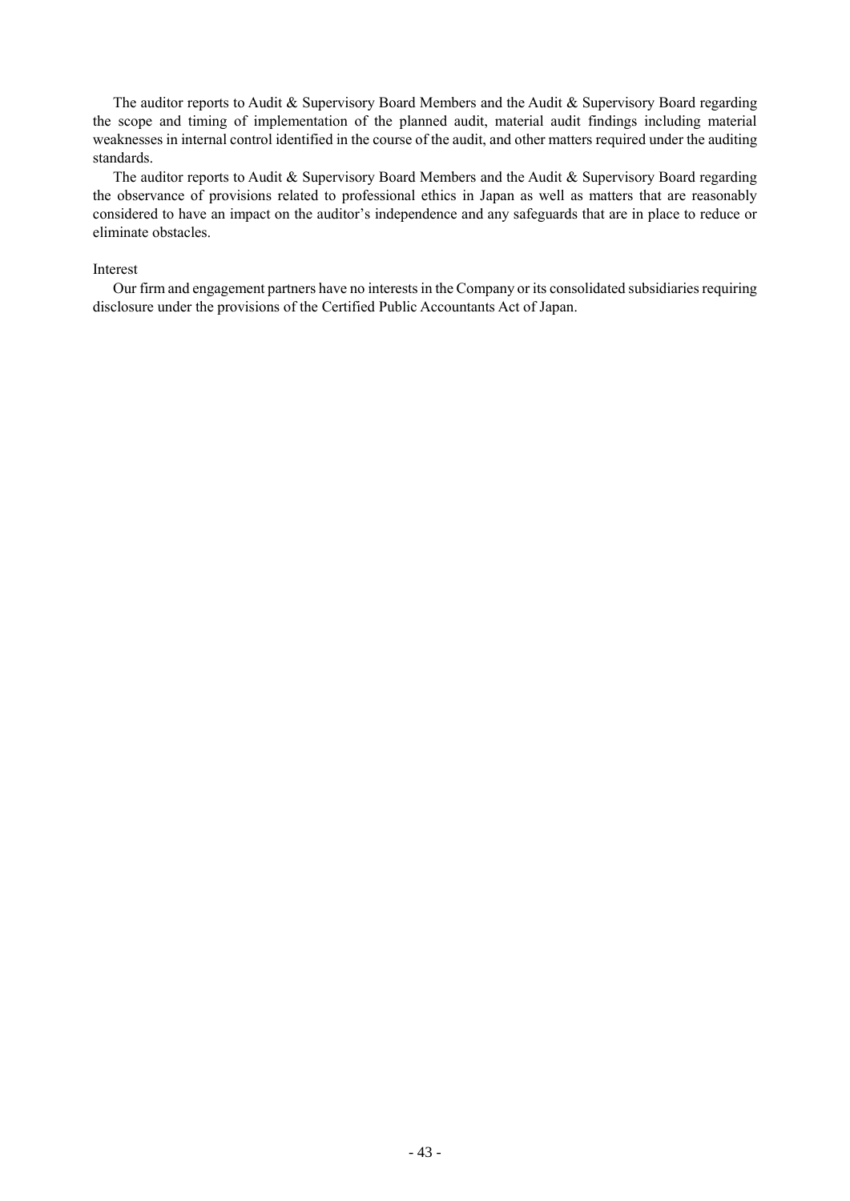The auditor reports to Audit & Supervisory Board Members and the Audit & Supervisory Board regarding the scope and timing of implementation of the planned audit, material audit findings including material weaknesses in internal control identified in the course of the audit, and other matters required under the auditing standards.

The auditor reports to Audit & Supervisory Board Members and the Audit & Supervisory Board regarding the observance of provisions related to professional ethics in Japan as well as matters that are reasonably considered to have an impact on the auditor's independence and any safeguards that are in place to reduce or eliminate obstacles.

Interest

Our firm and engagement partners have no interests in the Company or its consolidated subsidiaries requiring disclosure under the provisions of the Certified Public Accountants Act of Japan.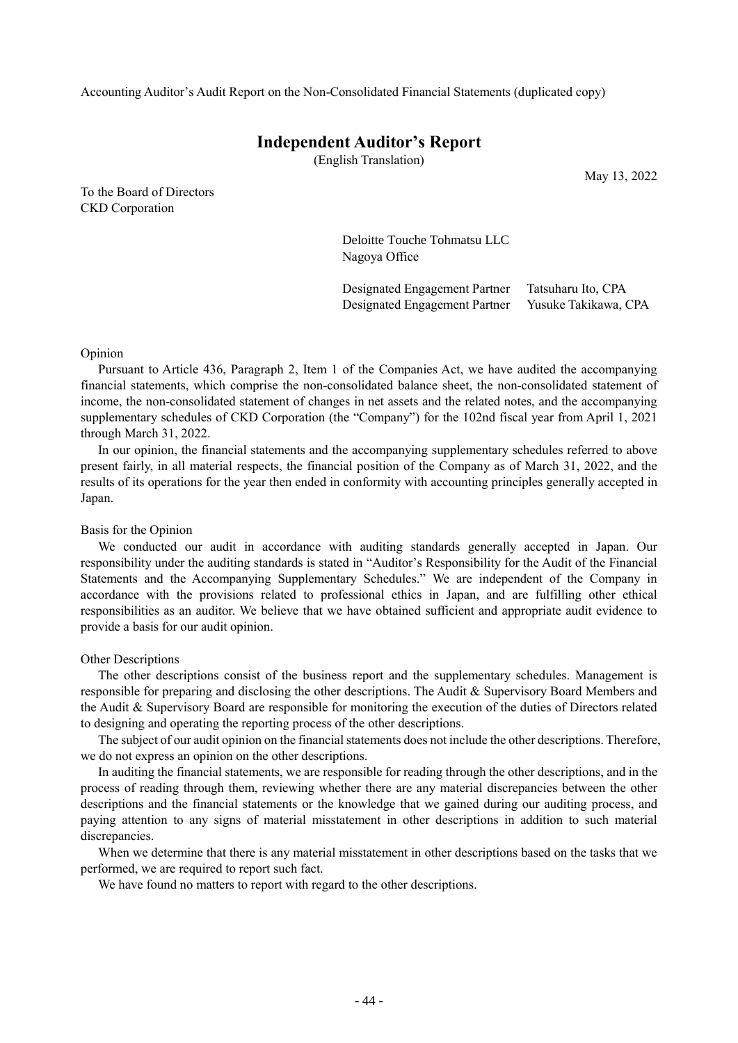Accounting Auditor's Audit Report on the Non-Consolidated Financial Statements (duplicated copy)

# Independent Auditor's Report

(English Translation)

May 13, 2022

To the Board of Directors
CKD Corporation

Deloitte Touche Tohmatsu LLC
Nagoya Office

Designated Engagement Partner Tatsuharu Ito, CPA
Designated Engagement Partner Yusuke Takikawa, CPA

Opinion

Pursuant to Article 436, Paragraph 2, Item 1 of the Companies Act, we have audited the accompanying financial statements, which comprise the non-consolidated balance sheet, the non-consolidated statement of income, the non-consolidated statement of changes in net assets and the related notes, and the accompanying supplementary schedules of CKD Corporation (the "Company") for the 102nd fiscal year from April 1, 2021 through March 31, 2022.

In our opinion, the financial statements and the accompanying supplementary schedules referred to above present fairly, in all material respects, the financial position of the Company as of March 31, 2022, and the results of its operations for the year then ended in conformity with accounting principles generally accepted in Japan.

Basis for the Opinion

We conducted our audit in accordance with auditing standards generally accepted in Japan. Our responsibility under the auditing standards is stated in "Auditor's Responsibility for the Audit of the Financial Statements and the Accompanying Supplementary Schedules." We are independent of the Company in accordance with the provisions related to professional ethics in Japan, and are fulfilling other ethical responsibilities as an auditor. We believe that we have obtained sufficient and appropriate audit evidence to provide a basis for our audit opinion.

Other Descriptions

The other descriptions consist of the business report and the supplementary schedules. Management is responsible for preparing and disclosing the other descriptions. The Audit & Supervisory Board Members and the Audit & Supervisory Board are responsible for monitoring the execution of the duties of Directors related to designing and operating the reporting process of the other descriptions.

The subject of our audit opinion on the financial statements does not include the other descriptions. Therefore, we do not express an opinion on the other descriptions.

In auditing the financial statements, we are responsible for reading through the other descriptions, and in the process of reading through them, reviewing whether there are any material discrepancies between the other descriptions and the financial statements or the knowledge that we gained during our auditing process, and paying attention to any signs of material misstatement in other descriptions in addition to such material discrepancies.

When we determine that there is any material misstatement in other descriptions based on the tasks that we performed, we are required to report such fact.

We have found no matters to report with regard to the other descriptions.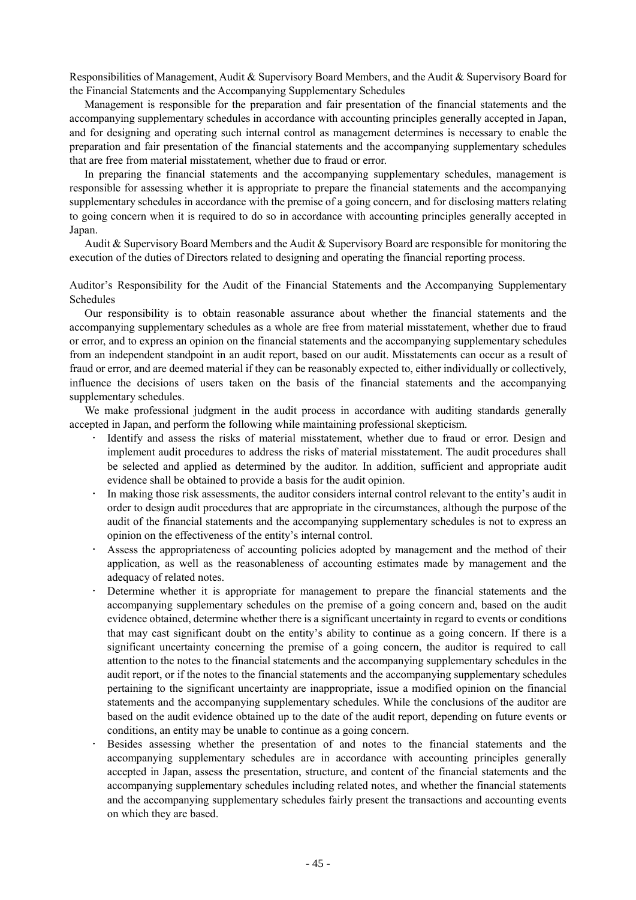### Responsibilities of Management, Audit & Supervisory Board Members, and the Audit & Supervisory Board for the Financial Statements and the Accompanying Supplementary Schedules

Management is responsible for the preparation and fair presentation of the financial statements and the accompanying supplementary schedules in accordance with accounting principles generally accepted in Japan, and for designing and operating such internal control as management determines is necessary to enable the preparation and fair presentation of the financial statements and the accompanying supplementary schedules that are free from material misstatement, whether due to fraud or error.

In preparing the financial statements and the accompanying supplementary schedules, management is responsible for assessing whether it is appropriate to prepare the financial statements and the accompanying supplementary schedules in accordance with the premise of a going concern, and for disclosing matters relating to going concern when it is required to do so in accordance with accounting principles generally accepted in Japan.

Audit & Supervisory Board Members and the Audit & Supervisory Board are responsible for monitoring the execution of the duties of Directors related to designing and operating the financial reporting process.

### Auditor's Responsibility for the Audit of the Financial Statements and the Accompanying Supplementary Schedules

Our responsibility is to obtain reasonable assurance about whether the financial statements and the accompanying supplementary schedules as a whole are free from material misstatement, whether due to fraud or error, and to express an opinion on the financial statements and the accompanying supplementary schedules from an independent standpoint in an audit report, based on our audit. Misstatements can occur as a result of fraud or error, and are deemed material if they can be reasonably expected to, either individually or collectively, influence the decisions of users taken on the basis of the financial statements and the accompanying supplementary schedules.

We make professional judgment in the audit process in accordance with auditing standards generally accepted in Japan, and perform the following while maintaining professional skepticism.

- Identify and assess the risks of material misstatement, whether due to fraud or error. Design and implement audit procedures to address the risks of material misstatement. The audit procedures shall be selected and applied as determined by the auditor. In addition, sufficient and appropriate audit evidence shall be obtained to provide a basis for the audit opinion.
- In making those risk assessments, the auditor considers internal control relevant to the entity's audit in order to design audit procedures that are appropriate in the circumstances, although the purpose of the audit of the financial statements and the accompanying supplementary schedules is not to express an opinion on the effectiveness of the entity's internal control.
- Assess the appropriateness of accounting policies adopted by management and the method of their application, as well as the reasonableness of accounting estimates made by management and the adequacy of related notes.
- Determine whether it is appropriate for management to prepare the financial statements and the accompanying supplementary schedules on the premise of a going concern and, based on the audit evidence obtained, determine whether there is a significant uncertainty in regard to events or conditions that may cast significant doubt on the entity's ability to continue as a going concern. If there is a significant uncertainty concerning the premise of a going concern, the auditor is required to call attention to the notes to the financial statements and the accompanying supplementary schedules in the audit report, or if the notes to the financial statements and the accompanying supplementary schedules pertaining to the significant uncertainty are inappropriate, issue a modified opinion on the financial statements and the accompanying supplementary schedules. While the conclusions of the auditor are based on the audit evidence obtained up to the date of the audit report, depending on future events or conditions, an entity may be unable to continue as a going concern.
- Besides assessing whether the presentation of and notes to the financial statements and the accompanying supplementary schedules are in accordance with accounting principles generally accepted in Japan, assess the presentation, structure, and content of the financial statements and the accompanying supplementary schedules including related notes, and whether the financial statements and the accompanying supplementary schedules fairly present the transactions and accounting events on which they are based.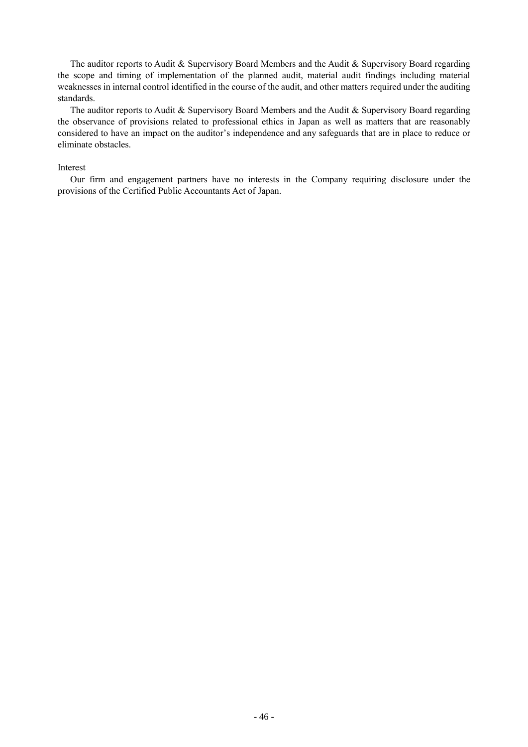The auditor reports to Audit & Supervisory Board Members and the Audit & Supervisory Board regarding the scope and timing of implementation of the planned audit, material audit findings including material weaknesses in internal control identified in the course of the audit, and other matters required under the auditing standards.

The auditor reports to Audit & Supervisory Board Members and the Audit & Supervisory Board regarding the observance of provisions related to professional ethics in Japan as well as matters that are reasonably considered to have an impact on the auditor's independence and any safeguards that are in place to reduce or eliminate obstacles.

Interest

Our firm and engagement partners have no interests in the Company requiring disclosure under the provisions of the Certified Public Accountants Act of Japan.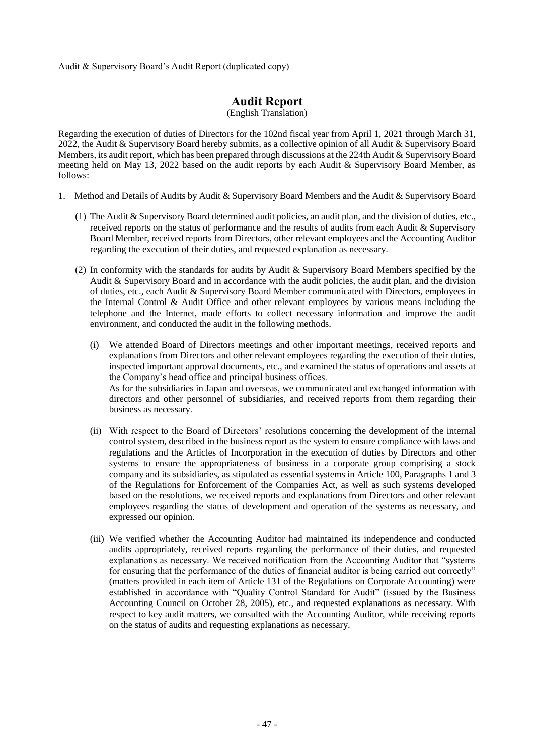Audit & Supervisory Board's Audit Report (duplicated copy)

# Audit Report

(English Translation)

Regarding the execution of duties of Directors for the 102nd fiscal year from April 1, 2021 through March 31, 2022, the Audit & Supervisory Board hereby submits, as a collective opinion of all Audit & Supervisory Board Members, its audit report, which has been prepared through discussions at the 224th Audit & Supervisory Board meeting held on May 13, 2022 based on the audit reports by each Audit & Supervisory Board Member, as follows:

1. Method and Details of Audits by Audit & Supervisory Board Members and the Audit & Supervisory Board

   (1) The Audit & Supervisory Board determined audit policies, an audit plan, and the division of duties, etc., received reports on the status of performance and the results of audits from each Audit & Supervisory Board Member, received reports from Directors, other relevant employees and the Accounting Auditor regarding the execution of their duties, and requested explanation as necessary.

   (2) In conformity with the standards for audits by Audit & Supervisory Board Members specified by the Audit & Supervisory Board and in accordance with the audit policies, the audit plan, and the division of duties, etc., each Audit & Supervisory Board Member communicated with Directors, employees in the Internal Control & Audit Office and other relevant employees by various means including the telephone and the Internet, made efforts to collect necessary information and improve the audit environment, and conducted the audit in the following methods.

      (i) We attended Board of Directors meetings and other important meetings, received reports and explanations from Directors and other relevant employees regarding the execution of their duties, inspected important approval documents, etc., and examined the status of operations and assets at the Company's head office and principal business offices.
      As for the subsidiaries in Japan and overseas, we communicated and exchanged information with directors and other personnel of subsidiaries, and received reports from them regarding their business as necessary.

      (ii) With respect to the Board of Directors' resolutions concerning the development of the internal control system, described in the business report as the system to ensure compliance with laws and regulations and the Articles of Incorporation in the execution of duties by Directors and other systems to ensure the appropriateness of business in a corporate group comprising a stock company and its subsidiaries, as stipulated as essential systems in Article 100, Paragraphs 1 and 3 of the Regulations for Enforcement of the Companies Act, as well as such systems developed based on the resolutions, we received reports and explanations from Directors and other relevant employees regarding the status of development and operation of the systems as necessary, and expressed our opinion.

      (iii) We verified whether the Accounting Auditor had maintained its independence and conducted audits appropriately, received reports regarding the performance of their duties, and requested explanations as necessary. We received notification from the Accounting Auditor that "systems for ensuring that the performance of the duties of financial auditor is being carried out correctly" (matters provided in each item of Article 131 of the Regulations on Corporate Accounting) were established in accordance with "Quality Control Standard for Audit" (issued by the Business Accounting Council on October 28, 2005), etc., and requested explanations as necessary. With respect to key audit matters, we consulted with the Accounting Auditor, while receiving reports on the status of audits and requesting explanations as necessary.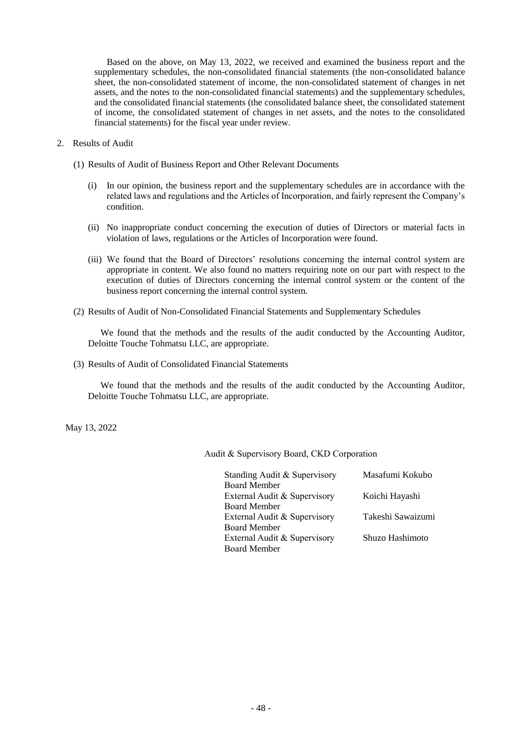Based on the above, on May 13, 2022, we received and examined the business report and the supplementary schedules, the non-consolidated financial statements (the non-consolidated balance sheet, the non-consolidated statement of income, the non-consolidated statement of changes in net assets, and the notes to the non-consolidated financial statements) and the supplementary schedules, and the consolidated financial statements (the consolidated balance sheet, the consolidated statement of income, the consolidated statement of changes in net assets, and the notes to the consolidated financial statements) for the fiscal year under review.

2. Results of Audit

(1) Results of Audit of Business Report and Other Relevant Documents

(i) In our opinion, the business report and the supplementary schedules are in accordance with the related laws and regulations and the Articles of Incorporation, and fairly represent the Company's condition.

(ii) No inappropriate conduct concerning the execution of duties of Directors or material facts in violation of laws, regulations or the Articles of Incorporation were found.

(iii) We found that the Board of Directors' resolutions concerning the internal control system are appropriate in content. We also found no matters requiring note on our part with respect to the execution of duties of Directors concerning the internal control system or the content of the business report concerning the internal control system.

(2) Results of Audit of Non-Consolidated Financial Statements and Supplementary Schedules

We found that the methods and the results of the audit conducted by the Accounting Auditor, Deloitte Touche Tohmatsu LLC, are appropriate.

(3) Results of Audit of Consolidated Financial Statements

We found that the methods and the results of the audit conducted by the Accounting Auditor, Deloitte Touche Tohmatsu LLC, are appropriate.

May 13, 2022

Audit & Supervisory Board, CKD Corporation

| | |
|---|---|
| Standing Audit & Supervisory Board Member | Masafumi Kokubo |
| External Audit & Supervisory Board Member | Koichi Hayashi |
| External Audit & Supervisory Board Member | Takeshi Sawaizumi |
| External Audit & Supervisory Board Member | Shuzo Hashimoto |